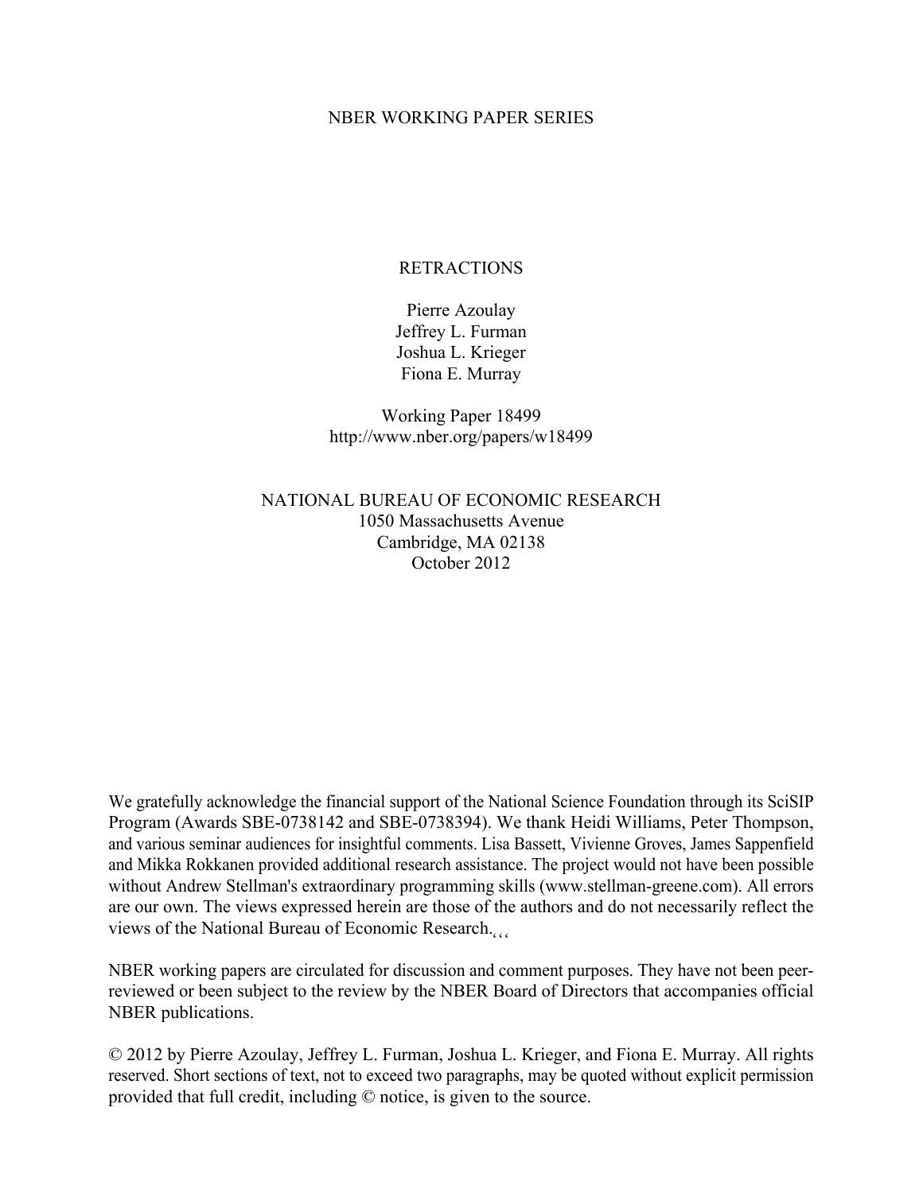NBER WORKING PAPER SERIES

# RETRACTIONS

Pierre Azoulay
Jeffrey L. Furman
Joshua L. Krieger
Fiona E. Murray

Working Paper 18499
http://www.nber.org/papers/w18499

NATIONAL BUREAU OF ECONOMIC RESEARCH
1050 Massachusetts Avenue
Cambridge, MA 02138
October 2012

We gratefully acknowledge the financial support of the National Science Foundation through its SciSIP Program (Awards SBE-0738142 and SBE-0738394). We thank Heidi Williams, Peter Thompson, and various seminar audiences for insightful comments. Lisa Bassett, Vivienne Groves, James Sappenfield and Mikka Rokkanen provided additional research assistance. The project would not have been possible without Andrew Stellman's extraordinary programming skills (www.stellman-greene.com). All errors are our own. The views expressed herein are those of the authors and do not necessarily reflect the views of the National Bureau of Economic Research.‚‚‚

NBER working papers are circulated for discussion and comment purposes. They have not been peer-reviewed or been subject to the review by the NBER Board of Directors that accompanies official NBER publications.

© 2012 by Pierre Azoulay, Jeffrey L. Furman, Joshua L. Krieger, and Fiona E. Murray. All rights reserved. Short sections of text, not to exceed two paragraphs, may be quoted without explicit permission provided that full credit, including © notice, is given to the source.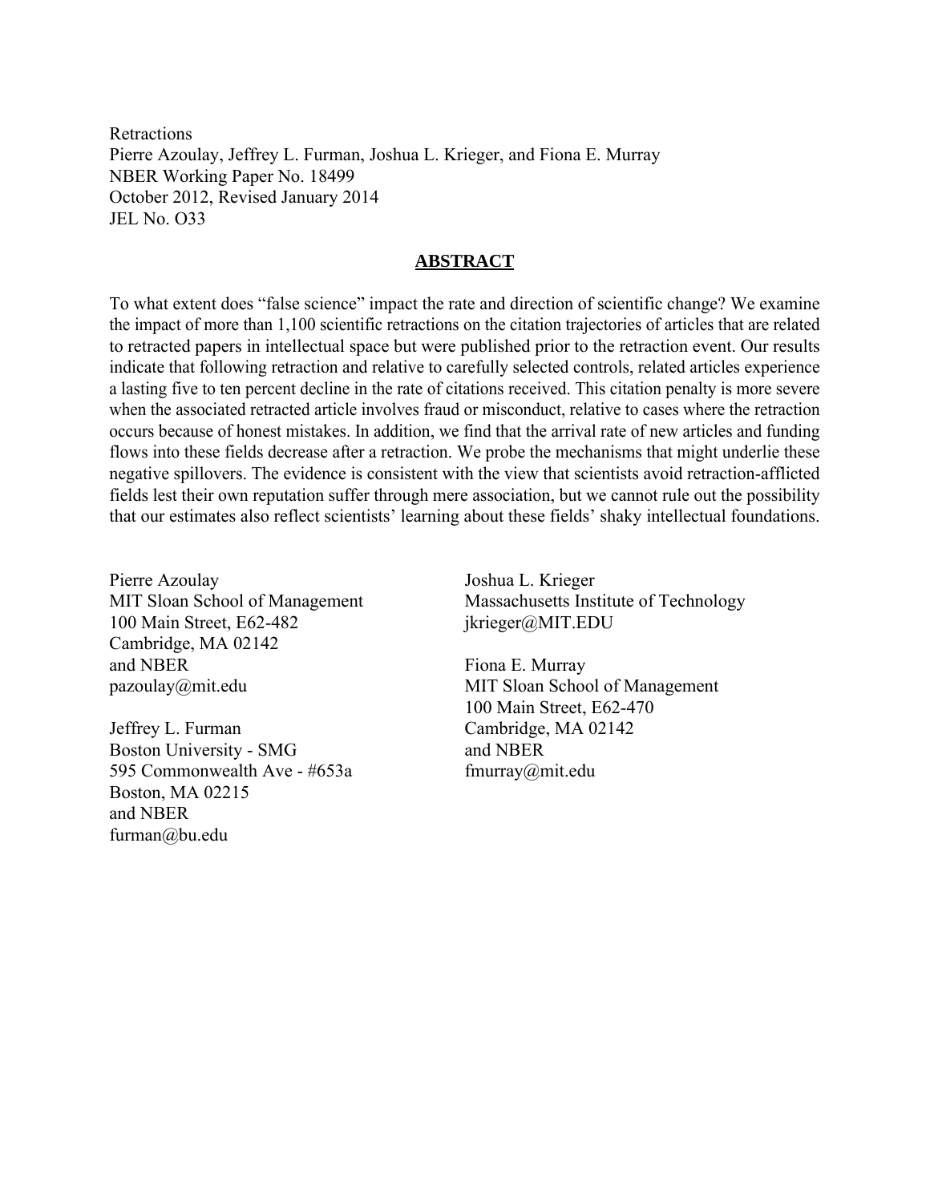Retractions
Pierre Azoulay, Jeffrey L. Furman, Joshua L. Krieger, and Fiona E. Murray
NBER Working Paper No. 18499
October 2012, Revised January 2014
JEL No. O33

## ABSTRACT

To what extent does "false science" impact the rate and direction of scientific change? We examine the impact of more than 1,100 scientific retractions on the citation trajectories of articles that are related to retracted papers in intellectual space but were published prior to the retraction event. Our results indicate that following retraction and relative to carefully selected controls, related articles experience a lasting five to ten percent decline in the rate of citations received. This citation penalty is more severe when the associated retracted article involves fraud or misconduct, relative to cases where the retraction occurs because of honest mistakes. In addition, we find that the arrival rate of new articles and funding flows into these fields decrease after a retraction. We probe the mechanisms that might underlie these negative spillovers. The evidence is consistent with the view that scientists avoid retraction-afflicted fields lest their own reputation suffer through mere association, but we cannot rule out the possibility that our estimates also reflect scientists' learning about these fields' shaky intellectual foundations.

Pierre Azoulay
MIT Sloan School of Management
100 Main Street, E62-482
Cambridge, MA 02142
and NBER
pazoulay@mit.edu

Jeffrey L. Furman
Boston University - SMG
595 Commonwealth Ave - #653a
Boston, MA 02215
and NBER
furman@bu.edu

Joshua L. Krieger
Massachusetts Institute of Technology
jkrieger@MIT.EDU

Fiona E. Murray
MIT Sloan School of Management
100 Main Street, E62-470
Cambridge, MA 02142
and NBER
fmurray@mit.edu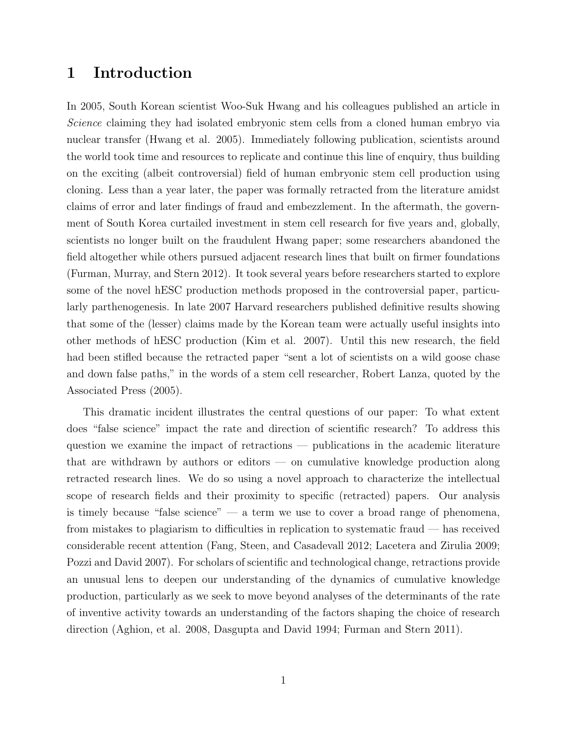# 1 Introduction

In 2005, South Korean scientist Woo-Suk Hwang and his colleagues published an article in *Science* claiming they had isolated embryonic stem cells from a cloned human embryo via nuclear transfer (Hwang et al. 2005). Immediately following publication, scientists around the world took time and resources to replicate and continue this line of enquiry, thus building on the exciting (albeit controversial) field of human embryonic stem cell production using cloning. Less than a year later, the paper was formally retracted from the literature amidst claims of error and later findings of fraud and embezzlement. In the aftermath, the government of South Korea curtailed investment in stem cell research for five years and, globally, scientists no longer built on the fraudulent Hwang paper; some researchers abandoned the field altogether while others pursued adjacent research lines that built on firmer foundations (Furman, Murray, and Stern 2012). It took several years before researchers started to explore some of the novel hESC production methods proposed in the controversial paper, particularly parthenogenesis. In late 2007 Harvard researchers published definitive results showing that some of the (lesser) claims made by the Korean team were actually useful insights into other methods of hESC production (Kim et al. 2007). Until this new research, the field had been stifled because the retracted paper "sent a lot of scientists on a wild goose chase and down false paths," in the words of a stem cell researcher, Robert Lanza, quoted by the Associated Press (2005).

This dramatic incident illustrates the central questions of our paper: To what extent does "false science" impact the rate and direction of scientific research? To address this question we examine the impact of retractions — publications in the academic literature that are withdrawn by authors or editors — on cumulative knowledge production along retracted research lines. We do so using a novel approach to characterize the intellectual scope of research fields and their proximity to specific (retracted) papers. Our analysis is timely because "false science" — a term we use to cover a broad range of phenomena, from mistakes to plagiarism to difficulties in replication to systematic fraud — has received considerable recent attention (Fang, Steen, and Casadevall 2012; Lacetera and Zirulia 2009; Pozzi and David 2007). For scholars of scientific and technological change, retractions provide an unusual lens to deepen our understanding of the dynamics of cumulative knowledge production, particularly as we seek to move beyond analyses of the determinants of the rate of inventive activity towards an understanding of the factors shaping the choice of research direction (Aghion, et al. 2008, Dasgupta and David 1994; Furman and Stern 2011).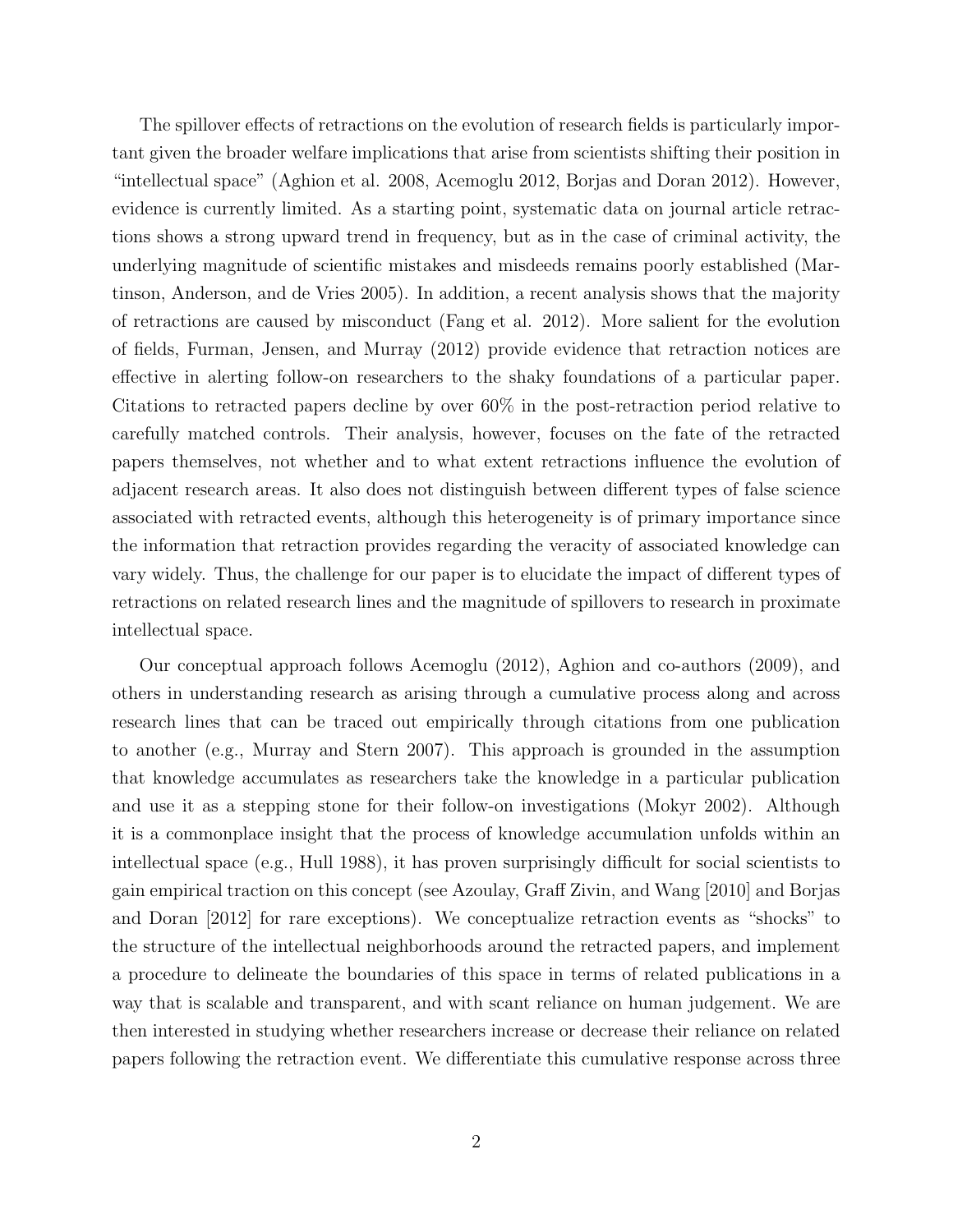The spillover effects of retractions on the evolution of research fields is particularly important given the broader welfare implications that arise from scientists shifting their position in "intellectual space" (Aghion et al. 2008, Acemoglu 2012, Borjas and Doran 2012). However, evidence is currently limited. As a starting point, systematic data on journal article retractions shows a strong upward trend in frequency, but as in the case of criminal activity, the underlying magnitude of scientific mistakes and misdeeds remains poorly established (Martinson, Anderson, and de Vries 2005). In addition, a recent analysis shows that the majority of retractions are caused by misconduct (Fang et al. 2012). More salient for the evolution of fields, Furman, Jensen, and Murray (2012) provide evidence that retraction notices are effective in alerting follow-on researchers to the shaky foundations of a particular paper. Citations to retracted papers decline by over 60% in the post-retraction period relative to carefully matched controls. Their analysis, however, focuses on the fate of the retracted papers themselves, not whether and to what extent retractions influence the evolution of adjacent research areas. It also does not distinguish between different types of false science associated with retracted events, although this heterogeneity is of primary importance since the information that retraction provides regarding the veracity of associated knowledge can vary widely. Thus, the challenge for our paper is to elucidate the impact of different types of retractions on related research lines and the magnitude of spillovers to research in proximate intellectual space.

Our conceptual approach follows Acemoglu (2012), Aghion and co-authors (2009), and others in understanding research as arising through a cumulative process along and across research lines that can be traced out empirically through citations from one publication to another (e.g., Murray and Stern 2007). This approach is grounded in the assumption that knowledge accumulates as researchers take the knowledge in a particular publication and use it as a stepping stone for their follow-on investigations (Mokyr 2002). Although it is a commonplace insight that the process of knowledge accumulation unfolds within an intellectual space (e.g., Hull 1988), it has proven surprisingly difficult for social scientists to gain empirical traction on this concept (see Azoulay, Graff Zivin, and Wang [2010] and Borjas and Doran [2012] for rare exceptions). We conceptualize retraction events as "shocks" to the structure of the intellectual neighborhoods around the retracted papers, and implement a procedure to delineate the boundaries of this space in terms of related publications in a way that is scalable and transparent, and with scant reliance on human judgement. We are then interested in studying whether researchers increase or decrease their reliance on related papers following the retraction event. We differentiate this cumulative response across three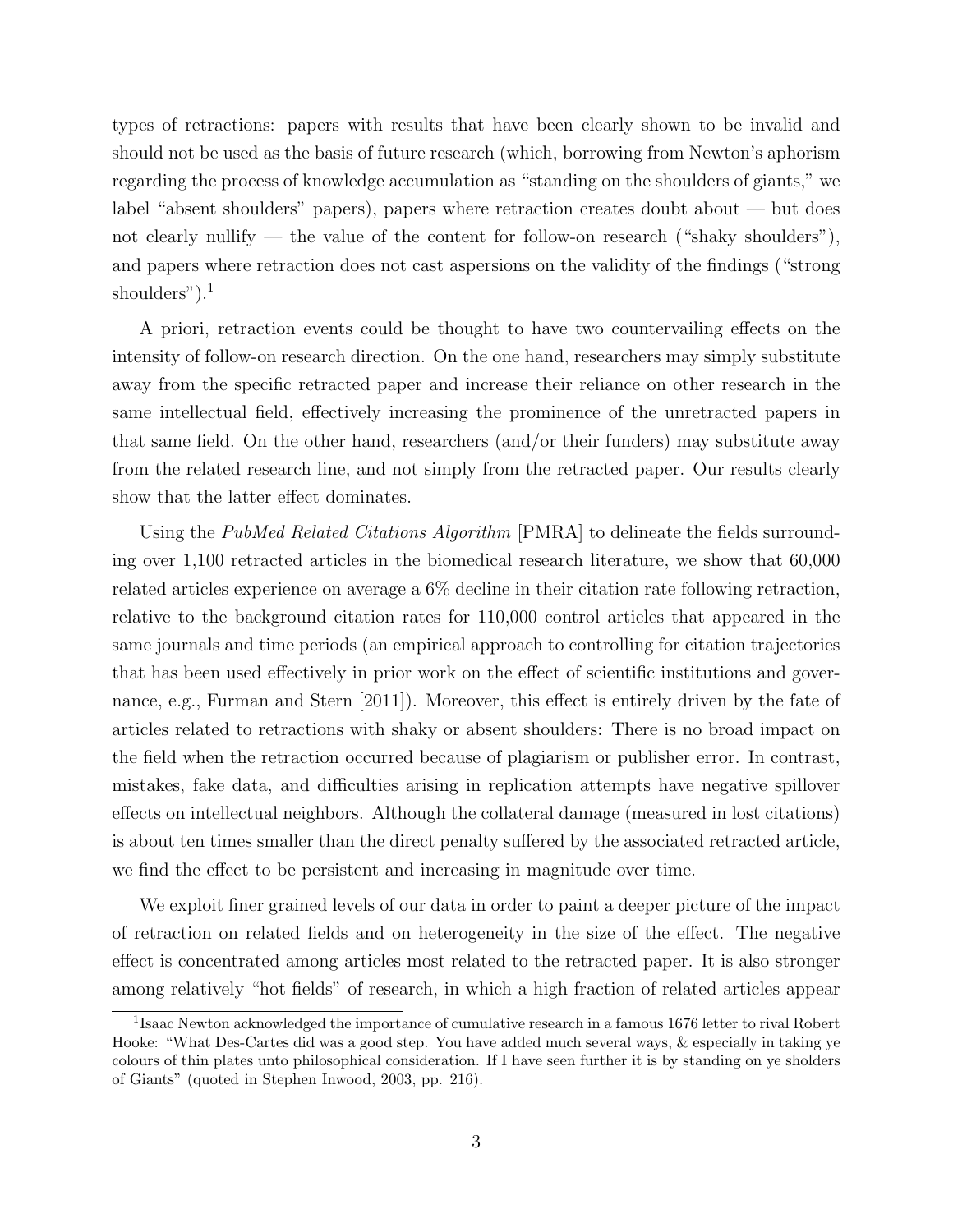types of retractions: papers with results that have been clearly shown to be invalid and should not be used as the basis of future research (which, borrowing from Newton's aphorism regarding the process of knowledge accumulation as "standing on the shoulders of giants," we label "absent shoulders" papers), papers where retraction creates doubt about — but does not clearly nullify — the value of the content for follow-on research ("shaky shoulders"), and papers where retraction does not cast aspersions on the validity of the findings ("strong shoulders").[1]

A priori, retraction events could be thought to have two countervailing effects on the intensity of follow-on research direction. On the one hand, researchers may simply substitute away from the specific retracted paper and increase their reliance on other research in the same intellectual field, effectively increasing the prominence of the unretracted papers in that same field. On the other hand, researchers (and/or their funders) may substitute away from the related research line, and not simply from the retracted paper. Our results clearly show that the latter effect dominates.

Using the *PubMed Related Citations Algorithm* [PMRA] to delineate the fields surrounding over 1,100 retracted articles in the biomedical research literature, we show that 60,000 related articles experience on average a 6% decline in their citation rate following retraction, relative to the background citation rates for 110,000 control articles that appeared in the same journals and time periods (an empirical approach to controlling for citation trajectories that has been used effectively in prior work on the effect of scientific institutions and governance, e.g., Furman and Stern [2011]). Moreover, this effect is entirely driven by the fate of articles related to retractions with shaky or absent shoulders: There is no broad impact on the field when the retraction occurred because of plagiarism or publisher error. In contrast, mistakes, fake data, and difficulties arising in replication attempts have negative spillover effects on intellectual neighbors. Although the collateral damage (measured in lost citations) is about ten times smaller than the direct penalty suffered by the associated retracted article, we find the effect to be persistent and increasing in magnitude over time.

We exploit finer grained levels of our data in order to paint a deeper picture of the impact of retraction on related fields and on heterogeneity in the size of the effect. The negative effect is concentrated among articles most related to the retracted paper. It is also stronger among relatively "hot fields" of research, in which a high fraction of related articles appear

[1] Isaac Newton acknowledged the importance of cumulative research in a famous 1676 letter to rival Robert Hooke: "What Des-Cartes did was a good step. You have added much several ways, & especially in taking ye colours of thin plates unto philosophical consideration. If I have seen further it is by standing on ye sholders of Giants" (quoted in Stephen Inwood, 2003, pp. 216).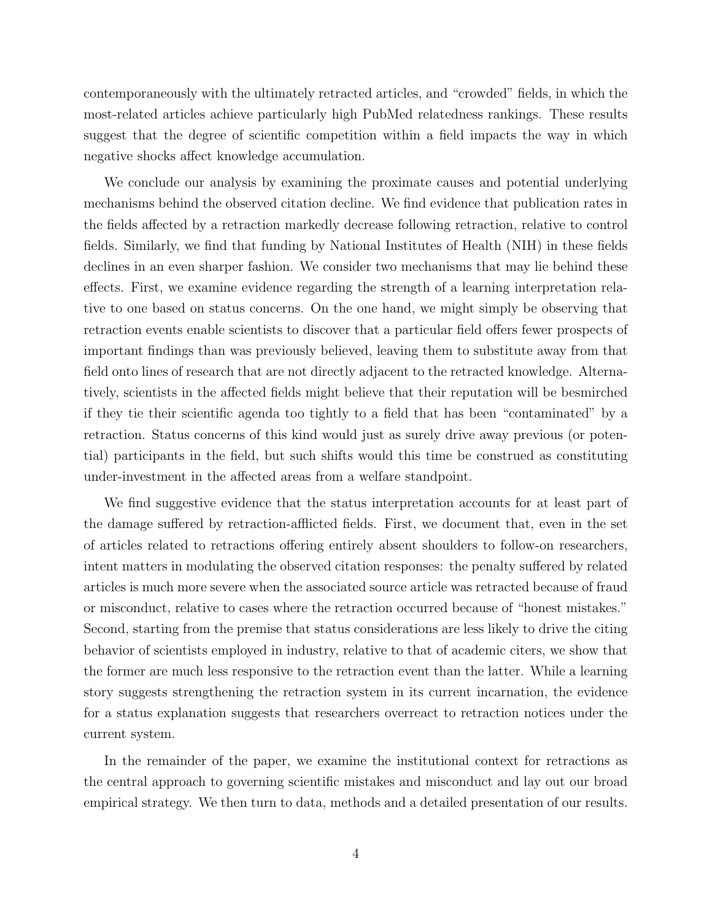contemporaneously with the ultimately retracted articles, and "crowded" fields, in which the most-related articles achieve particularly high PubMed relatedness rankings. These results suggest that the degree of scientific competition within a field impacts the way in which negative shocks affect knowledge accumulation.

We conclude our analysis by examining the proximate causes and potential underlying mechanisms behind the observed citation decline. We find evidence that publication rates in the fields affected by a retraction markedly decrease following retraction, relative to control fields. Similarly, we find that funding by National Institutes of Health (NIH) in these fields declines in an even sharper fashion. We consider two mechanisms that may lie behind these effects. First, we examine evidence regarding the strength of a learning interpretation relative to one based on status concerns. On the one hand, we might simply be observing that retraction events enable scientists to discover that a particular field offers fewer prospects of important findings than was previously believed, leaving them to substitute away from that field onto lines of research that are not directly adjacent to the retracted knowledge. Alternatively, scientists in the affected fields might believe that their reputation will be besmirched if they tie their scientific agenda too tightly to a field that has been "contaminated" by a retraction. Status concerns of this kind would just as surely drive away previous (or potential) participants in the field, but such shifts would this time be construed as constituting under-investment in the affected areas from a welfare standpoint.

We find suggestive evidence that the status interpretation accounts for at least part of the damage suffered by retraction-afflicted fields. First, we document that, even in the set of articles related to retractions offering entirely absent shoulders to follow-on researchers, intent matters in modulating the observed citation responses: the penalty suffered by related articles is much more severe when the associated source article was retracted because of fraud or misconduct, relative to cases where the retraction occurred because of "honest mistakes." Second, starting from the premise that status considerations are less likely to drive the citing behavior of scientists employed in industry, relative to that of academic citers, we show that the former are much less responsive to the retraction event than the latter. While a learning story suggests strengthening the retraction system in its current incarnation, the evidence for a status explanation suggests that researchers overreact to retraction notices under the current system.

In the remainder of the paper, we examine the institutional context for retractions as the central approach to governing scientific mistakes and misconduct and lay out our broad empirical strategy. We then turn to data, methods and a detailed presentation of our results.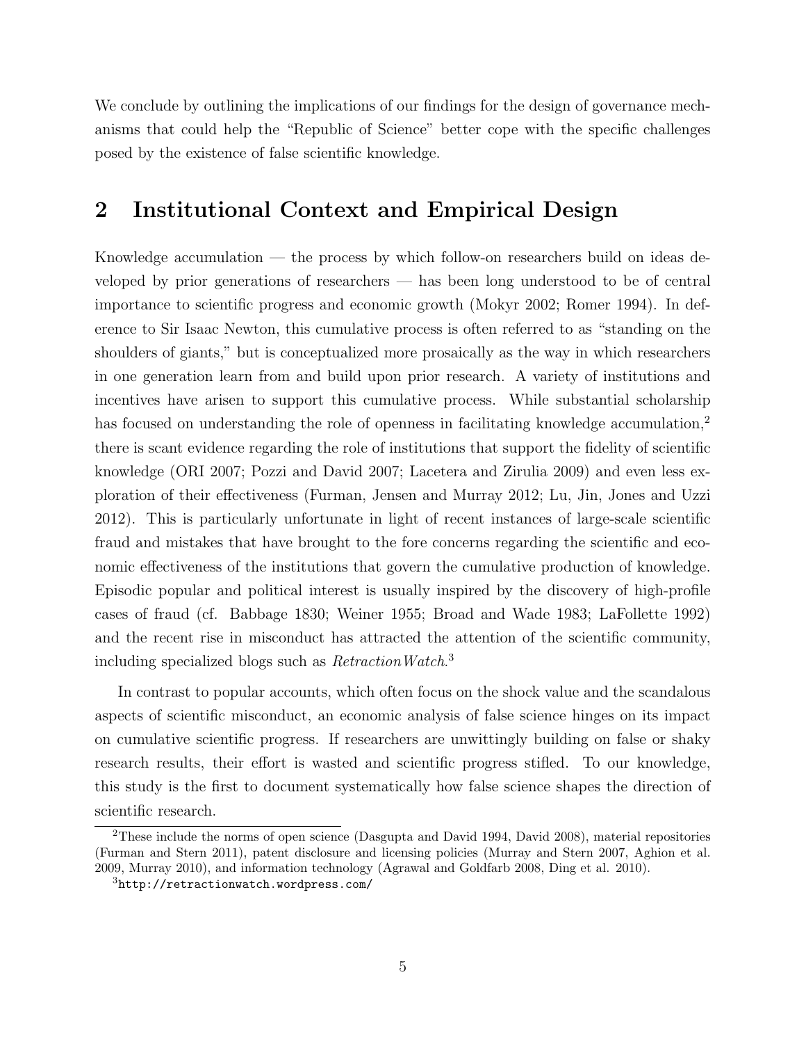We conclude by outlining the implications of our findings for the design of governance mechanisms that could help the "Republic of Science" better cope with the specific challenges posed by the existence of false scientific knowledge.

## 2 Institutional Context and Empirical Design

Knowledge accumulation — the process by which follow-on researchers build on ideas developed by prior generations of researchers — has been long understood to be of central importance to scientific progress and economic growth (Mokyr 2002; Romer 1994). In deference to Sir Isaac Newton, this cumulative process is often referred to as "standing on the shoulders of giants," but is conceptualized more prosaically as the way in which researchers in one generation learn from and build upon prior research. A variety of institutions and incentives have arisen to support this cumulative process. While substantial scholarship has focused on understanding the role of openness in facilitating knowledge accumulation,[2] there is scant evidence regarding the role of institutions that support the fidelity of scientific knowledge (ORI 2007; Pozzi and David 2007; Lacetera and Zirulia 2009) and even less exploration of their effectiveness (Furman, Jensen and Murray 2012; Lu, Jin, Jones and Uzzi 2012). This is particularly unfortunate in light of recent instances of large-scale scientific fraud and mistakes that have brought to the fore concerns regarding the scientific and economic effectiveness of the institutions that govern the cumulative production of knowledge. Episodic popular and political interest is usually inspired by the discovery of high-profile cases of fraud (cf. Babbage 1830; Weiner 1955; Broad and Wade 1983; LaFollette 1992) and the recent rise in misconduct has attracted the attention of the scientific community, including specialized blogs such as *RetractionWatch*.[3]

In contrast to popular accounts, which often focus on the shock value and the scandalous aspects of scientific misconduct, an economic analysis of false science hinges on its impact on cumulative scientific progress. If researchers are unwittingly building on false or shaky research results, their effort is wasted and scientific progress stifled. To our knowledge, this study is the first to document systematically how false science shapes the direction of scientific research.

[2] These include the norms of open science (Dasgupta and David 1994, David 2008), material repositories (Furman and Stern 2011), patent disclosure and licensing policies (Murray and Stern 2007, Aghion et al. 2009, Murray 2010), and information technology (Agrawal and Goldfarb 2008, Ding et al. 2010).

[3] `http://retractionwatch.wordpress.com/`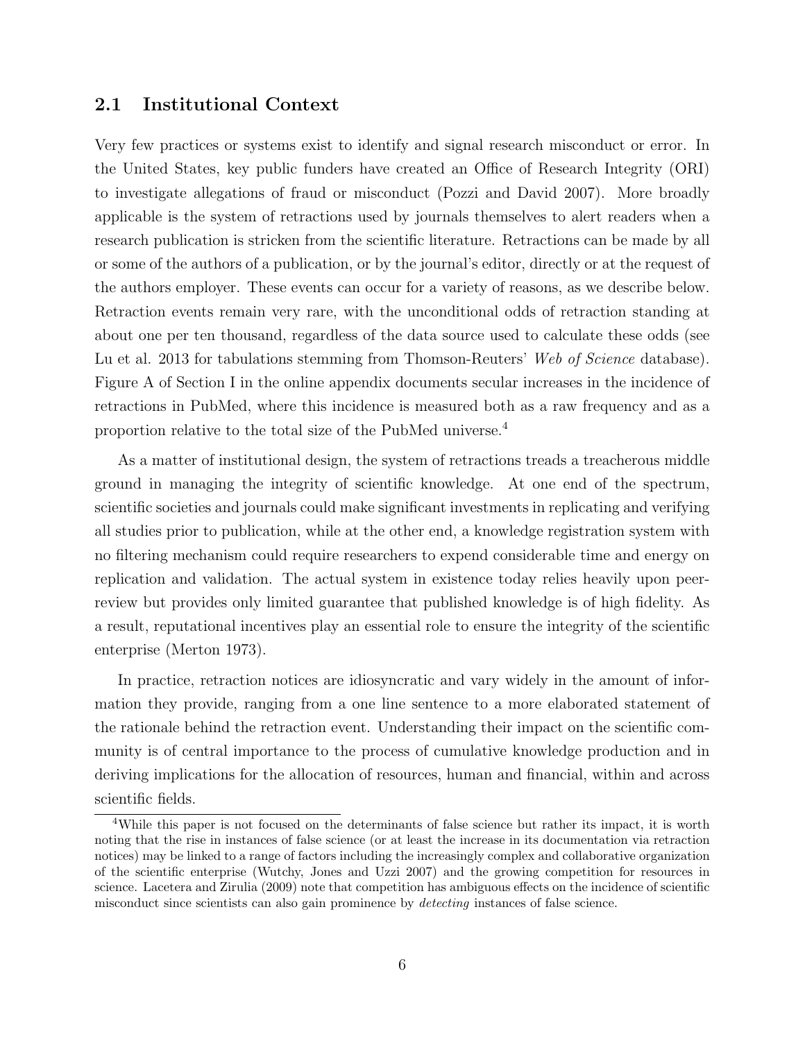## 2.1 Institutional Context

Very few practices or systems exist to identify and signal research misconduct or error. In the United States, key public funders have created an Office of Research Integrity (ORI) to investigate allegations of fraud or misconduct (Pozzi and David 2007). More broadly applicable is the system of retractions used by journals themselves to alert readers when a research publication is stricken from the scientific literature. Retractions can be made by all or some of the authors of a publication, or by the journal's editor, directly or at the request of the authors employer. These events can occur for a variety of reasons, as we describe below. Retraction events remain very rare, with the unconditional odds of retraction standing at about one per ten thousand, regardless of the data source used to calculate these odds (see Lu et al. 2013 for tabulations stemming from Thomson-Reuters' *Web of Science* database). Figure A of Section I in the online appendix documents secular increases in the incidence of retractions in PubMed, where this incidence is measured both as a raw frequency and as a proportion relative to the total size of the PubMed universe.[4]

As a matter of institutional design, the system of retractions treads a treacherous middle ground in managing the integrity of scientific knowledge. At one end of the spectrum, scientific societies and journals could make significant investments in replicating and verifying all studies prior to publication, while at the other end, a knowledge registration system with no filtering mechanism could require researchers to expend considerable time and energy on replication and validation. The actual system in existence today relies heavily upon peer-review but provides only limited guarantee that published knowledge is of high fidelity. As a result, reputational incentives play an essential role to ensure the integrity of the scientific enterprise (Merton 1973).

In practice, retraction notices are idiosyncratic and vary widely in the amount of information they provide, ranging from a one line sentence to a more elaborated statement of the rationale behind the retraction event. Understanding their impact on the scientific community is of central importance to the process of cumulative knowledge production and in deriving implications for the allocation of resources, human and financial, within and across scientific fields.

[4] While this paper is not focused on the determinants of false science but rather its impact, it is worth noting that the rise in instances of false science (or at least the increase in its documentation via retraction notices) may be linked to a range of factors including the increasingly complex and collaborative organization of the scientific enterprise (Wutchy, Jones and Uzzi 2007) and the growing competition for resources in science. Lacetera and Zirulia (2009) note that competition has ambiguous effects on the incidence of scientific misconduct since scientists can also gain prominence by *detecting* instances of false science.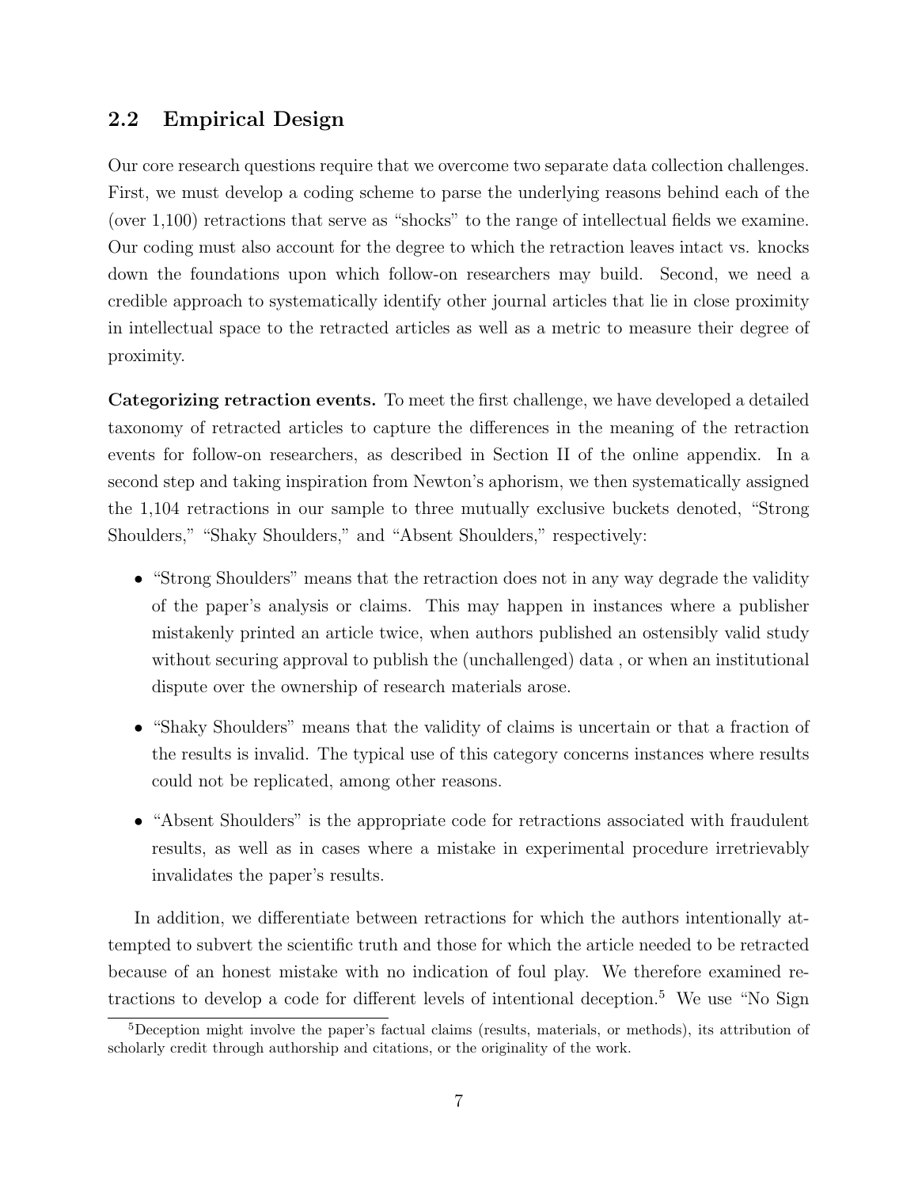## 2.2 Empirical Design

Our core research questions require that we overcome two separate data collection challenges. First, we must develop a coding scheme to parse the underlying reasons behind each of the (over 1,100) retractions that serve as "shocks" to the range of intellectual fields we examine. Our coding must also account for the degree to which the retraction leaves intact vs. knocks down the foundations upon which follow-on researchers may build. Second, we need a credible approach to systematically identify other journal articles that lie in close proximity in intellectual space to the retracted articles as well as a metric to measure their degree of proximity.

**Categorizing retraction events.** To meet the first challenge, we have developed a detailed taxonomy of retracted articles to capture the differences in the meaning of the retraction events for follow-on researchers, as described in Section II of the online appendix. In a second step and taking inspiration from Newton's aphorism, we then systematically assigned the 1,104 retractions in our sample to three mutually exclusive buckets denoted, "Strong Shoulders," "Shaky Shoulders," and "Absent Shoulders," respectively:

- "Strong Shoulders" means that the retraction does not in any way degrade the validity of the paper's analysis or claims. This may happen in instances where a publisher mistakenly printed an article twice, when authors published an ostensibly valid study without securing approval to publish the (unchallenged) data , or when an institutional dispute over the ownership of research materials arose.
- "Shaky Shoulders" means that the validity of claims is uncertain or that a fraction of the results is invalid. The typical use of this category concerns instances where results could not be replicated, among other reasons.
- "Absent Shoulders" is the appropriate code for retractions associated with fraudulent results, as well as in cases where a mistake in experimental procedure irretrievably invalidates the paper's results.

In addition, we differentiate between retractions for which the authors intentionally attempted to subvert the scientific truth and those for which the article needed to be retracted because of an honest mistake with no indication of foul play. We therefore examined retractions to develop a code for different levels of intentional deception.[5] We use "No Sign

[5]Deception might involve the paper's factual claims (results, materials, or methods), its attribution of scholarly credit through authorship and citations, or the originality of the work.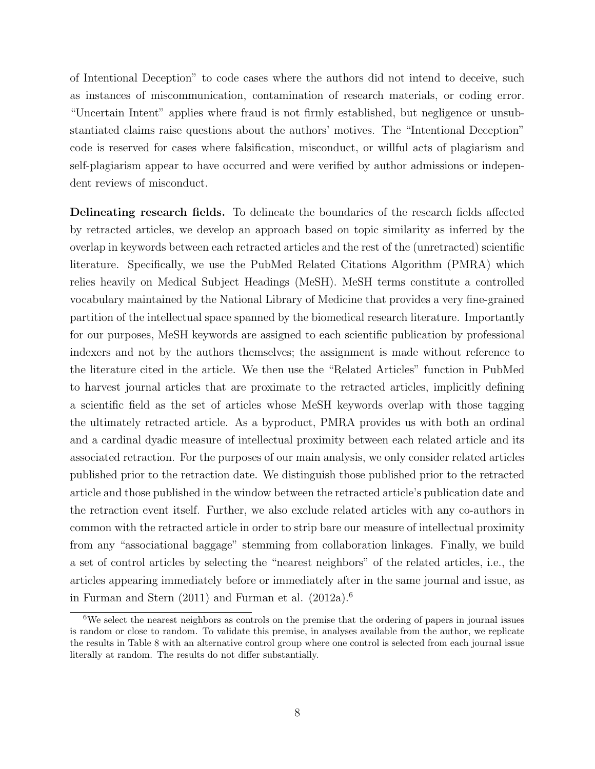of Intentional Deception" to code cases where the authors did not intend to deceive, such as instances of miscommunication, contamination of research materials, or coding error. "Uncertain Intent" applies where fraud is not firmly established, but negligence or unsubstantiated claims raise questions about the authors' motives. The "Intentional Deception" code is reserved for cases where falsification, misconduct, or willful acts of plagiarism and self-plagiarism appear to have occurred and were verified by author admissions or independent reviews of misconduct.

**Delineating research fields.** To delineate the boundaries of the research fields affected by retracted articles, we develop an approach based on topic similarity as inferred by the overlap in keywords between each retracted articles and the rest of the (unretracted) scientific literature. Specifically, we use the PubMed Related Citations Algorithm (PMRA) which relies heavily on Medical Subject Headings (MeSH). MeSH terms constitute a controlled vocabulary maintained by the National Library of Medicine that provides a very fine-grained partition of the intellectual space spanned by the biomedical research literature. Importantly for our purposes, MeSH keywords are assigned to each scientific publication by professional indexers and not by the authors themselves; the assignment is made without reference to the literature cited in the article. We then use the "Related Articles" function in PubMed to harvest journal articles that are proximate to the retracted articles, implicitly defining a scientific field as the set of articles whose MeSH keywords overlap with those tagging the ultimately retracted article. As a byproduct, PMRA provides us with both an ordinal and a cardinal dyadic measure of intellectual proximity between each related article and its associated retraction. For the purposes of our main analysis, we only consider related articles published prior to the retraction date. We distinguish those published prior to the retracted article and those published in the window between the retracted article's publication date and the retraction event itself. Further, we also exclude related articles with any co-authors in common with the retracted article in order to strip bare our measure of intellectual proximity from any "associational baggage" stemming from collaboration linkages. Finally, we build a set of control articles by selecting the "nearest neighbors" of the related articles, i.e., the articles appearing immediately before or immediately after in the same journal and issue, as in Furman and Stern (2011) and Furman et al. (2012a).[6]

[6]We select the nearest neighbors as controls on the premise that the ordering of papers in journal issues is random or close to random. To validate this premise, in analyses available from the author, we replicate the results in Table 8 with an alternative control group where one control is selected from each journal issue literally at random. The results do not differ substantially.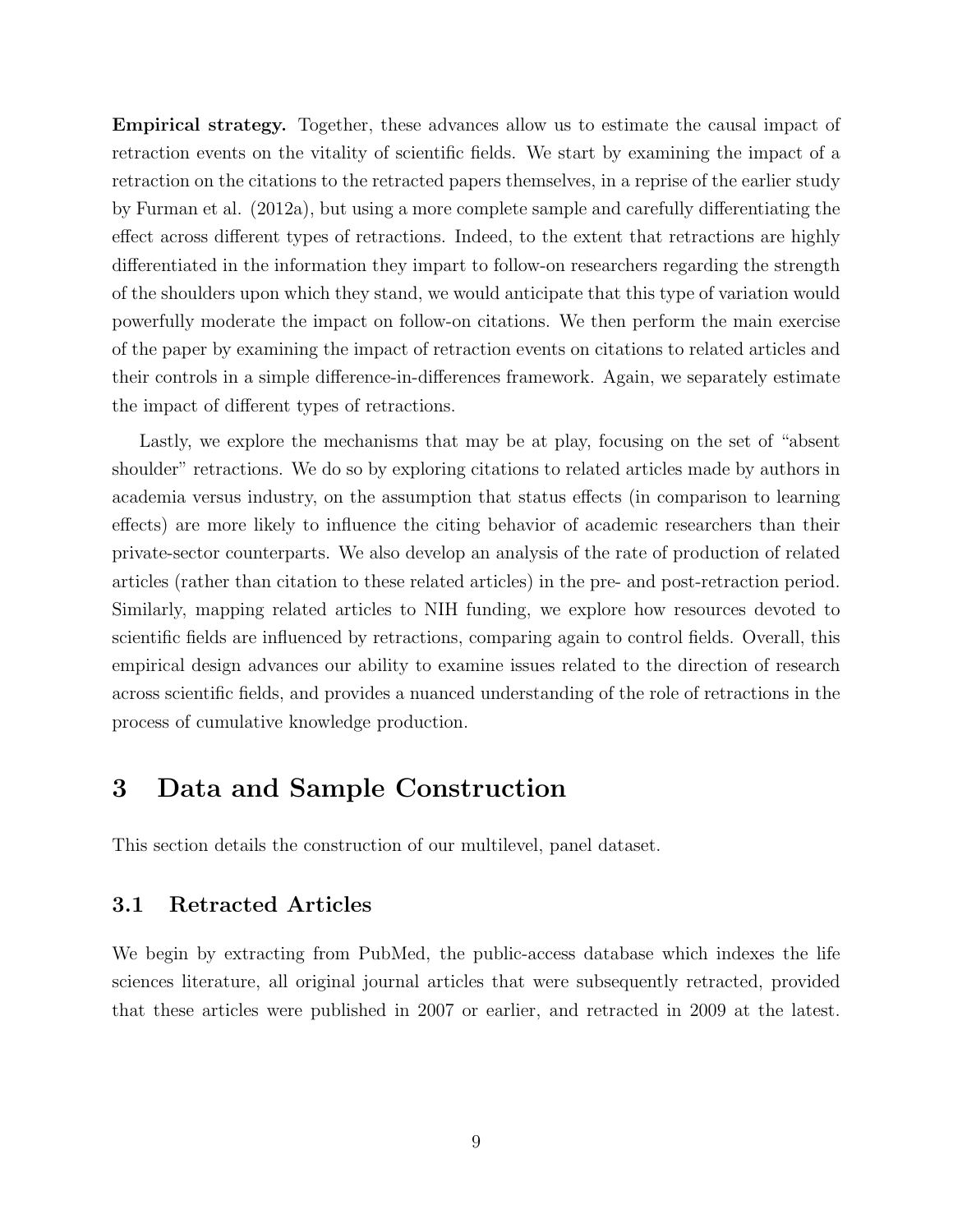**Empirical strategy.** Together, these advances allow us to estimate the causal impact of retraction events on the vitality of scientific fields. We start by examining the impact of a retraction on the citations to the retracted papers themselves, in a reprise of the earlier study by Furman et al. (2012a), but using a more complete sample and carefully differentiating the effect across different types of retractions. Indeed, to the extent that retractions are highly differentiated in the information they impart to follow-on researchers regarding the strength of the shoulders upon which they stand, we would anticipate that this type of variation would powerfully moderate the impact on follow-on citations. We then perform the main exercise of the paper by examining the impact of retraction events on citations to related articles and their controls in a simple difference-in-differences framework. Again, we separately estimate the impact of different types of retractions.

Lastly, we explore the mechanisms that may be at play, focusing on the set of "absent shoulder" retractions. We do so by exploring citations to related articles made by authors in academia versus industry, on the assumption that status effects (in comparison to learning effects) are more likely to influence the citing behavior of academic researchers than their private-sector counterparts. We also develop an analysis of the rate of production of related articles (rather than citation to these related articles) in the pre- and post-retraction period. Similarly, mapping related articles to NIH funding, we explore how resources devoted to scientific fields are influenced by retractions, comparing again to control fields. Overall, this empirical design advances our ability to examine issues related to the direction of research across scientific fields, and provides a nuanced understanding of the role of retractions in the process of cumulative knowledge production.

# 3 Data and Sample Construction

This section details the construction of our multilevel, panel dataset.

## 3.1 Retracted Articles

We begin by extracting from PubMed, the public-access database which indexes the life sciences literature, all original journal articles that were subsequently retracted, provided that these articles were published in 2007 or earlier, and retracted in 2009 at the latest.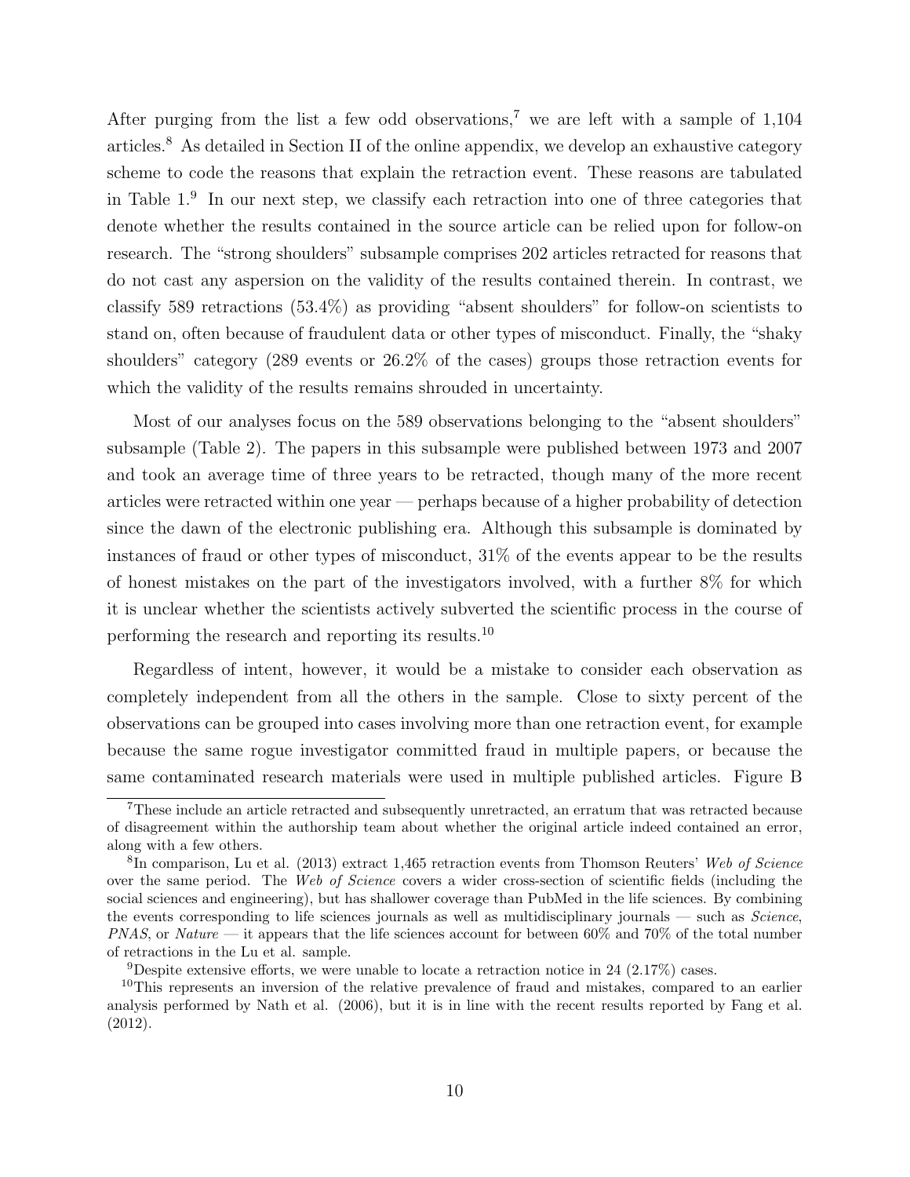After purging from the list a few odd observations,[7] we are left with a sample of 1,104 articles.[8] As detailed in Section II of the online appendix, we develop an exhaustive category scheme to code the reasons that explain the retraction event. These reasons are tabulated in Table 1.[9] In our next step, we classify each retraction into one of three categories that denote whether the results contained in the source article can be relied upon for follow-on research. The "strong shoulders" subsample comprises 202 articles retracted for reasons that do not cast any aspersion on the validity of the results contained therein. In contrast, we classify 589 retractions (53.4%) as providing "absent shoulders" for follow-on scientists to stand on, often because of fraudulent data or other types of misconduct. Finally, the "shaky shoulders" category (289 events or 26.2% of the cases) groups those retraction events for which the validity of the results remains shrouded in uncertainty.

Most of our analyses focus on the 589 observations belonging to the "absent shoulders" subsample (Table 2). The papers in this subsample were published between 1973 and 2007 and took an average time of three years to be retracted, though many of the more recent articles were retracted within one year — perhaps because of a higher probability of detection since the dawn of the electronic publishing era. Although this subsample is dominated by instances of fraud or other types of misconduct, 31% of the events appear to be the results of honest mistakes on the part of the investigators involved, with a further 8% for which it is unclear whether the scientists actively subverted the scientific process in the course of performing the research and reporting its results.[10]

Regardless of intent, however, it would be a mistake to consider each observation as completely independent from all the others in the sample. Close to sixty percent of the observations can be grouped into cases involving more than one retraction event, for example because the same rogue investigator committed fraud in multiple papers, or because the same contaminated research materials were used in multiple published articles. Figure B

[7] These include an article retracted and subsequently unretracted, an erratum that was retracted because of disagreement within the authorship team about whether the original article indeed contained an error, along with a few others.

[8] In comparison, Lu et al. (2013) extract 1,465 retraction events from Thomson Reuters' *Web of Science* over the same period. The *Web of Science* covers a wider cross-section of scientific fields (including the social sciences and engineering), but has shallower coverage than PubMed in the life sciences. By combining the events corresponding to life sciences journals as well as multidisciplinary journals — such as *Science*, *PNAS*, or *Nature* — it appears that the life sciences account for between 60% and 70% of the total number of retractions in the Lu et al. sample.

[9] Despite extensive efforts, we were unable to locate a retraction notice in 24 (2.17%) cases.

[10] This represents an inversion of the relative prevalence of fraud and mistakes, compared to an earlier analysis performed by Nath et al. (2006), but it is in line with the recent results reported by Fang et al. (2012).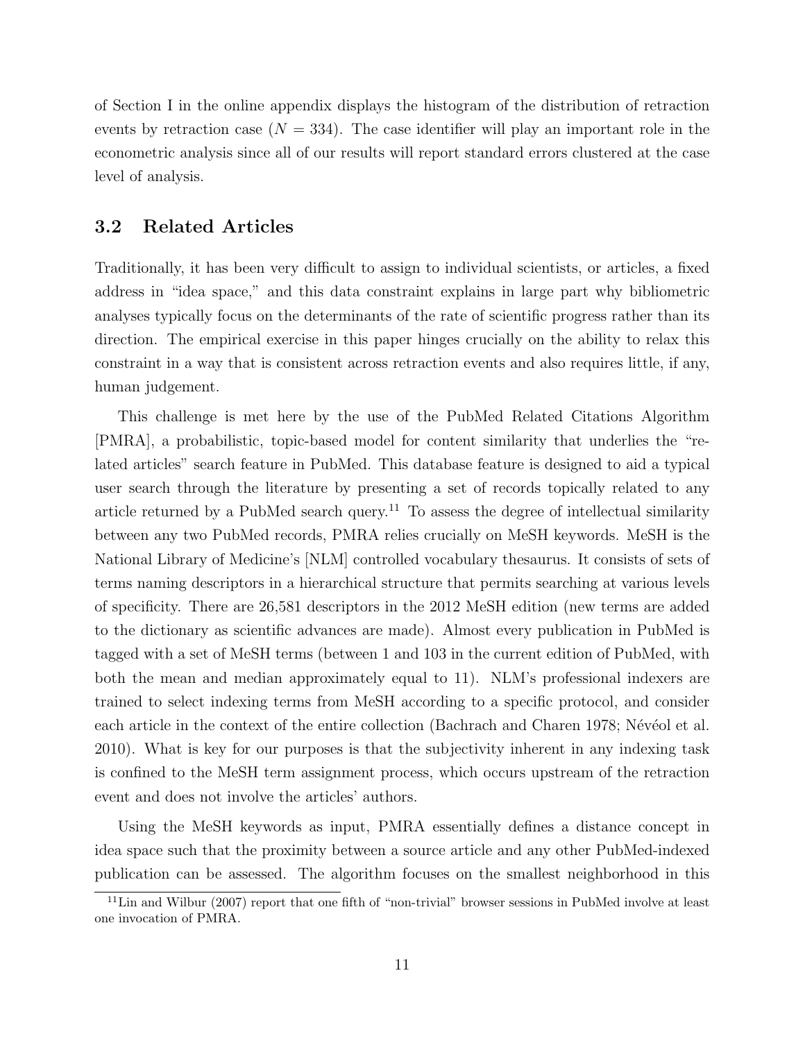of Section I in the online appendix displays the histogram of the distribution of retraction events by retraction case ($N = 334$). The case identifier will play an important role in the econometric analysis since all of our results will report standard errors clustered at the case level of analysis.

## 3.2 Related Articles

Traditionally, it has been very difficult to assign to individual scientists, or articles, a fixed address in "idea space," and this data constraint explains in large part why bibliometric analyses typically focus on the determinants of the rate of scientific progress rather than its direction. The empirical exercise in this paper hinges crucially on the ability to relax this constraint in a way that is consistent across retraction events and also requires little, if any, human judgement.

This challenge is met here by the use of the PubMed Related Citations Algorithm [PMRA], a probabilistic, topic-based model for content similarity that underlies the "related articles" search feature in PubMed. This database feature is designed to aid a typical user search through the literature by presenting a set of records topically related to any article returned by a PubMed search query.[11] To assess the degree of intellectual similarity between any two PubMed records, PMRA relies crucially on MeSH keywords. MeSH is the National Library of Medicine's [NLM] controlled vocabulary thesaurus. It consists of sets of terms naming descriptors in a hierarchical structure that permits searching at various levels of specificity. There are 26,581 descriptors in the 2012 MeSH edition (new terms are added to the dictionary as scientific advances are made). Almost every publication in PubMed is tagged with a set of MeSH terms (between 1 and 103 in the current edition of PubMed, with both the mean and median approximately equal to 11). NLM's professional indexers are trained to select indexing terms from MeSH according to a specific protocol, and consider each article in the context of the entire collection (Bachrach and Charen 1978; Névéol et al. 2010). What is key for our purposes is that the subjectivity inherent in any indexing task is confined to the MeSH term assignment process, which occurs upstream of the retraction event and does not involve the articles' authors.

Using the MeSH keywords as input, PMRA essentially defines a distance concept in idea space such that the proximity between a source article and any other PubMed-indexed publication can be assessed. The algorithm focuses on the smallest neighborhood in this

[11] Lin and Wilbur (2007) report that one fifth of "non-trivial" browser sessions in PubMed involve at least one invocation of PMRA.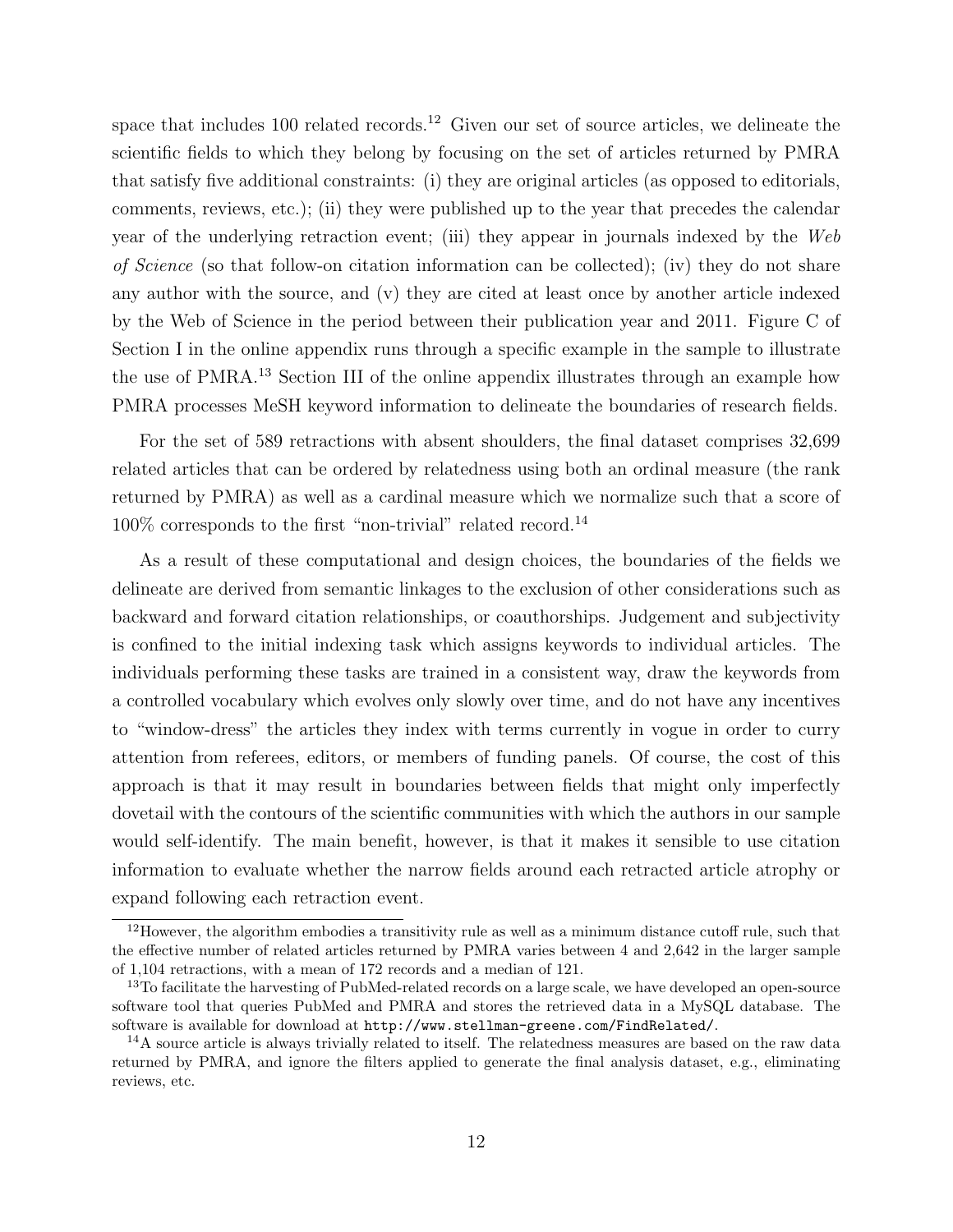space that includes 100 related records.[12] Given our set of source articles, we delineate the scientific fields to which they belong by focusing on the set of articles returned by PMRA that satisfy five additional constraints: (i) they are original articles (as opposed to editorials, comments, reviews, etc.); (ii) they were published up to the year that precedes the calendar year of the underlying retraction event; (iii) they appear in journals indexed by the *Web of Science* (so that follow-on citation information can be collected); (iv) they do not share any author with the source, and (v) they are cited at least once by another article indexed by the Web of Science in the period between their publication year and 2011. Figure C of Section I in the online appendix runs through a specific example in the sample to illustrate the use of PMRA.[13] Section III of the online appendix illustrates through an example how PMRA processes MeSH keyword information to delineate the boundaries of research fields.

For the set of 589 retractions with absent shoulders, the final dataset comprises 32,699 related articles that can be ordered by relatedness using both an ordinal measure (the rank returned by PMRA) as well as a cardinal measure which we normalize such that a score of 100% corresponds to the first "non-trivial" related record.[14]

As a result of these computational and design choices, the boundaries of the fields we delineate are derived from semantic linkages to the exclusion of other considerations such as backward and forward citation relationships, or coauthorships. Judgement and subjectivity is confined to the initial indexing task which assigns keywords to individual articles. The individuals performing these tasks are trained in a consistent way, draw the keywords from a controlled vocabulary which evolves only slowly over time, and do not have any incentives to "window-dress" the articles they index with terms currently in vogue in order to curry attention from referees, editors, or members of funding panels. Of course, the cost of this approach is that it may result in boundaries between fields that might only imperfectly dovetail with the contours of the scientific communities with which the authors in our sample would self-identify. The main benefit, however, is that it makes it sensible to use citation information to evaluate whether the narrow fields around each retracted article atrophy or expand following each retraction event.

[12] However, the algorithm embodies a transitivity rule as well as a minimum distance cutoff rule, such that the effective number of related articles returned by PMRA varies between 4 and 2,642 in the larger sample of 1,104 retractions, with a mean of 172 records and a median of 121.

[13] To facilitate the harvesting of PubMed-related records on a large scale, we have developed an open-source software tool that queries PubMed and PMRA and stores the retrieved data in a MySQL database. The software is available for download at `http://www.stellman-greene.com/FindRelated/`.

[14] A source article is always trivially related to itself. The relatedness measures are based on the raw data returned by PMRA, and ignore the filters applied to generate the final analysis dataset, e.g., eliminating reviews, etc.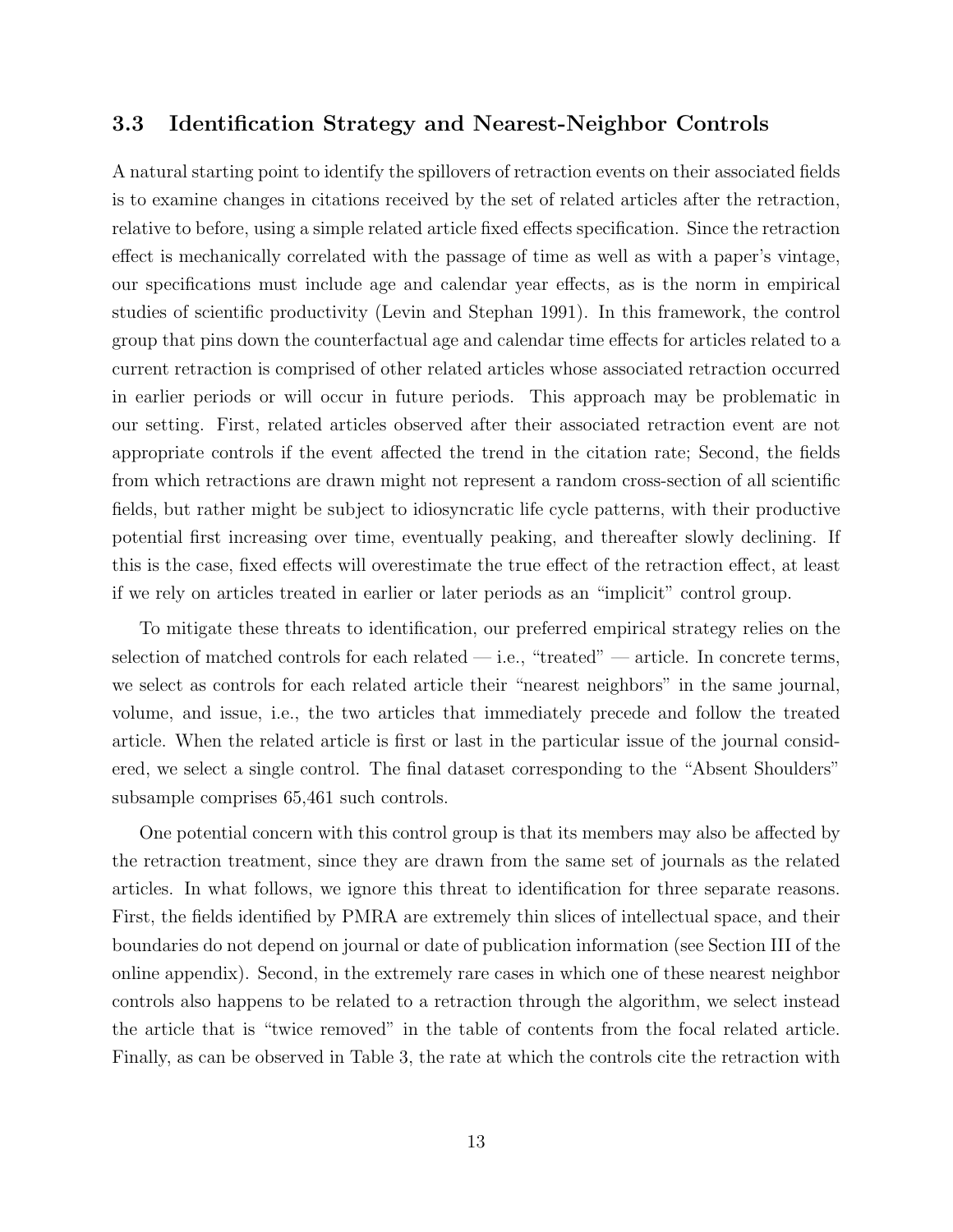### 3.3 Identification Strategy and Nearest-Neighbor Controls

A natural starting point to identify the spillovers of retraction events on their associated fields is to examine changes in citations received by the set of related articles after the retraction, relative to before, using a simple related article fixed effects specification. Since the retraction effect is mechanically correlated with the passage of time as well as with a paper's vintage, our specifications must include age and calendar year effects, as is the norm in empirical studies of scientific productivity (Levin and Stephan 1991). In this framework, the control group that pins down the counterfactual age and calendar time effects for articles related to a current retraction is comprised of other related articles whose associated retraction occurred in earlier periods or will occur in future periods. This approach may be problematic in our setting. First, related articles observed after their associated retraction event are not appropriate controls if the event affected the trend in the citation rate; Second, the fields from which retractions are drawn might not represent a random cross-section of all scientific fields, but rather might be subject to idiosyncratic life cycle patterns, with their productive potential first increasing over time, eventually peaking, and thereafter slowly declining. If this is the case, fixed effects will overestimate the true effect of the retraction effect, at least if we rely on articles treated in earlier or later periods as an "implicit" control group.

To mitigate these threats to identification, our preferred empirical strategy relies on the selection of matched controls for each related — i.e., "treated" — article. In concrete terms, we select as controls for each related article their "nearest neighbors" in the same journal, volume, and issue, i.e., the two articles that immediately precede and follow the treated article. When the related article is first or last in the particular issue of the journal considered, we select a single control. The final dataset corresponding to the "Absent Shoulders" subsample comprises 65,461 such controls.

One potential concern with this control group is that its members may also be affected by the retraction treatment, since they are drawn from the same set of journals as the related articles. In what follows, we ignore this threat to identification for three separate reasons. First, the fields identified by PMRA are extremely thin slices of intellectual space, and their boundaries do not depend on journal or date of publication information (see Section III of the online appendix). Second, in the extremely rare cases in which one of these nearest neighbor controls also happens to be related to a retraction through the algorithm, we select instead the article that is "twice removed" in the table of contents from the focal related article. Finally, as can be observed in Table 3, the rate at which the controls cite the retraction with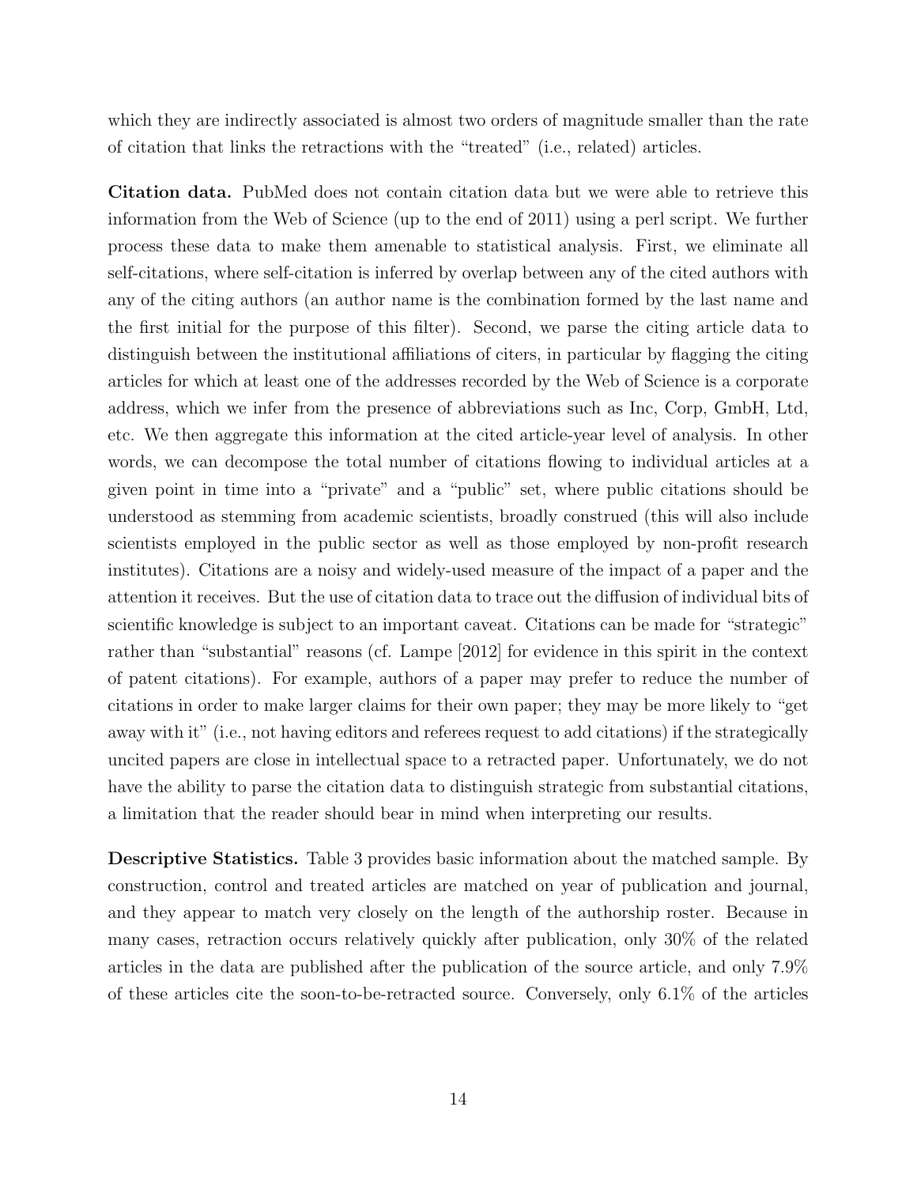which they are indirectly associated is almost two orders of magnitude smaller than the rate of citation that links the retractions with the "treated" (i.e., related) articles.

**Citation data.** PubMed does not contain citation data but we were able to retrieve this information from the Web of Science (up to the end of 2011) using a perl script. We further process these data to make them amenable to statistical analysis. First, we eliminate all self-citations, where self-citation is inferred by overlap between any of the cited authors with any of the citing authors (an author name is the combination formed by the last name and the first initial for the purpose of this filter). Second, we parse the citing article data to distinguish between the institutional affiliations of citers, in particular by flagging the citing articles for which at least one of the addresses recorded by the Web of Science is a corporate address, which we infer from the presence of abbreviations such as Inc, Corp, GmbH, Ltd, etc. We then aggregate this information at the cited article-year level of analysis. In other words, we can decompose the total number of citations flowing to individual articles at a given point in time into a "private" and a "public" set, where public citations should be understood as stemming from academic scientists, broadly construed (this will also include scientists employed in the public sector as well as those employed by non-profit research institutes). Citations are a noisy and widely-used measure of the impact of a paper and the attention it receives. But the use of citation data to trace out the diffusion of individual bits of scientific knowledge is subject to an important caveat. Citations can be made for "strategic" rather than "substantial" reasons (cf. Lampe [2012] for evidence in this spirit in the context of patent citations). For example, authors of a paper may prefer to reduce the number of citations in order to make larger claims for their own paper; they may be more likely to "get away with it" (i.e., not having editors and referees request to add citations) if the strategically uncited papers are close in intellectual space to a retracted paper. Unfortunately, we do not have the ability to parse the citation data to distinguish strategic from substantial citations, a limitation that the reader should bear in mind when interpreting our results.

**Descriptive Statistics.** Table 3 provides basic information about the matched sample. By construction, control and treated articles are matched on year of publication and journal, and they appear to match very closely on the length of the authorship roster. Because in many cases, retraction occurs relatively quickly after publication, only 30% of the related articles in the data are published after the publication of the source article, and only 7.9% of these articles cite the soon-to-be-retracted source. Conversely, only 6.1% of the articles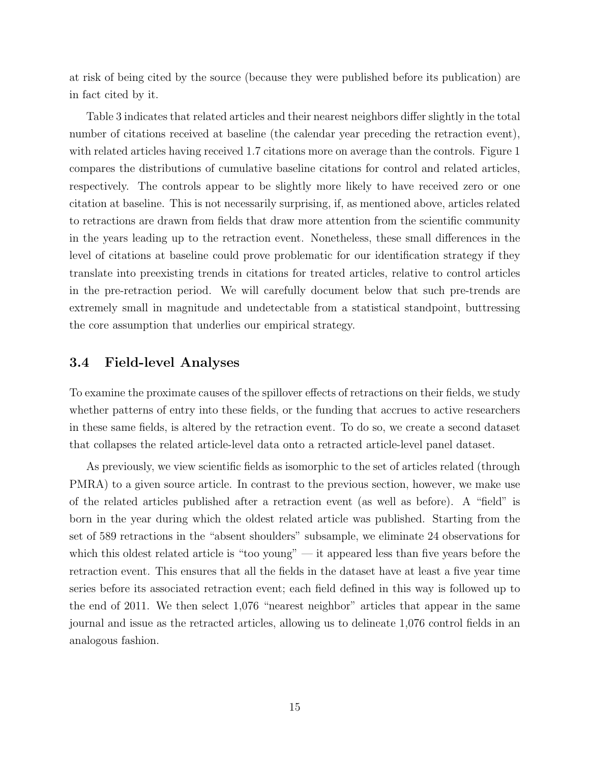at risk of being cited by the source (because they were published before its publication) are in fact cited by it.

Table 3 indicates that related articles and their nearest neighbors differ slightly in the total number of citations received at baseline (the calendar year preceding the retraction event), with related articles having received 1.7 citations more on average than the controls. Figure 1 compares the distributions of cumulative baseline citations for control and related articles, respectively. The controls appear to be slightly more likely to have received zero or one citation at baseline. This is not necessarily surprising, if, as mentioned above, articles related to retractions are drawn from fields that draw more attention from the scientific community in the years leading up to the retraction event. Nonetheless, these small differences in the level of citations at baseline could prove problematic for our identification strategy if they translate into preexisting trends in citations for treated articles, relative to control articles in the pre-retraction period. We will carefully document below that such pre-trends are extremely small in magnitude and undetectable from a statistical standpoint, buttressing the core assumption that underlies our empirical strategy.

### 3.4 Field-level Analyses

To examine the proximate causes of the spillover effects of retractions on their fields, we study whether patterns of entry into these fields, or the funding that accrues to active researchers in these same fields, is altered by the retraction event. To do so, we create a second dataset that collapses the related article-level data onto a retracted article-level panel dataset.

As previously, we view scientific fields as isomorphic to the set of articles related (through PMRA) to a given source article. In contrast to the previous section, however, we make use of the related articles published after a retraction event (as well as before). A "field" is born in the year during which the oldest related article was published. Starting from the set of 589 retractions in the "absent shoulders" subsample, we eliminate 24 observations for which this oldest related article is "too young" — it appeared less than five years before the retraction event. This ensures that all the fields in the dataset have at least a five year time series before its associated retraction event; each field defined in this way is followed up to the end of 2011. We then select 1,076 "nearest neighbor" articles that appear in the same journal and issue as the retracted articles, allowing us to delineate 1,076 control fields in an analogous fashion.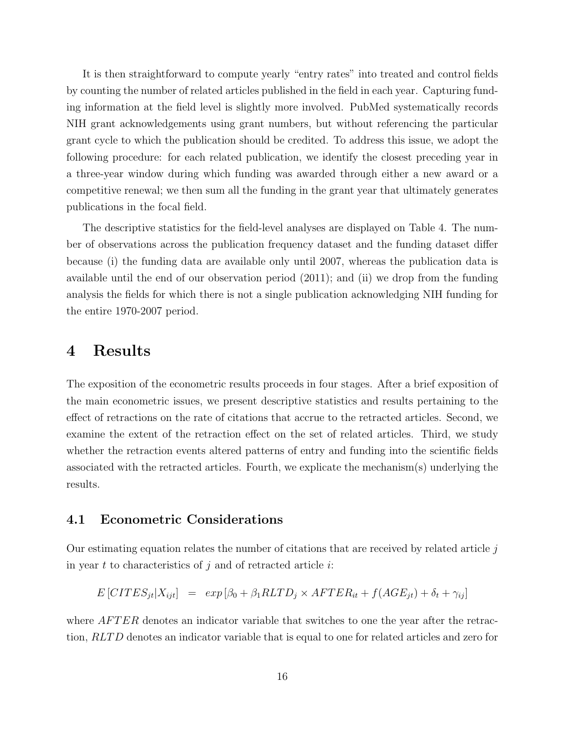It is then straightforward to compute yearly "entry rates" into treated and control fields by counting the number of related articles published in the field in each year. Capturing funding information at the field level is slightly more involved. PubMed systematically records NIH grant acknowledgements using grant numbers, but without referencing the particular grant cycle to which the publication should be credited. To address this issue, we adopt the following procedure: for each related publication, we identify the closest preceding year in a three-year window during which funding was awarded through either a new award or a competitive renewal; we then sum all the funding in the grant year that ultimately generates publications in the focal field.

The descriptive statistics for the field-level analyses are displayed on Table 4. The number of observations across the publication frequency dataset and the funding dataset differ because (i) the funding data are available only until 2007, whereas the publication data is available until the end of our observation period (2011); and (ii) we drop from the funding analysis the fields for which there is not a single publication acknowledging NIH funding for the entire 1970-2007 period.

# 4 Results

The exposition of the econometric results proceeds in four stages. After a brief exposition of the main econometric issues, we present descriptive statistics and results pertaining to the effect of retractions on the rate of citations that accrue to the retracted articles. Second, we examine the extent of the retraction effect on the set of related articles. Third, we study whether the retraction events altered patterns of entry and funding into the scientific fields associated with the retracted articles. Fourth, we explicate the mechanism(s) underlying the results.

## 4.1 Econometric Considerations

Our estimating equation relates the number of citations that are received by related article $j$ in year $t$ to characteristics of $j$ and of retracted article $i$:

$$E\left[CITES_{jt}|X_{ijt}\right] = exp\left[\beta_0 + \beta_1 RLTD_j \times AFTER_{it} + f(AGE_{jt}) + \delta_t + \gamma_{ij}\right]$$

where $AFTER$ denotes an indicator variable that switches to one the year after the retraction, $RLTD$ denotes an indicator variable that is equal to one for related articles and zero for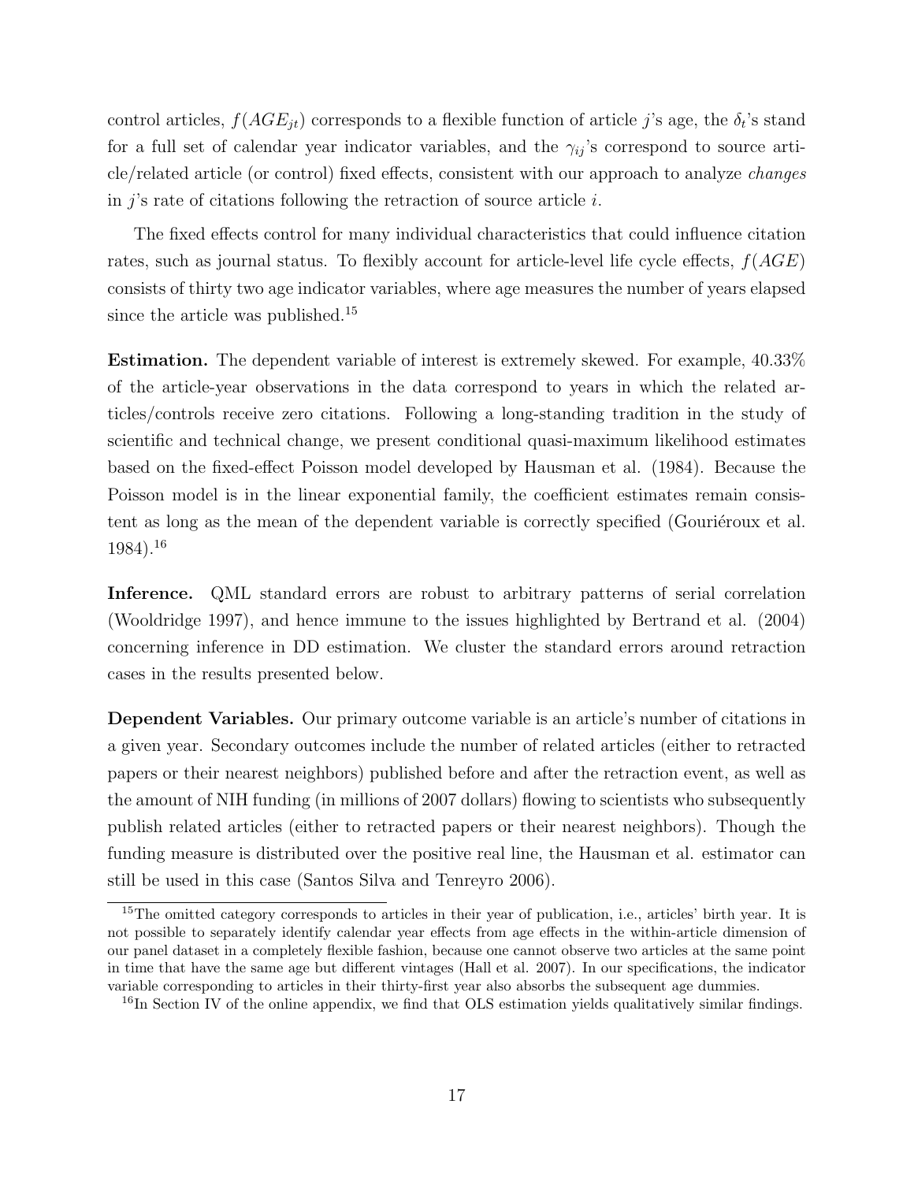control articles, $f(AGE_{jt})$ corresponds to a flexible function of article $j$'s age, the $\delta_t$'s stand for a full set of calendar year indicator variables, and the $\gamma_{ij}$'s correspond to source article/related article (or control) fixed effects, consistent with our approach to analyze *changes* in $j$'s rate of citations following the retraction of source article $i$.

The fixed effects control for many individual characteristics that could influence citation rates, such as journal status. To flexibly account for article-level life cycle effects, $f(AGE)$ consists of thirty two age indicator variables, where age measures the number of years elapsed since the article was published.[15]

**Estimation.** The dependent variable of interest is extremely skewed. For example, 40.33% of the article-year observations in the data correspond to years in which the related articles/controls receive zero citations. Following a long-standing tradition in the study of scientific and technical change, we present conditional quasi-maximum likelihood estimates based on the fixed-effect Poisson model developed by Hausman et al. (1984). Because the Poisson model is in the linear exponential family, the coefficient estimates remain consistent as long as the mean of the dependent variable is correctly specified (Gouriéroux et al. 1984).[16]

**Inference.** QML standard errors are robust to arbitrary patterns of serial correlation (Wooldridge 1997), and hence immune to the issues highlighted by Bertrand et al. (2004) concerning inference in DD estimation. We cluster the standard errors around retraction cases in the results presented below.

**Dependent Variables.** Our primary outcome variable is an article's number of citations in a given year. Secondary outcomes include the number of related articles (either to retracted papers or their nearest neighbors) published before and after the retraction event, as well as the amount of NIH funding (in millions of 2007 dollars) flowing to scientists who subsequently publish related articles (either to retracted papers or their nearest neighbors). Though the funding measure is distributed over the positive real line, the Hausman et al. estimator can still be used in this case (Santos Silva and Tenreyro 2006).

[15] The omitted category corresponds to articles in their year of publication, i.e., articles' birth year. It is not possible to separately identify calendar year effects from age effects in the within-article dimension of our panel dataset in a completely flexible fashion, because one cannot observe two articles at the same point in time that have the same age but different vintages (Hall et al. 2007). In our specifications, the indicator variable corresponding to articles in their thirty-first year also absorbs the subsequent age dummies.

[16] In Section IV of the online appendix, we find that OLS estimation yields qualitatively similar findings.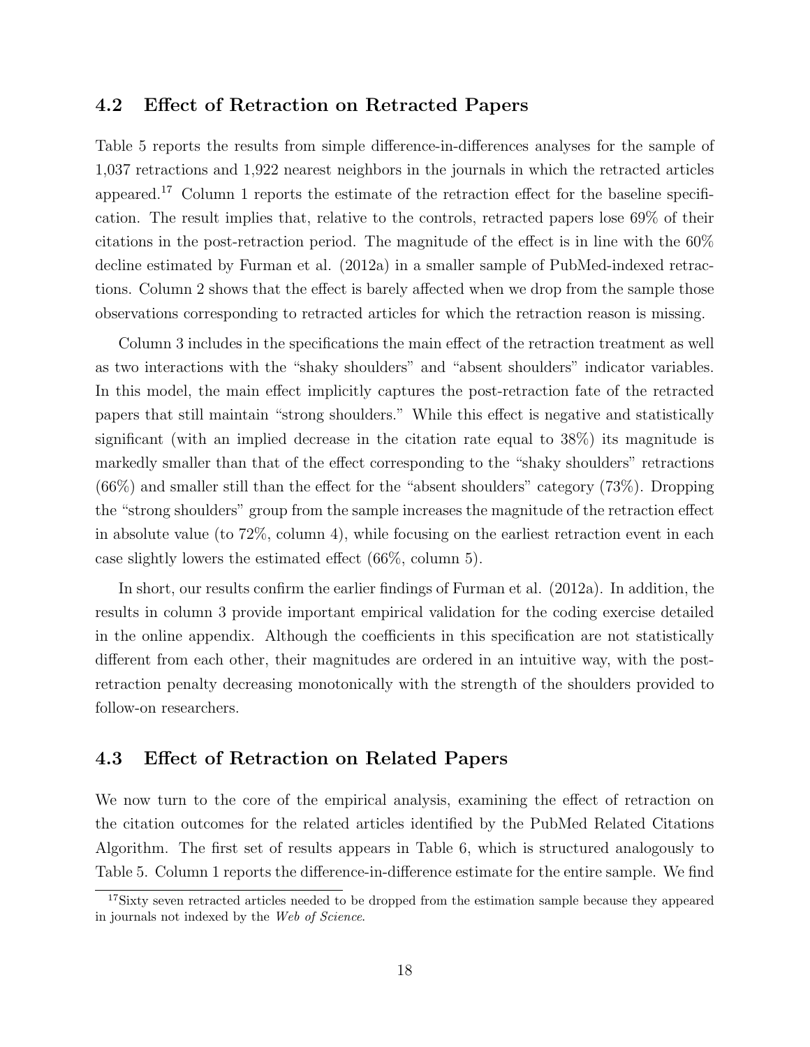### 4.2 Effect of Retraction on Retracted Papers

Table 5 reports the results from simple difference-in-differences analyses for the sample of 1,037 retractions and 1,922 nearest neighbors in the journals in which the retracted articles appeared.[17] Column 1 reports the estimate of the retraction effect for the baseline specification. The result implies that, relative to the controls, retracted papers lose 69% of their citations in the post-retraction period. The magnitude of the effect is in line with the 60% decline estimated by Furman et al. (2012a) in a smaller sample of PubMed-indexed retractions. Column 2 shows that the effect is barely affected when we drop from the sample those observations corresponding to retracted articles for which the retraction reason is missing.

Column 3 includes in the specifications the main effect of the retraction treatment as well as two interactions with the "shaky shoulders" and "absent shoulders" indicator variables. In this model, the main effect implicitly captures the post-retraction fate of the retracted papers that still maintain "strong shoulders." While this effect is negative and statistically significant (with an implied decrease in the citation rate equal to 38%) its magnitude is markedly smaller than that of the effect corresponding to the "shaky shoulders" retractions (66%) and smaller still than the effect for the "absent shoulders" category (73%). Dropping the "strong shoulders" group from the sample increases the magnitude of the retraction effect in absolute value (to 72%, column 4), while focusing on the earliest retraction event in each case slightly lowers the estimated effect (66%, column 5).

In short, our results confirm the earlier findings of Furman et al. (2012a). In addition, the results in column 3 provide important empirical validation for the coding exercise detailed in the online appendix. Although the coefficients in this specification are not statistically different from each other, their magnitudes are ordered in an intuitive way, with the post-retraction penalty decreasing monotonically with the strength of the shoulders provided to follow-on researchers.

### 4.3 Effect of Retraction on Related Papers

We now turn to the core of the empirical analysis, examining the effect of retraction on the citation outcomes for the related articles identified by the PubMed Related Citations Algorithm. The first set of results appears in Table 6, which is structured analogously to Table 5. Column 1 reports the difference-in-difference estimate for the entire sample. We find

[17] Sixty seven retracted articles needed to be dropped from the estimation sample because they appeared in journals not indexed by the *Web of Science*.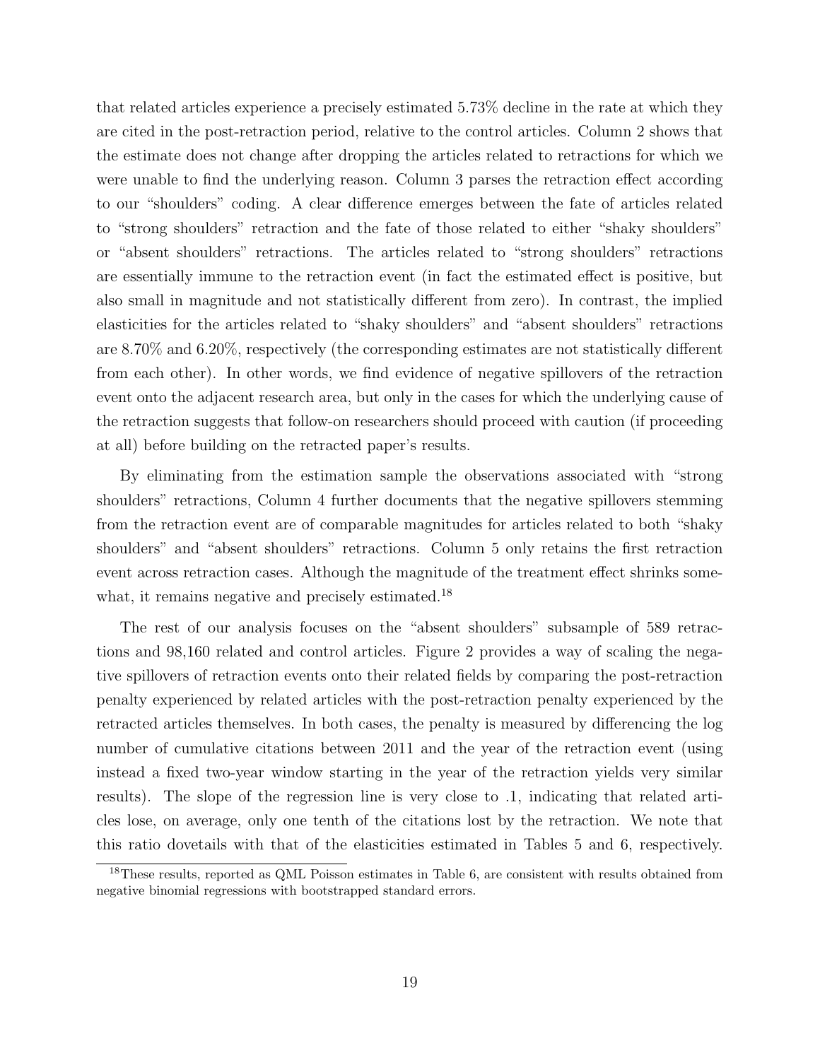that related articles experience a precisely estimated 5.73% decline in the rate at which they are cited in the post-retraction period, relative to the control articles. Column 2 shows that the estimate does not change after dropping the articles related to retractions for which we were unable to find the underlying reason. Column 3 parses the retraction effect according to our "shoulders" coding. A clear difference emerges between the fate of articles related to "strong shoulders" retraction and the fate of those related to either "shaky shoulders" or "absent shoulders" retractions. The articles related to "strong shoulders" retractions are essentially immune to the retraction event (in fact the estimated effect is positive, but also small in magnitude and not statistically different from zero). In contrast, the implied elasticities for the articles related to "shaky shoulders" and "absent shoulders" retractions are 8.70% and 6.20%, respectively (the corresponding estimates are not statistically different from each other). In other words, we find evidence of negative spillovers of the retraction event onto the adjacent research area, but only in the cases for which the underlying cause of the retraction suggests that follow-on researchers should proceed with caution (if proceeding at all) before building on the retracted paper's results.

By eliminating from the estimation sample the observations associated with "strong shoulders" retractions, Column 4 further documents that the negative spillovers stemming from the retraction event are of comparable magnitudes for articles related to both "shaky shoulders" and "absent shoulders" retractions. Column 5 only retains the first retraction event across retraction cases. Although the magnitude of the treatment effect shrinks somewhat, it remains negative and precisely estimated.[18]

The rest of our analysis focuses on the "absent shoulders" subsample of 589 retractions and 98,160 related and control articles. Figure 2 provides a way of scaling the negative spillovers of retraction events onto their related fields by comparing the post-retraction penalty experienced by related articles with the post-retraction penalty experienced by the retracted articles themselves. In both cases, the penalty is measured by differencing the log number of cumulative citations between 2011 and the year of the retraction event (using instead a fixed two-year window starting in the year of the retraction yields very similar results). The slope of the regression line is very close to .1, indicating that related articles lose, on average, only one tenth of the citations lost by the retraction. We note that this ratio dovetails with that of the elasticities estimated in Tables 5 and 6, respectively.

[18]These results, reported as QML Poisson estimates in Table 6, are consistent with results obtained from negative binomial regressions with bootstrapped standard errors.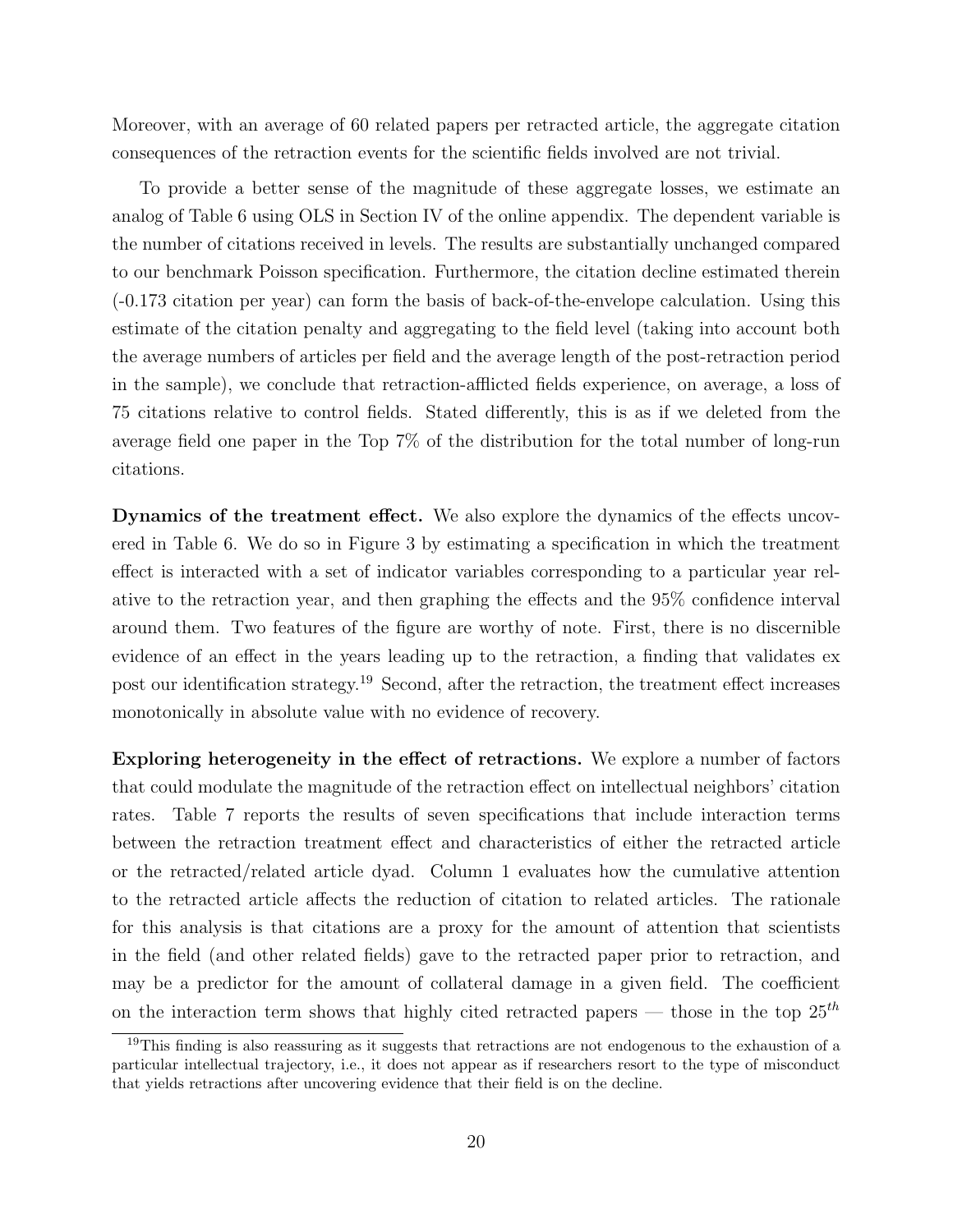Moreover, with an average of 60 related papers per retracted article, the aggregate citation consequences of the retraction events for the scientific fields involved are not trivial.

To provide a better sense of the magnitude of these aggregate losses, we estimate an analog of Table 6 using OLS in Section IV of the online appendix. The dependent variable is the number of citations received in levels. The results are substantially unchanged compared to our benchmark Poisson specification. Furthermore, the citation decline estimated therein (-0.173 citation per year) can form the basis of back-of-the-envelope calculation. Using this estimate of the citation penalty and aggregating to the field level (taking into account both the average numbers of articles per field and the average length of the post-retraction period in the sample), we conclude that retraction-afflicted fields experience, on average, a loss of 75 citations relative to control fields. Stated differently, this is as if we deleted from the average field one paper in the Top 7% of the distribution for the total number of long-run citations.

**Dynamics of the treatment effect.** We also explore the dynamics of the effects uncovered in Table 6. We do so in Figure 3 by estimating a specification in which the treatment effect is interacted with a set of indicator variables corresponding to a particular year relative to the retraction year, and then graphing the effects and the 95% confidence interval around them. Two features of the figure are worthy of note. First, there is no discernible evidence of an effect in the years leading up to the retraction, a finding that validates ex post our identification strategy.[19] Second, after the retraction, the treatment effect increases monotonically in absolute value with no evidence of recovery.

**Exploring heterogeneity in the effect of retractions.** We explore a number of factors that could modulate the magnitude of the retraction effect on intellectual neighbors' citation rates. Table 7 reports the results of seven specifications that include interaction terms between the retraction treatment effect and characteristics of either the retracted article or the retracted/related article dyad. Column 1 evaluates how the cumulative attention to the retracted article affects the reduction of citation to related articles. The rationale for this analysis is that citations are a proxy for the amount of attention that scientists in the field (and other related fields) gave to the retracted paper prior to retraction, and may be a predictor for the amount of collateral damage in a given field. The coefficient on the interaction term shows that highly cited retracted papers — those in the top $25^{th}$

[19] This finding is also reassuring as it suggests that retractions are not endogenous to the exhaustion of a particular intellectual trajectory, i.e., it does not appear as if researchers resort to the type of misconduct that yields retractions after uncovering evidence that their field is on the decline.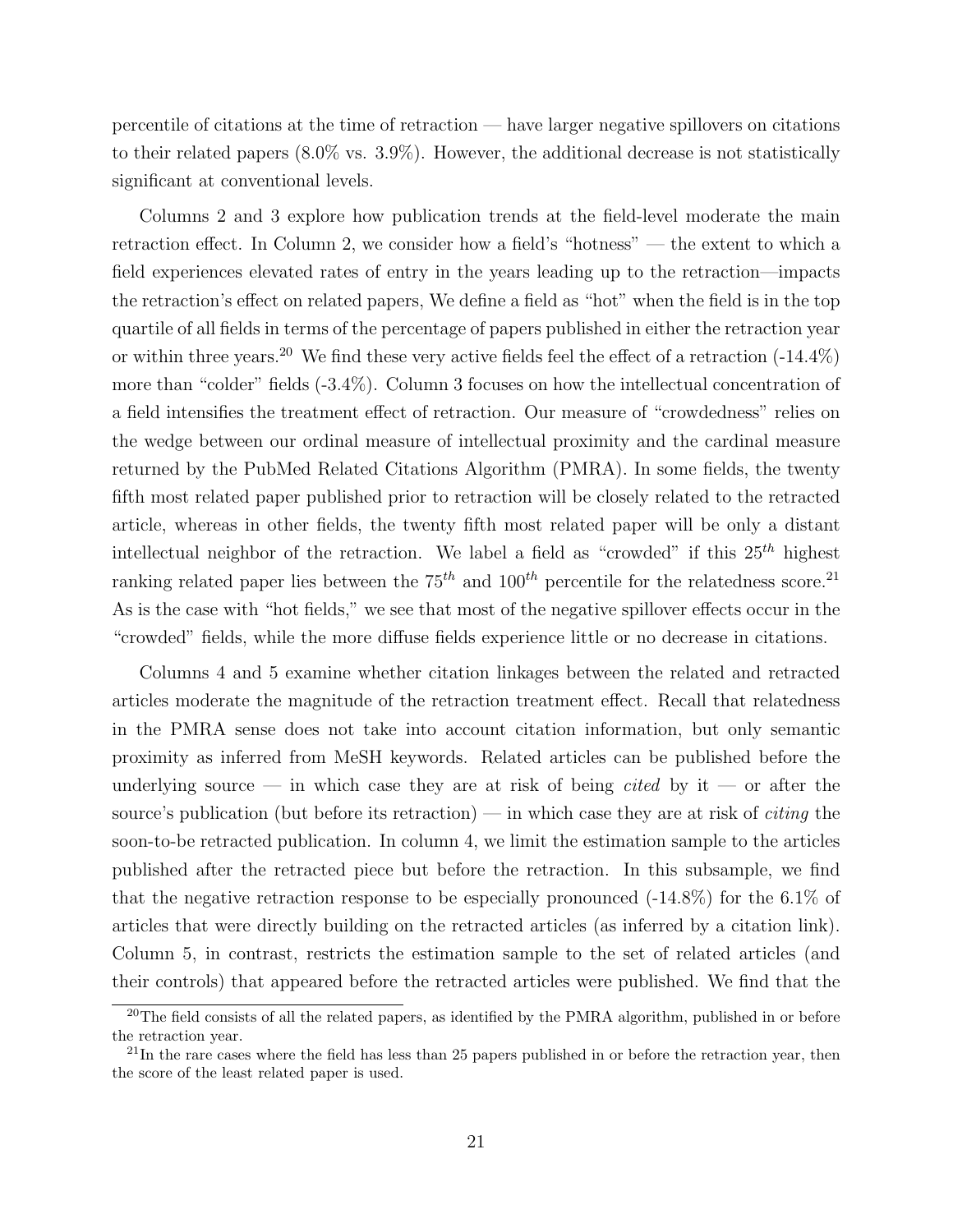percentile of citations at the time of retraction — have larger negative spillovers on citations to their related papers (8.0% vs. 3.9%). However, the additional decrease is not statistically significant at conventional levels.

Columns 2 and 3 explore how publication trends at the field-level moderate the main retraction effect. In Column 2, we consider how a field's "hotness" — the extent to which a field experiences elevated rates of entry in the years leading up to the retraction—impacts the retraction's effect on related papers, We define a field as "hot" when the field is in the top quartile of all fields in terms of the percentage of papers published in either the retraction year or within three years.[20] We find these very active fields feel the effect of a retraction (-14.4%) more than "colder" fields (-3.4%). Column 3 focuses on how the intellectual concentration of a field intensifies the treatment effect of retraction. Our measure of "crowdedness" relies on the wedge between our ordinal measure of intellectual proximity and the cardinal measure returned by the PubMed Related Citations Algorithm (PMRA). In some fields, the twenty fifth most related paper published prior to retraction will be closely related to the retracted article, whereas in other fields, the twenty fifth most related paper will be only a distant intellectual neighbor of the retraction. We label a field as "crowded" if this $25^{th}$ highest ranking related paper lies between the $75^{th}$ and $100^{th}$ percentile for the relatedness score.[21] As is the case with "hot fields," we see that most of the negative spillover effects occur in the "crowded" fields, while the more diffuse fields experience little or no decrease in citations.

Columns 4 and 5 examine whether citation linkages between the related and retracted articles moderate the magnitude of the retraction treatment effect. Recall that relatedness in the PMRA sense does not take into account citation information, but only semantic proximity as inferred from MeSH keywords. Related articles can be published before the underlying source — in which case they are at risk of being *cited* by it — or after the source's publication (but before its retraction) — in which case they are at risk of *citing* the soon-to-be retracted publication. In column 4, we limit the estimation sample to the articles published after the retracted piece but before the retraction. In this subsample, we find that the negative retraction response to be especially pronounced (-14.8%) for the 6.1% of articles that were directly building on the retracted articles (as inferred by a citation link). Column 5, in contrast, restricts the estimation sample to the set of related articles (and their controls) that appeared before the retracted articles were published. We find that the

[20] The field consists of all the related papers, as identified by the PMRA algorithm, published in or before the retraction year.

[21] In the rare cases where the field has less than 25 papers published in or before the retraction year, then the score of the least related paper is used.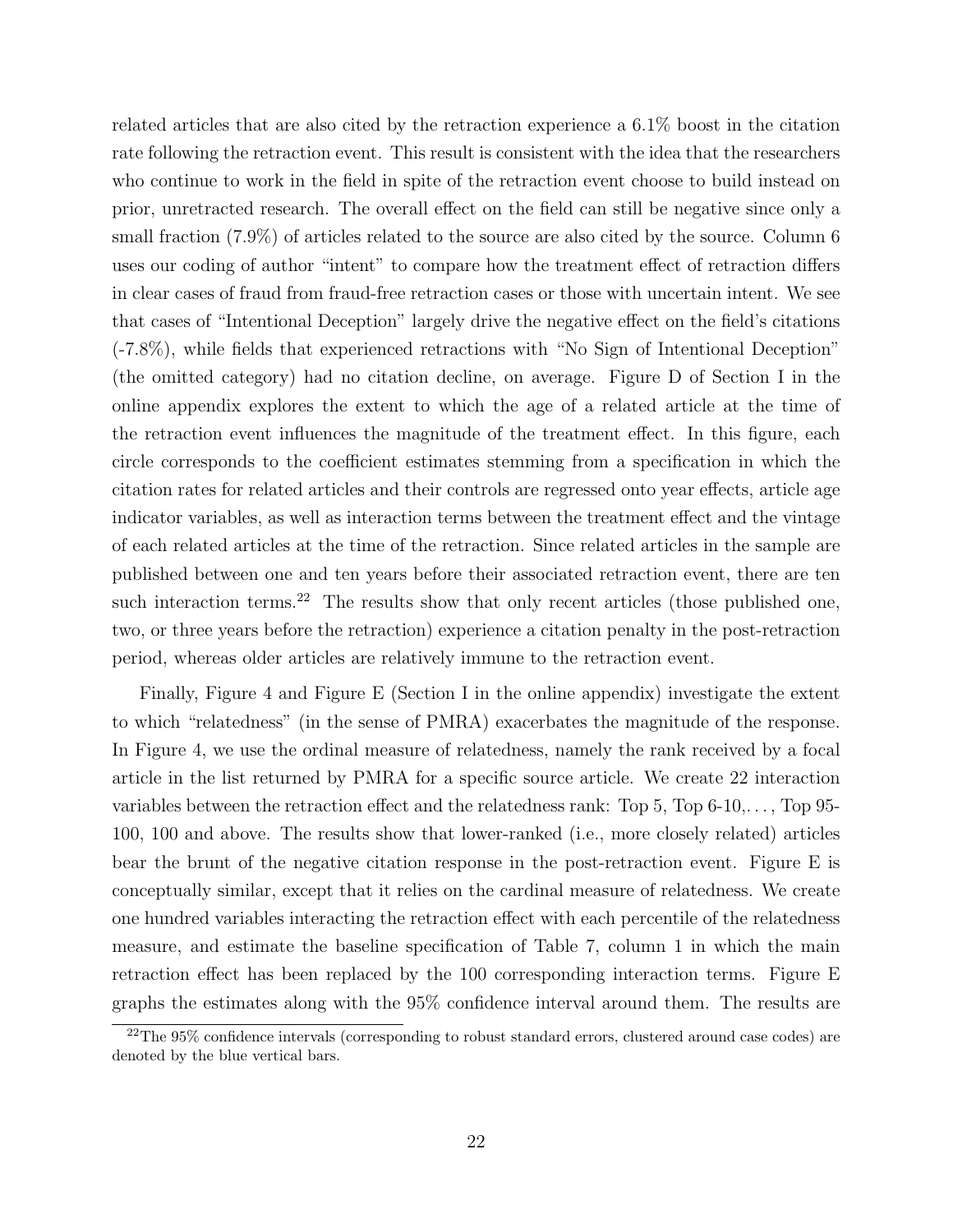related articles that are also cited by the retraction experience a 6.1% boost in the citation rate following the retraction event. This result is consistent with the idea that the researchers who continue to work in the field in spite of the retraction event choose to build instead on prior, unretracted research. The overall effect on the field can still be negative since only a small fraction (7.9%) of articles related to the source are also cited by the source. Column 6 uses our coding of author "intent" to compare how the treatment effect of retraction differs in clear cases of fraud from fraud-free retraction cases or those with uncertain intent. We see that cases of "Intentional Deception" largely drive the negative effect on the field's citations (-7.8%), while fields that experienced retractions with "No Sign of Intentional Deception" (the omitted category) had no citation decline, on average. Figure D of Section I in the online appendix explores the extent to which the age of a related article at the time of the retraction event influences the magnitude of the treatment effect. In this figure, each circle corresponds to the coefficient estimates stemming from a specification in which the citation rates for related articles and their controls are regressed onto year effects, article age indicator variables, as well as interaction terms between the treatment effect and the vintage of each related articles at the time of the retraction. Since related articles in the sample are published between one and ten years before their associated retraction event, there are ten such interaction terms.[22] The results show that only recent articles (those published one, two, or three years before the retraction) experience a citation penalty in the post-retraction period, whereas older articles are relatively immune to the retraction event.

Finally, Figure 4 and Figure E (Section I in the online appendix) investigate the extent to which "relatedness" (in the sense of PMRA) exacerbates the magnitude of the response. In Figure 4, we use the ordinal measure of relatedness, namely the rank received by a focal article in the list returned by PMRA for a specific source article. We create 22 interaction variables between the retraction effect and the relatedness rank: Top 5, Top 6-10,. . . , Top 95-100, 100 and above. The results show that lower-ranked (i.e., more closely related) articles bear the brunt of the negative citation response in the post-retraction event. Figure E is conceptually similar, except that it relies on the cardinal measure of relatedness. We create one hundred variables interacting the retraction effect with each percentile of the relatedness measure, and estimate the baseline specification of Table 7, column 1 in which the main retraction effect has been replaced by the 100 corresponding interaction terms. Figure E graphs the estimates along with the 95% confidence interval around them. The results are

[22] The 95% confidence intervals (corresponding to robust standard errors, clustered around case codes) are denoted by the blue vertical bars.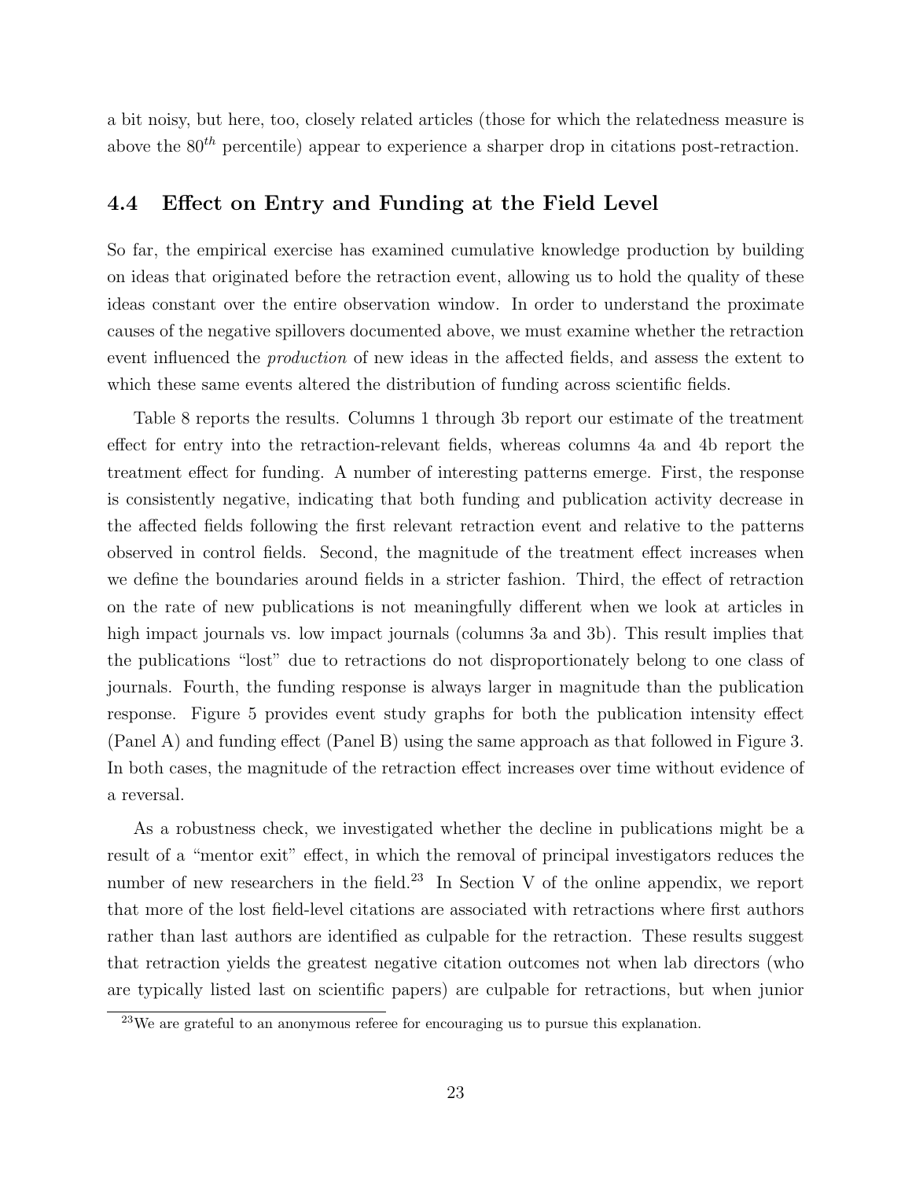a bit noisy, but here, too, closely related articles (those for which the relatedness measure is above the $80^{th}$ percentile) appear to experience a sharper drop in citations post-retraction.

## 4.4 Effect on Entry and Funding at the Field Level

So far, the empirical exercise has examined cumulative knowledge production by building on ideas that originated before the retraction event, allowing us to hold the quality of these ideas constant over the entire observation window. In order to understand the proximate causes of the negative spillovers documented above, we must examine whether the retraction event influenced the *production* of new ideas in the affected fields, and assess the extent to which these same events altered the distribution of funding across scientific fields.

Table 8 reports the results. Columns 1 through 3b report our estimate of the treatment effect for entry into the retraction-relevant fields, whereas columns 4a and 4b report the treatment effect for funding. A number of interesting patterns emerge. First, the response is consistently negative, indicating that both funding and publication activity decrease in the affected fields following the first relevant retraction event and relative to the patterns observed in control fields. Second, the magnitude of the treatment effect increases when we define the boundaries around fields in a stricter fashion. Third, the effect of retraction on the rate of new publications is not meaningfully different when we look at articles in high impact journals vs. low impact journals (columns 3a and 3b). This result implies that the publications "lost" due to retractions do not disproportionately belong to one class of journals. Fourth, the funding response is always larger in magnitude than the publication response. Figure 5 provides event study graphs for both the publication intensity effect (Panel A) and funding effect (Panel B) using the same approach as that followed in Figure 3. In both cases, the magnitude of the retraction effect increases over time without evidence of a reversal.

As a robustness check, we investigated whether the decline in publications might be a result of a "mentor exit" effect, in which the removal of principal investigators reduces the number of new researchers in the field.[23] In Section V of the online appendix, we report that more of the lost field-level citations are associated with retractions where first authors rather than last authors are identified as culpable for the retraction. These results suggest that retraction yields the greatest negative citation outcomes not when lab directors (who are typically listed last on scientific papers) are culpable for retractions, but when junior

[23] We are grateful to an anonymous referee for encouraging us to pursue this explanation.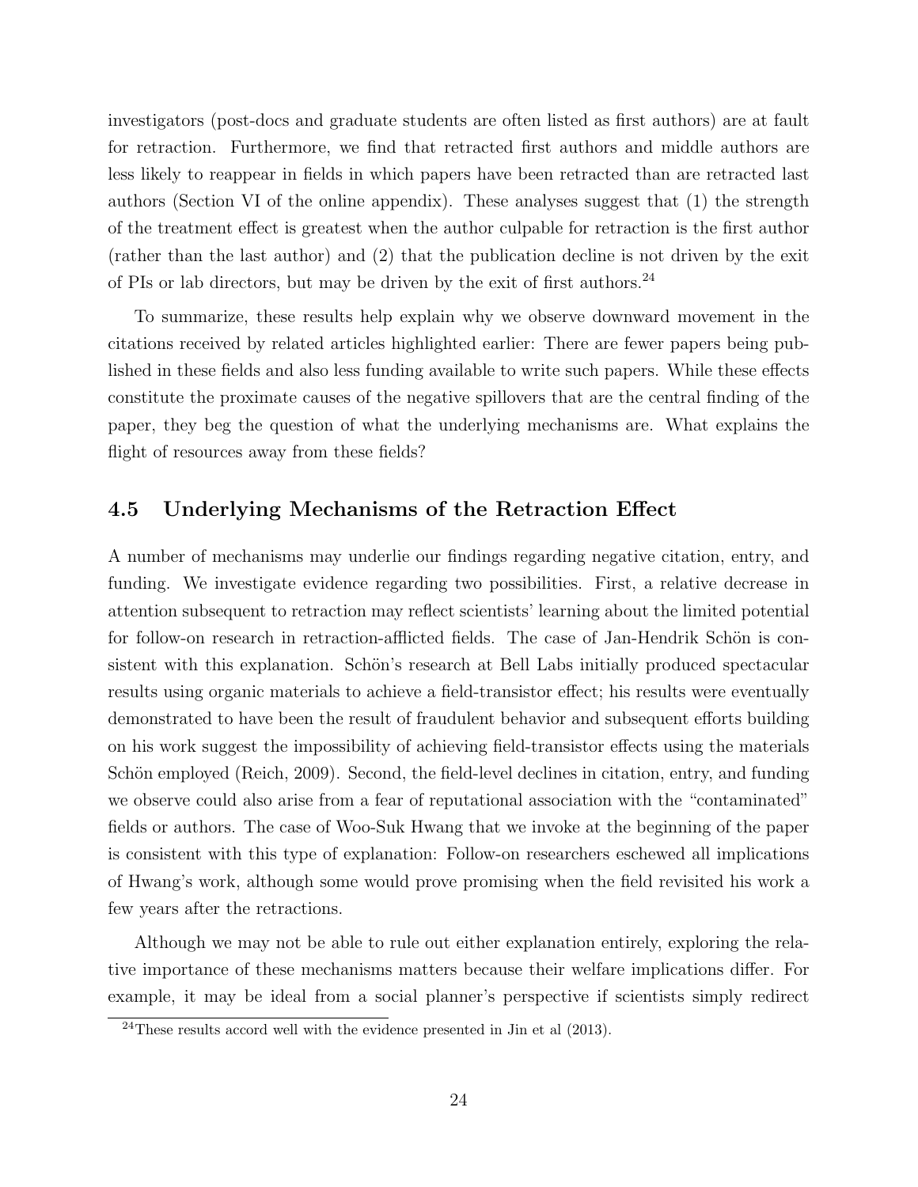investigators (post-docs and graduate students are often listed as first authors) are at fault for retraction. Furthermore, we find that retracted first authors and middle authors are less likely to reappear in fields in which papers have been retracted than are retracted last authors (Section VI of the online appendix). These analyses suggest that (1) the strength of the treatment effect is greatest when the author culpable for retraction is the first author (rather than the last author) and (2) that the publication decline is not driven by the exit of PIs or lab directors, but may be driven by the exit of first authors.[24]

To summarize, these results help explain why we observe downward movement in the citations received by related articles highlighted earlier: There are fewer papers being published in these fields and also less funding available to write such papers. While these effects constitute the proximate causes of the negative spillovers that are the central finding of the paper, they beg the question of what the underlying mechanisms are. What explains the flight of resources away from these fields?

## 4.5 Underlying Mechanisms of the Retraction Effect

A number of mechanisms may underlie our findings regarding negative citation, entry, and funding. We investigate evidence regarding two possibilities. First, a relative decrease in attention subsequent to retraction may reflect scientists' learning about the limited potential for follow-on research in retraction-afflicted fields. The case of Jan-Hendrik Schön is consistent with this explanation. Schön's research at Bell Labs initially produced spectacular results using organic materials to achieve a field-transistor effect; his results were eventually demonstrated to have been the result of fraudulent behavior and subsequent efforts building on his work suggest the impossibility of achieving field-transistor effects using the materials Schön employed (Reich, 2009). Second, the field-level declines in citation, entry, and funding we observe could also arise from a fear of reputational association with the "contaminated" fields or authors. The case of Woo-Suk Hwang that we invoke at the beginning of the paper is consistent with this type of explanation: Follow-on researchers eschewed all implications of Hwang's work, although some would prove promising when the field revisited his work a few years after the retractions.

Although we may not be able to rule out either explanation entirely, exploring the relative importance of these mechanisms matters because their welfare implications differ. For example, it may be ideal from a social planner's perspective if scientists simply redirect

[24] These results accord well with the evidence presented in Jin et al (2013).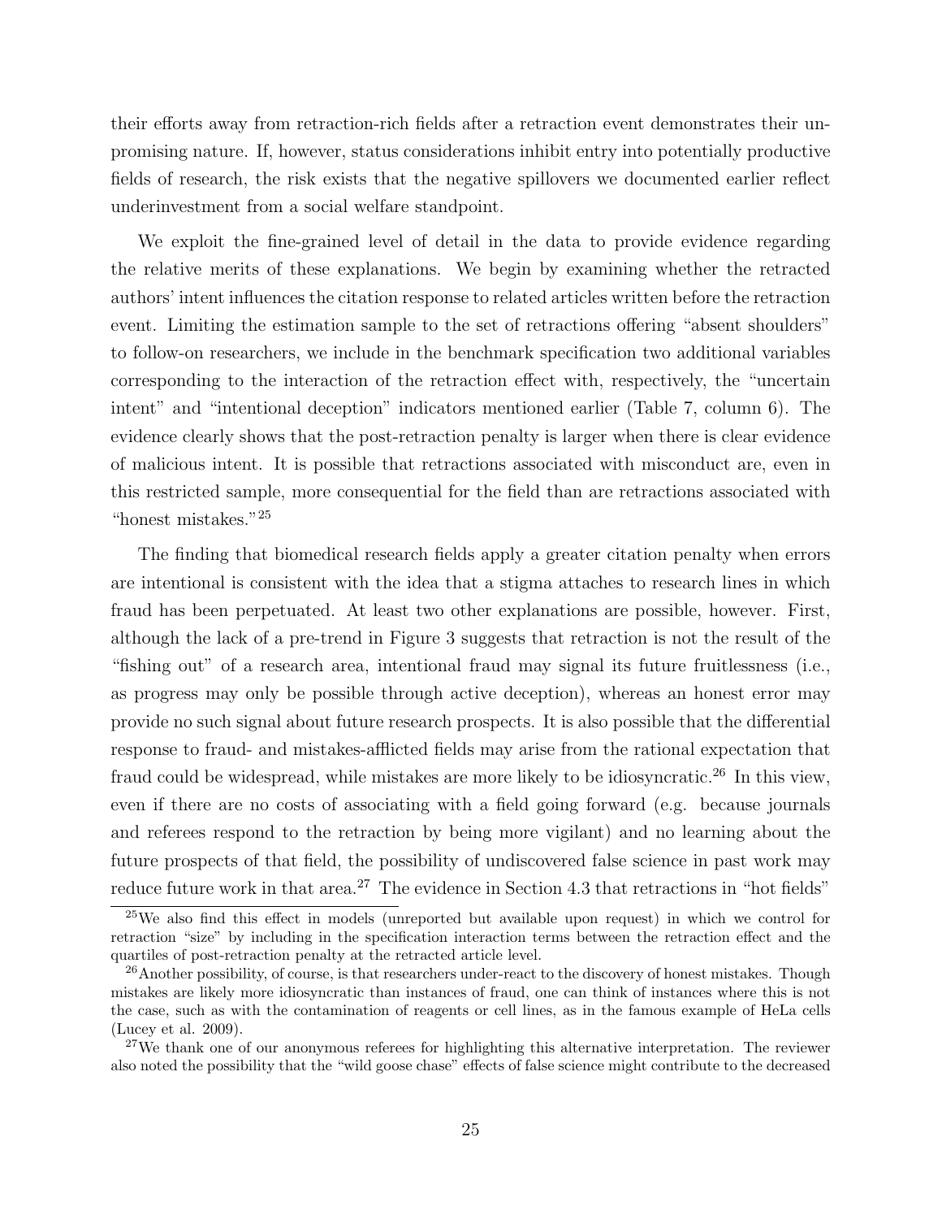their efforts away from retraction-rich fields after a retraction event demonstrates their unpromising nature. If, however, status considerations inhibit entry into potentially productive fields of research, the risk exists that the negative spillovers we documented earlier reflect underinvestment from a social welfare standpoint.

We exploit the fine-grained level of detail in the data to provide evidence regarding the relative merits of these explanations. We begin by examining whether the retracted authors' intent influences the citation response to related articles written before the retraction event. Limiting the estimation sample to the set of retractions offering "absent shoulders" to follow-on researchers, we include in the benchmark specification two additional variables corresponding to the interaction of the retraction effect with, respectively, the "uncertain intent" and "intentional deception" indicators mentioned earlier (Table 7, column 6). The evidence clearly shows that the post-retraction penalty is larger when there is clear evidence of malicious intent. It is possible that retractions associated with misconduct are, even in this restricted sample, more consequential for the field than are retractions associated with "honest mistakes."[25]

The finding that biomedical research fields apply a greater citation penalty when errors are intentional is consistent with the idea that a stigma attaches to research lines in which fraud has been perpetuated. At least two other explanations are possible, however. First, although the lack of a pre-trend in Figure 3 suggests that retraction is not the result of the "fishing out" of a research area, intentional fraud may signal its future fruitlessness (i.e., as progress may only be possible through active deception), whereas an honest error may provide no such signal about future research prospects. It is also possible that the differential response to fraud- and mistakes-afflicted fields may arise from the rational expectation that fraud could be widespread, while mistakes are more likely to be idiosyncratic.[26] In this view, even if there are no costs of associating with a field going forward (e.g. because journals and referees respond to the retraction by being more vigilant) and no learning about the future prospects of that field, the possibility of undiscovered false science in past work may reduce future work in that area.[27] The evidence in Section 4.3 that retractions in "hot fields"

[25] We also find this effect in models (unreported but available upon request) in which we control for retraction "size" by including in the specification interaction terms between the retraction effect and the quartiles of post-retraction penalty at the retracted article level.

[26] Another possibility, of course, is that researchers under-react to the discovery of honest mistakes. Though mistakes are likely more idiosyncratic than instances of fraud, one can think of instances where this is not the case, such as with the contamination of reagents or cell lines, as in the famous example of HeLa cells (Lucey et al. 2009).

[27] We thank one of our anonymous referees for highlighting this alternative interpretation. The reviewer also noted the possibility that the "wild goose chase" effects of false science might contribute to the decreased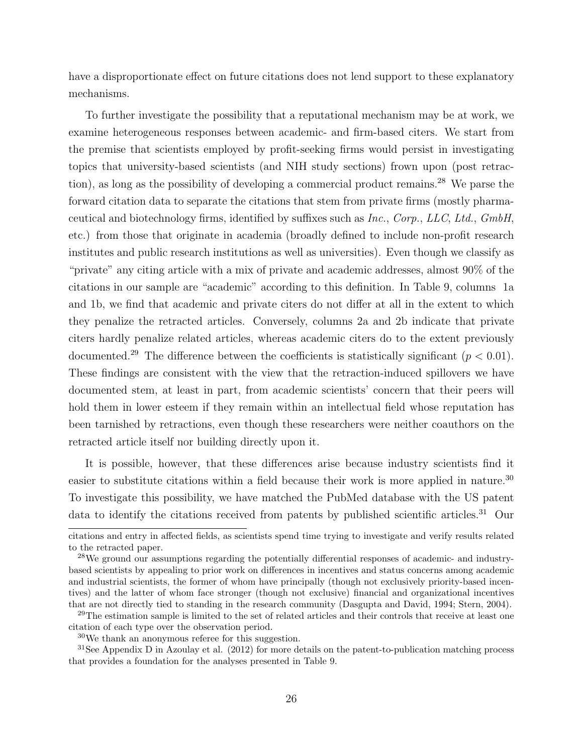have a disproportionate effect on future citations does not lend support to these explanatory mechanisms.

To further investigate the possibility that a reputational mechanism may be at work, we examine heterogeneous responses between academic- and firm-based citers. We start from the premise that scientists employed by profit-seeking firms would persist in investigating topics that university-based scientists (and NIH study sections) frown upon (post retraction), as long as the possibility of developing a commercial product remains.[28] We parse the forward citation data to separate the citations that stem from private firms (mostly pharmaceutical and biotechnology firms, identified by suffixes such as *Inc.*, *Corp.*, *LLC*, *Ltd.*, *GmbH*, etc.) from those that originate in academia (broadly defined to include non-profit research institutes and public research institutions as well as universities). Even though we classify as "private" any citing article with a mix of private and academic addresses, almost 90% of the citations in our sample are "academic" according to this definition. In Table 9, columns 1a and 1b, we find that academic and private citers do not differ at all in the extent to which they penalize the retracted articles. Conversely, columns 2a and 2b indicate that private citers hardly penalize related articles, whereas academic citers do to the extent previously documented.[29] The difference between the coefficients is statistically significant ($p < 0.01$). These findings are consistent with the view that the retraction-induced spillovers we have documented stem, at least in part, from academic scientists' concern that their peers will hold them in lower esteem if they remain within an intellectual field whose reputation has been tarnished by retractions, even though these researchers were neither coauthors on the retracted article itself nor building directly upon it.

It is possible, however, that these differences arise because industry scientists find it easier to substitute citations within a field because their work is more applied in nature.[30] To investigate this possibility, we have matched the PubMed database with the US patent data to identify the citations received from patents by published scientific articles.[31] Our

citations and entry in affected fields, as scientists spend time trying to investigate and verify results related to the retracted paper.

[28] We ground our assumptions regarding the potentially differential responses of academic- and industry-based scientists by appealing to prior work on differences in incentives and status concerns among academic and industrial scientists, the former of whom have principally (though not exclusively priority-based incentives) and the latter of whom face stronger (though not exclusive) financial and organizational incentives that are not directly tied to standing in the research community (Dasgupta and David, 1994; Stern, 2004).

[29] The estimation sample is limited to the set of related articles and their controls that receive at least one citation of each type over the observation period.

[30] We thank an anonymous referee for this suggestion.

[31] See Appendix D in Azoulay et al. (2012) for more details on the patent-to-publication matching process that provides a foundation for the analyses presented in Table 9.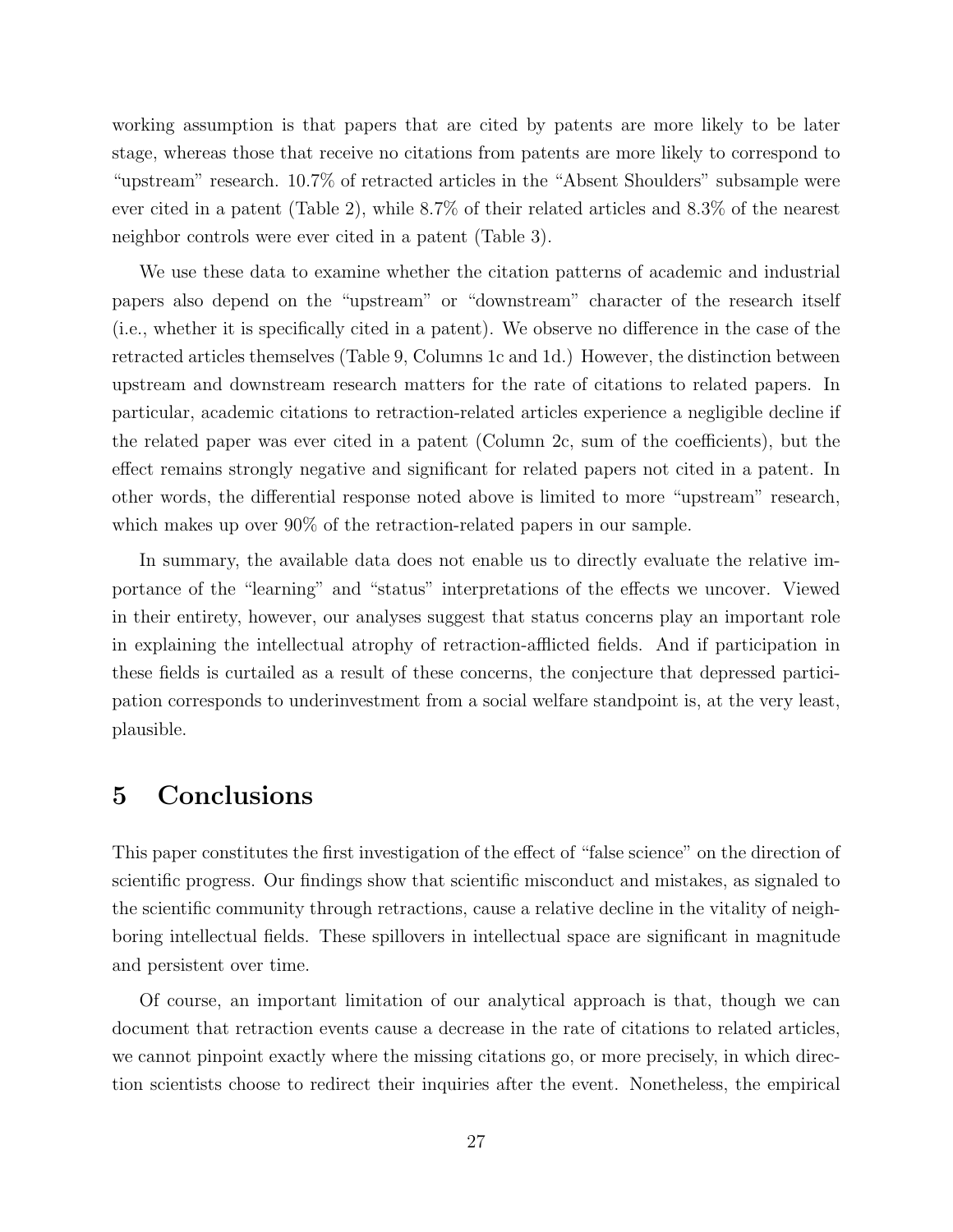working assumption is that papers that are cited by patents are more likely to be later stage, whereas those that receive no citations from patents are more likely to correspond to "upstream" research. 10.7% of retracted articles in the "Absent Shoulders" subsample were ever cited in a patent (Table 2), while 8.7% of their related articles and 8.3% of the nearest neighbor controls were ever cited in a patent (Table 3).

We use these data to examine whether the citation patterns of academic and industrial papers also depend on the "upstream" or "downstream" character of the research itself (i.e., whether it is specifically cited in a patent). We observe no difference in the case of the retracted articles themselves (Table 9, Columns 1c and 1d.) However, the distinction between upstream and downstream research matters for the rate of citations to related papers. In particular, academic citations to retraction-related articles experience a negligible decline if the related paper was ever cited in a patent (Column 2c, sum of the coefficients), but the effect remains strongly negative and significant for related papers not cited in a patent. In other words, the differential response noted above is limited to more "upstream" research, which makes up over 90% of the retraction-related papers in our sample.

In summary, the available data does not enable us to directly evaluate the relative importance of the "learning" and "status" interpretations of the effects we uncover. Viewed in their entirety, however, our analyses suggest that status concerns play an important role in explaining the intellectual atrophy of retraction-afflicted fields. And if participation in these fields is curtailed as a result of these concerns, the conjecture that depressed participation corresponds to underinvestment from a social welfare standpoint is, at the very least, plausible.

# 5 Conclusions

This paper constitutes the first investigation of the effect of "false science" on the direction of scientific progress. Our findings show that scientific misconduct and mistakes, as signaled to the scientific community through retractions, cause a relative decline in the vitality of neighboring intellectual fields. These spillovers in intellectual space are significant in magnitude and persistent over time.

Of course, an important limitation of our analytical approach is that, though we can document that retraction events cause a decrease in the rate of citations to related articles, we cannot pinpoint exactly where the missing citations go, or more precisely, in which direction scientists choose to redirect their inquiries after the event. Nonetheless, the empirical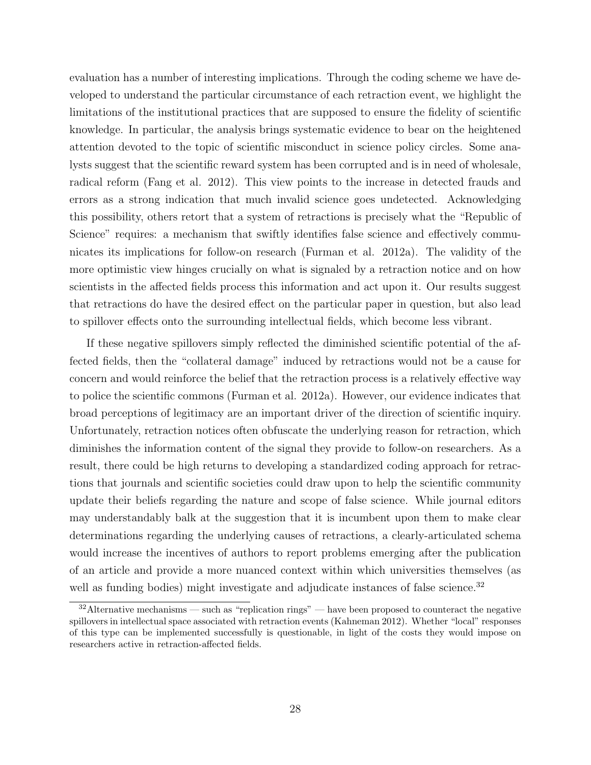evaluation has a number of interesting implications. Through the coding scheme we have developed to understand the particular circumstance of each retraction event, we highlight the limitations of the institutional practices that are supposed to ensure the fidelity of scientific knowledge. In particular, the analysis brings systematic evidence to bear on the heightened attention devoted to the topic of scientific misconduct in science policy circles. Some analysts suggest that the scientific reward system has been corrupted and is in need of wholesale, radical reform (Fang et al. 2012). This view points to the increase in detected frauds and errors as a strong indication that much invalid science goes undetected. Acknowledging this possibility, others retort that a system of retractions is precisely what the "Republic of Science" requires: a mechanism that swiftly identifies false science and effectively communicates its implications for follow-on research (Furman et al. 2012a). The validity of the more optimistic view hinges crucially on what is signaled by a retraction notice and on how scientists in the affected fields process this information and act upon it. Our results suggest that retractions do have the desired effect on the particular paper in question, but also lead to spillover effects onto the surrounding intellectual fields, which become less vibrant.

If these negative spillovers simply reflected the diminished scientific potential of the affected fields, then the "collateral damage" induced by retractions would not be a cause for concern and would reinforce the belief that the retraction process is a relatively effective way to police the scientific commons (Furman et al. 2012a). However, our evidence indicates that broad perceptions of legitimacy are an important driver of the direction of scientific inquiry. Unfortunately, retraction notices often obfuscate the underlying reason for retraction, which diminishes the information content of the signal they provide to follow-on researchers. As a result, there could be high returns to developing a standardized coding approach for retractions that journals and scientific societies could draw upon to help the scientific community update their beliefs regarding the nature and scope of false science. While journal editors may understandably balk at the suggestion that it is incumbent upon them to make clear determinations regarding the underlying causes of retractions, a clearly-articulated schema would increase the incentives of authors to report problems emerging after the publication of an article and provide a more nuanced context within which universities themselves (as well as funding bodies) might investigate and adjudicate instances of false science.[32]

[32] Alternative mechanisms — such as "replication rings" — have been proposed to counteract the negative spillovers in intellectual space associated with retraction events (Kahneman 2012). Whether "local" responses of this type can be implemented successfully is questionable, in light of the costs they would impose on researchers active in retraction-affected fields.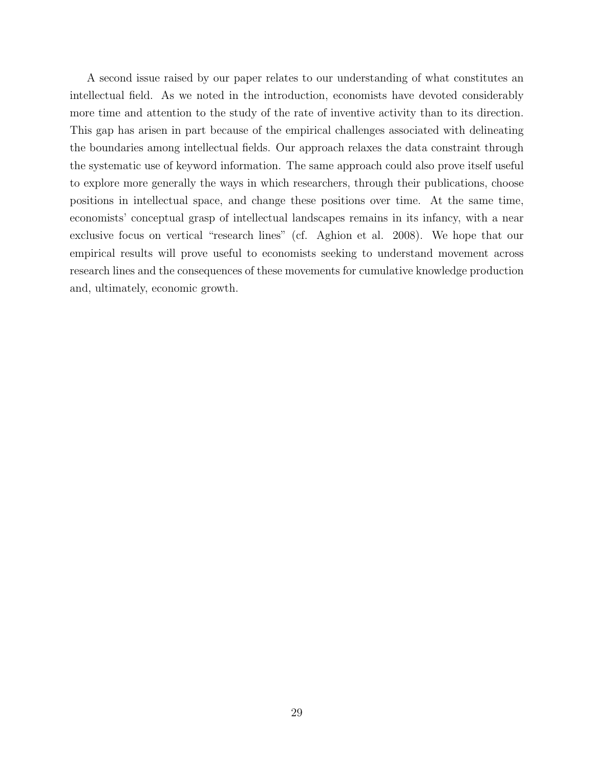A second issue raised by our paper relates to our understanding of what constitutes an intellectual field. As we noted in the introduction, economists have devoted considerably more time and attention to the study of the rate of inventive activity than to its direction. This gap has arisen in part because of the empirical challenges associated with delineating the boundaries among intellectual fields. Our approach relaxes the data constraint through the systematic use of keyword information. The same approach could also prove itself useful to explore more generally the ways in which researchers, through their publications, choose positions in intellectual space, and change these positions over time. At the same time, economists' conceptual grasp of intellectual landscapes remains in its infancy, with a near exclusive focus on vertical "research lines" (cf. Aghion et al. 2008). We hope that our empirical results will prove useful to economists seeking to understand movement across research lines and the consequences of these movements for cumulative knowledge production and, ultimately, economic growth.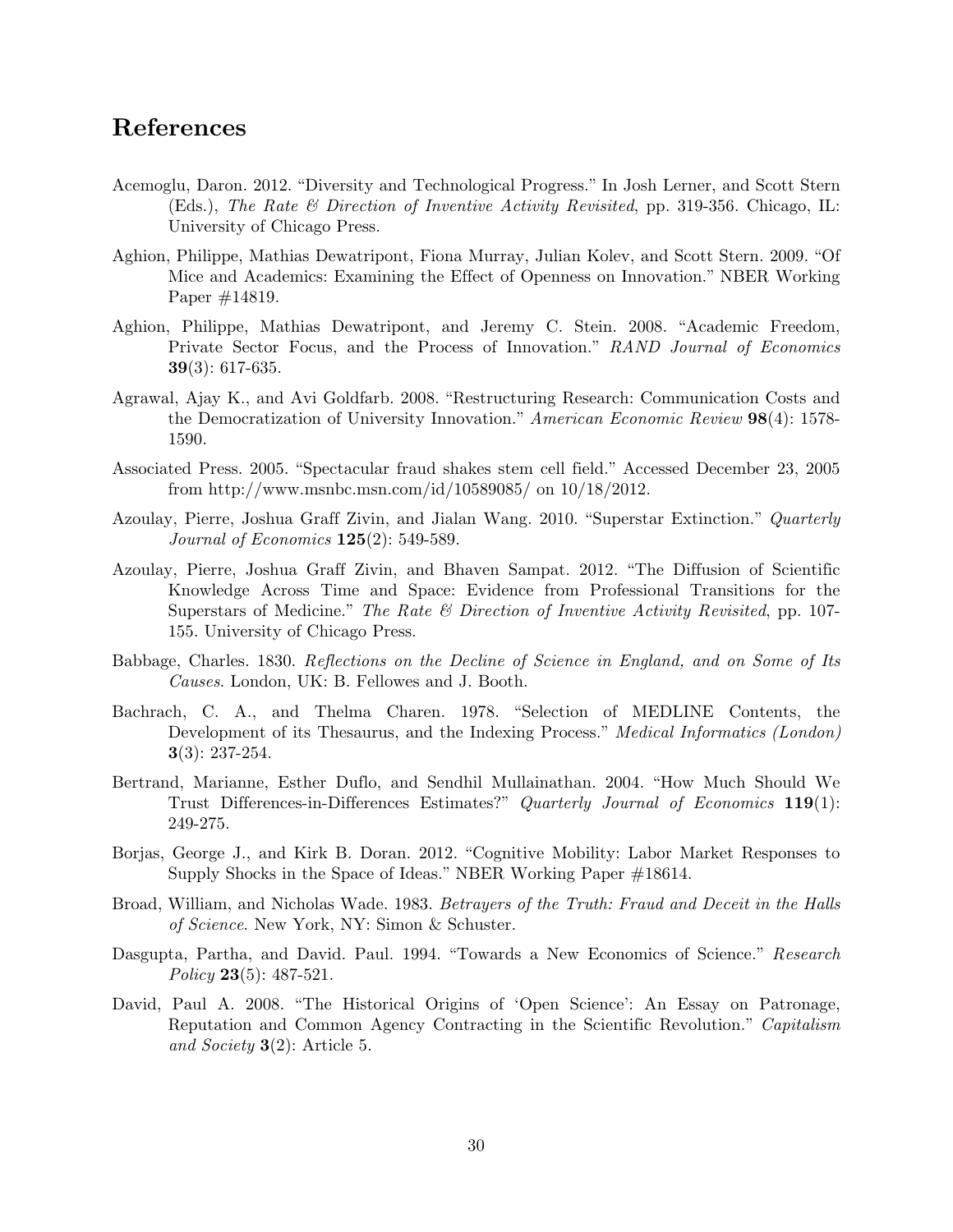## References

Acemoglu, Daron. 2012. "Diversity and Technological Progress." In Josh Lerner, and Scott Stern (Eds.), *The Rate & Direction of Inventive Activity Revisited*, pp. 319-356. Chicago, IL: University of Chicago Press.

Aghion, Philippe, Mathias Dewatripont, Fiona Murray, Julian Kolev, and Scott Stern. 2009. "Of Mice and Academics: Examining the Effect of Openness on Innovation." NBER Working Paper #14819.

Aghion, Philippe, Mathias Dewatripont, and Jeremy C. Stein. 2008. "Academic Freedom, Private Sector Focus, and the Process of Innovation." *RAND Journal of Economics* **39**(3): 617-635.

Agrawal, Ajay K., and Avi Goldfarb. 2008. "Restructuring Research: Communication Costs and the Democratization of University Innovation." *American Economic Review* **98**(4): 1578-1590.

Associated Press. 2005. "Spectacular fraud shakes stem cell field." Accessed December 23, 2005 from http://www.msnbc.msn.com/id/10589085/ on 10/18/2012.

Azoulay, Pierre, Joshua Graff Zivin, and Jialan Wang. 2010. "Superstar Extinction." *Quarterly Journal of Economics* **125**(2): 549-589.

Azoulay, Pierre, Joshua Graff Zivin, and Bhaven Sampat. 2012. "The Diffusion of Scientific Knowledge Across Time and Space: Evidence from Professional Transitions for the Superstars of Medicine." *The Rate & Direction of Inventive Activity Revisited*, pp. 107-155. University of Chicago Press.

Babbage, Charles. 1830. *Reflections on the Decline of Science in England, and on Some of Its Causes*. London, UK: B. Fellowes and J. Booth.

Bachrach, C. A., and Thelma Charen. 1978. "Selection of MEDLINE Contents, the Development of its Thesaurus, and the Indexing Process." *Medical Informatics (London)* **3**(3): 237-254.

Bertrand, Marianne, Esther Duflo, and Sendhil Mullainathan. 2004. "How Much Should We Trust Differences-in-Differences Estimates?" *Quarterly Journal of Economics* **119**(1): 249-275.

Borjas, George J., and Kirk B. Doran. 2012. "Cognitive Mobility: Labor Market Responses to Supply Shocks in the Space of Ideas." NBER Working Paper #18614.

Broad, William, and Nicholas Wade. 1983. *Betrayers of the Truth: Fraud and Deceit in the Halls of Science*. New York, NY: Simon & Schuster.

Dasgupta, Partha, and David. Paul. 1994. "Towards a New Economics of Science." *Research Policy* **23**(5): 487-521.

David, Paul A. 2008. "The Historical Origins of 'Open Science': An Essay on Patronage, Reputation and Common Agency Contracting in the Scientific Revolution." *Capitalism and Society* **3**(2): Article 5.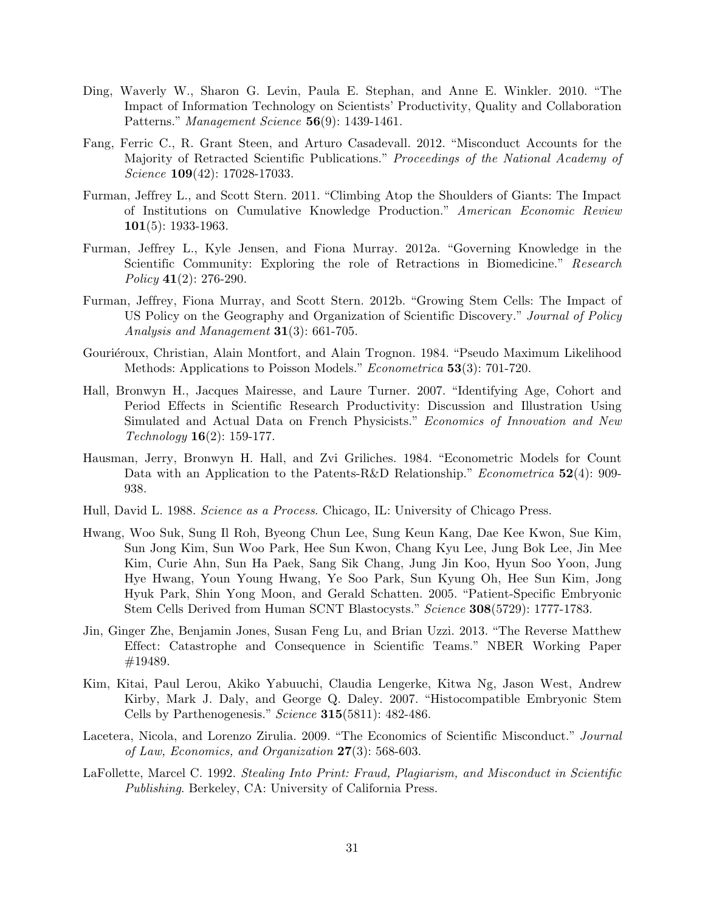Ding, Waverly W., Sharon G. Levin, Paula E. Stephan, and Anne E. Winkler. 2010. "The Impact of Information Technology on Scientists' Productivity, Quality and Collaboration Patterns." *Management Science* **56**(9): 1439-1461.

Fang, Ferric C., R. Grant Steen, and Arturo Casadevall. 2012. "Misconduct Accounts for the Majority of Retracted Scientific Publications." *Proceedings of the National Academy of Science* **109**(42): 17028-17033.

Furman, Jeffrey L., and Scott Stern. 2011. "Climbing Atop the Shoulders of Giants: The Impact of Institutions on Cumulative Knowledge Production." *American Economic Review* **101**(5): 1933-1963.

Furman, Jeffrey L., Kyle Jensen, and Fiona Murray. 2012a. "Governing Knowledge in the Scientific Community: Exploring the role of Retractions in Biomedicine." *Research Policy* **41**(2): 276-290.

Furman, Jeffrey, Fiona Murray, and Scott Stern. 2012b. "Growing Stem Cells: The Impact of US Policy on the Geography and Organization of Scientific Discovery." *Journal of Policy Analysis and Management* **31**(3): 661-705.

Gouriéroux, Christian, Alain Montfort, and Alain Trognon. 1984. "Pseudo Maximum Likelihood Methods: Applications to Poisson Models." *Econometrica* **53**(3): 701-720.

Hall, Bronwyn H., Jacques Mairesse, and Laure Turner. 2007. "Identifying Age, Cohort and Period Effects in Scientific Research Productivity: Discussion and Illustration Using Simulated and Actual Data on French Physicists." *Economics of Innovation and New Technology* **16**(2): 159-177.

Hausman, Jerry, Bronwyn H. Hall, and Zvi Griliches. 1984. "Econometric Models for Count Data with an Application to the Patents-R&D Relationship." *Econometrica* **52**(4): 909-938.

Hull, David L. 1988. *Science as a Process*. Chicago, IL: University of Chicago Press.

Hwang, Woo Suk, Sung Il Roh, Byeong Chun Lee, Sung Keun Kang, Dae Kee Kwon, Sue Kim, Sun Jong Kim, Sun Woo Park, Hee Sun Kwon, Chang Kyu Lee, Jung Bok Lee, Jin Mee Kim, Curie Ahn, Sun Ha Paek, Sang Sik Chang, Jung Jin Koo, Hyun Soo Yoon, Jung Hye Hwang, Youn Young Hwang, Ye Soo Park, Sun Kyung Oh, Hee Sun Kim, Jong Hyuk Park, Shin Yong Moon, and Gerald Schatten. 2005. "Patient-Specific Embryonic Stem Cells Derived from Human SCNT Blastocysts." *Science* **308**(5729): 1777-1783.

Jin, Ginger Zhe, Benjamin Jones, Susan Feng Lu, and Brian Uzzi. 2013. "The Reverse Matthew Effect: Catastrophe and Consequence in Scientific Teams." NBER Working Paper #19489.

Kim, Kitai, Paul Lerou, Akiko Yabuuchi, Claudia Lengerke, Kitwa Ng, Jason West, Andrew Kirby, Mark J. Daly, and George Q. Daley. 2007. "Histocompatible Embryonic Stem Cells by Parthenogenesis." *Science* **315**(5811): 482-486.

Lacetera, Nicola, and Lorenzo Zirulia. 2009. "The Economics of Scientific Misconduct." *Journal of Law, Economics, and Organization* **27**(3): 568-603.

LaFollette, Marcel C. 1992. *Stealing Into Print: Fraud, Plagiarism, and Misconduct in Scientific Publishing*. Berkeley, CA: University of California Press.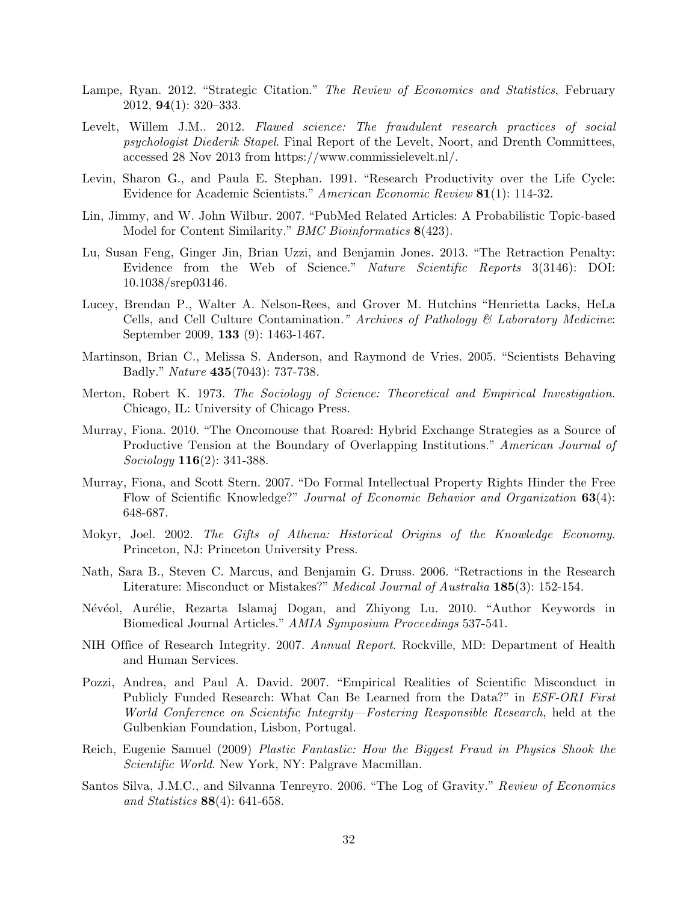Lampe, Ryan. 2012. "Strategic Citation." *The Review of Economics and Statistics*, February 2012, **94**(1): 320–333.

Levelt, Willem J.M.. 2012. *Flawed science: The fraudulent research practices of social psychologist Diederik Stapel*. Final Report of the Levelt, Noort, and Drenth Committees, accessed 28 Nov 2013 from https://www.commissielevelt.nl/.

Levin, Sharon G., and Paula E. Stephan. 1991. "Research Productivity over the Life Cycle: Evidence for Academic Scientists." *American Economic Review* **81**(1): 114-32.

Lin, Jimmy, and W. John Wilbur. 2007. "PubMed Related Articles: A Probabilistic Topic-based Model for Content Similarity." *BMC Bioinformatics* **8**(423).

Lu, Susan Feng, Ginger Jin, Brian Uzzi, and Benjamin Jones. 2013. "The Retraction Penalty: Evidence from the Web of Science." *Nature Scientific Reports* 3(3146): DOI: 10.1038/srep03146.

Lucey, Brendan P., Walter A. Nelson-Rees, and Grover M. Hutchins "Henrietta Lacks, HeLa Cells, and Cell Culture Contamination." *Archives of Pathology & Laboratory Medicine*: September 2009, **133** (9): 1463-1467.

Martinson, Brian C., Melissa S. Anderson, and Raymond de Vries. 2005. "Scientists Behaving Badly." *Nature* **435**(7043): 737-738.

Merton, Robert K. 1973. *The Sociology of Science: Theoretical and Empirical Investigation*. Chicago, IL: University of Chicago Press.

Murray, Fiona. 2010. "The Oncomouse that Roared: Hybrid Exchange Strategies as a Source of Productive Tension at the Boundary of Overlapping Institutions." *American Journal of Sociology* **116**(2): 341-388.

Murray, Fiona, and Scott Stern. 2007. "Do Formal Intellectual Property Rights Hinder the Free Flow of Scientific Knowledge?" *Journal of Economic Behavior and Organization* **63**(4): 648-687.

Mokyr, Joel. 2002. *The Gifts of Athena: Historical Origins of the Knowledge Economy*. Princeton, NJ: Princeton University Press.

Nath, Sara B., Steven C. Marcus, and Benjamin G. Druss. 2006. "Retractions in the Research Literature: Misconduct or Mistakes?" *Medical Journal of Australia* **185**(3): 152-154.

Névéol, Aurélie, Rezarta Islamaj Dogan, and Zhiyong Lu. 2010. "Author Keywords in Biomedical Journal Articles." *AMIA Symposium Proceedings* 537-541.

NIH Office of Research Integrity. 2007. *Annual Report*. Rockville, MD: Department of Health and Human Services.

Pozzi, Andrea, and Paul A. David. 2007. "Empirical Realities of Scientific Misconduct in Publicly Funded Research: What Can Be Learned from the Data?" in *ESF-ORI First World Conference on Scientific Integrity—Fostering Responsible Research*, held at the Gulbenkian Foundation, Lisbon, Portugal.

Reich, Eugenie Samuel (2009) *Plastic Fantastic: How the Biggest Fraud in Physics Shook the Scientific World*. New York, NY: Palgrave Macmillan.

Santos Silva, J.M.C., and Silvanna Tenreyro. 2006. "The Log of Gravity." *Review of Economics and Statistics* **88**(4): 641-658.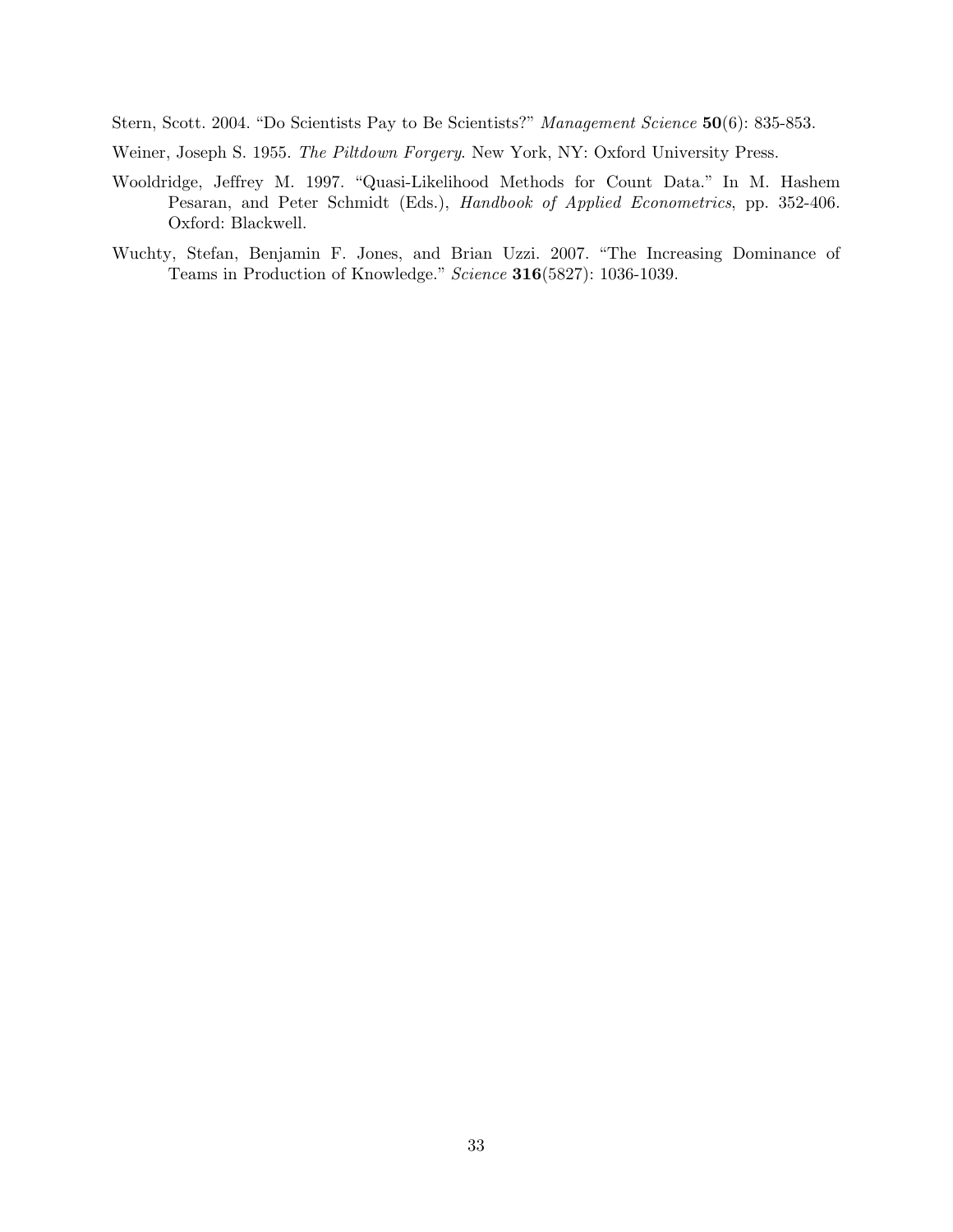Stern, Scott. 2004. "Do Scientists Pay to Be Scientists?" *Management Science* **50**(6): 835-853.

Weiner, Joseph S. 1955. *The Piltdown Forgery*. New York, NY: Oxford University Press.

Wooldridge, Jeffrey M. 1997. "Quasi-Likelihood Methods for Count Data." In M. Hashem Pesaran, and Peter Schmidt (Eds.), *Handbook of Applied Econometrics*, pp. 352-406. Oxford: Blackwell.

Wuchty, Stefan, Benjamin F. Jones, and Brian Uzzi. 2007. "The Increasing Dominance of Teams in Production of Knowledge." *Science* **316**(5827): 1036-1039.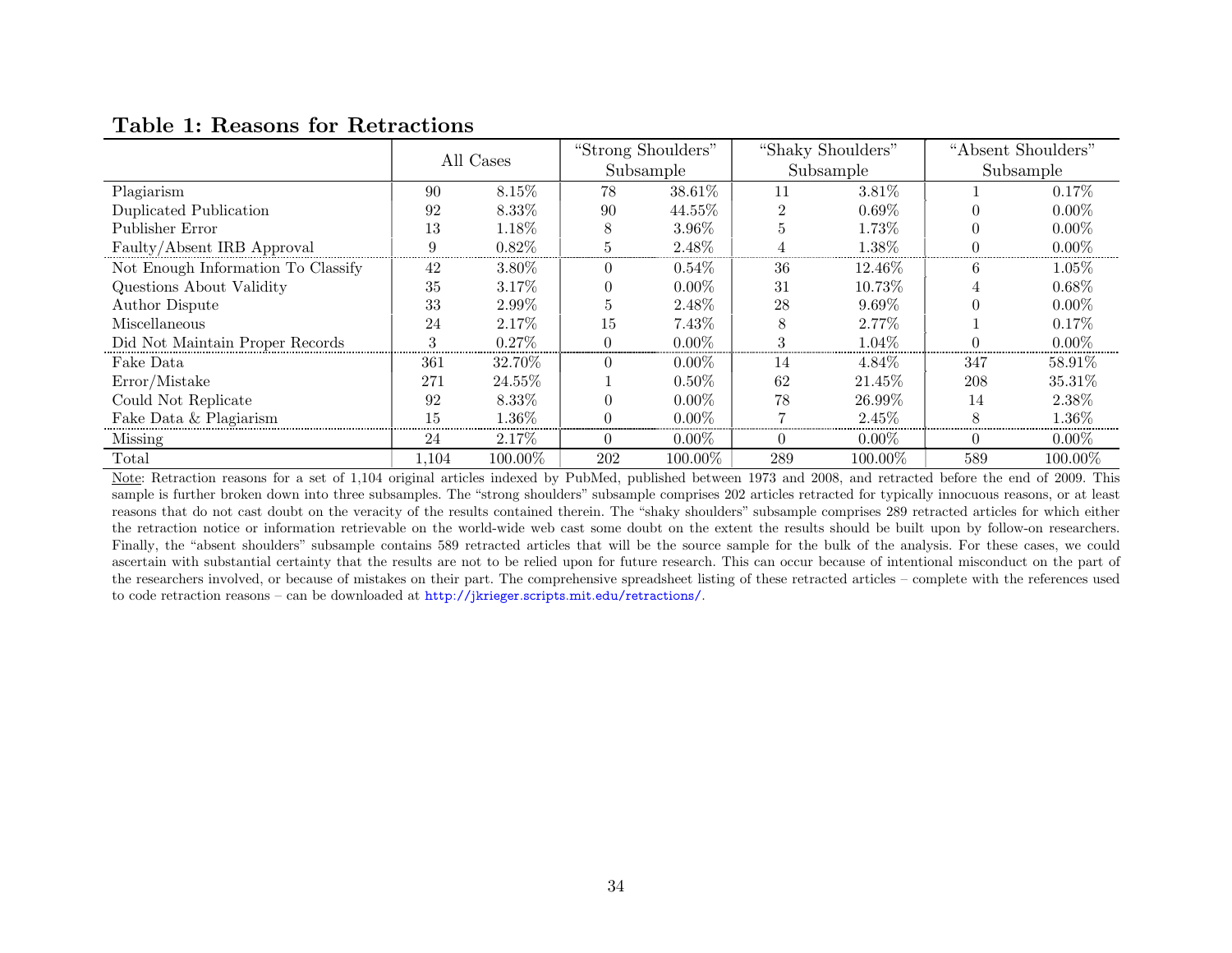**Table 1: Reasons for Retractions**

| | All Cases | | "Strong Shoulders" Subsample | | "Shaky Shoulders" Subsample | | "Absent Shoulders" Subsample | |
|---|---|---|---|---|---|---|---|---|
| Plagiarism | 90 | 8.15% | 78 | 38.61% | 11 | 3.81% | 1 | 0.17% |
| Duplicated Publication | 92 | 8.33% | 90 | 44.55% | 2 | 0.69% | 0 | 0.00% |
| Publisher Error | 13 | 1.18% | 8 | 3.96% | 5 | 1.73% | 0 | 0.00% |
| Faulty/Absent IRB Approval | 9 | 0.82% | 5 | 2.48% | 4 | 1.38% | 0 | 0.00% |
| Not Enough Information To Classify | 42 | 3.80% | 0 | 0.54% | 36 | 12.46% | 6 | 1.05% |
| Questions About Validity | 35 | 3.17% | 0 | 0.00% | 31 | 10.73% | 4 | 0.68% |
| Author Dispute | 33 | 2.99% | 5 | 2.48% | 28 | 9.69% | 0 | 0.00% |
| Miscellaneous | 24 | 2.17% | 15 | 7.43% | 8 | 2.77% | 1 | 0.17% |
| Did Not Maintain Proper Records | 3 | 0.27% | 0 | 0.00% | 3 | 1.04% | 0 | 0.00% |
| Fake Data | 361 | 32.70% | 0 | 0.00% | 14 | 4.84% | 347 | 58.91% |
| Error/Mistake | 271 | 24.55% | 1 | 0.50% | 62 | 21.45% | 208 | 35.31% |
| Could Not Replicate | 92 | 8.33% | 0 | 0.00% | 78 | 26.99% | 14 | 2.38% |
| Fake Data & Plagiarism | 15 | 1.36% | 0 | 0.00% | 7 | 2.45% | 8 | 1.36% |
| Missing | 24 | 2.17% | 0 | 0.00% | 0 | 0.00% | 0 | 0.00% |
| Total | 1,104 | 100.00% | 202 | 100.00% | 289 | 100.00% | 589 | 100.00% |

Note: Retraction reasons for a set of 1,104 original articles indexed by PubMed, published between 1973 and 2008, and retracted before the end of 2009. This sample is further broken down into three subsamples. The "strong shoulders" subsample comprises 202 articles retracted for typically innocuous reasons, or at least reasons that do not cast doubt on the veracity of the results contained therein. The "shaky shoulders" subsample comprises 289 retracted articles for which either the retraction notice or information retrievable on the world-wide web cast some doubt on the extent the results should be built upon by follow-on researchers. Finally, the "absent shoulders" subsample contains 589 retracted articles that will be the source sample for the bulk of the analysis. For these cases, we could ascertain with substantial certainty that the results are not to be relied upon for future research. This can occur because of intentional misconduct on the part of the researchers involved, or because of mistakes on their part. The comprehensive spreadsheet listing of these retracted articles – complete with the references used to code retraction reasons – can be downloaded at http://jkrieger.scripts.mit.edu/retractions/.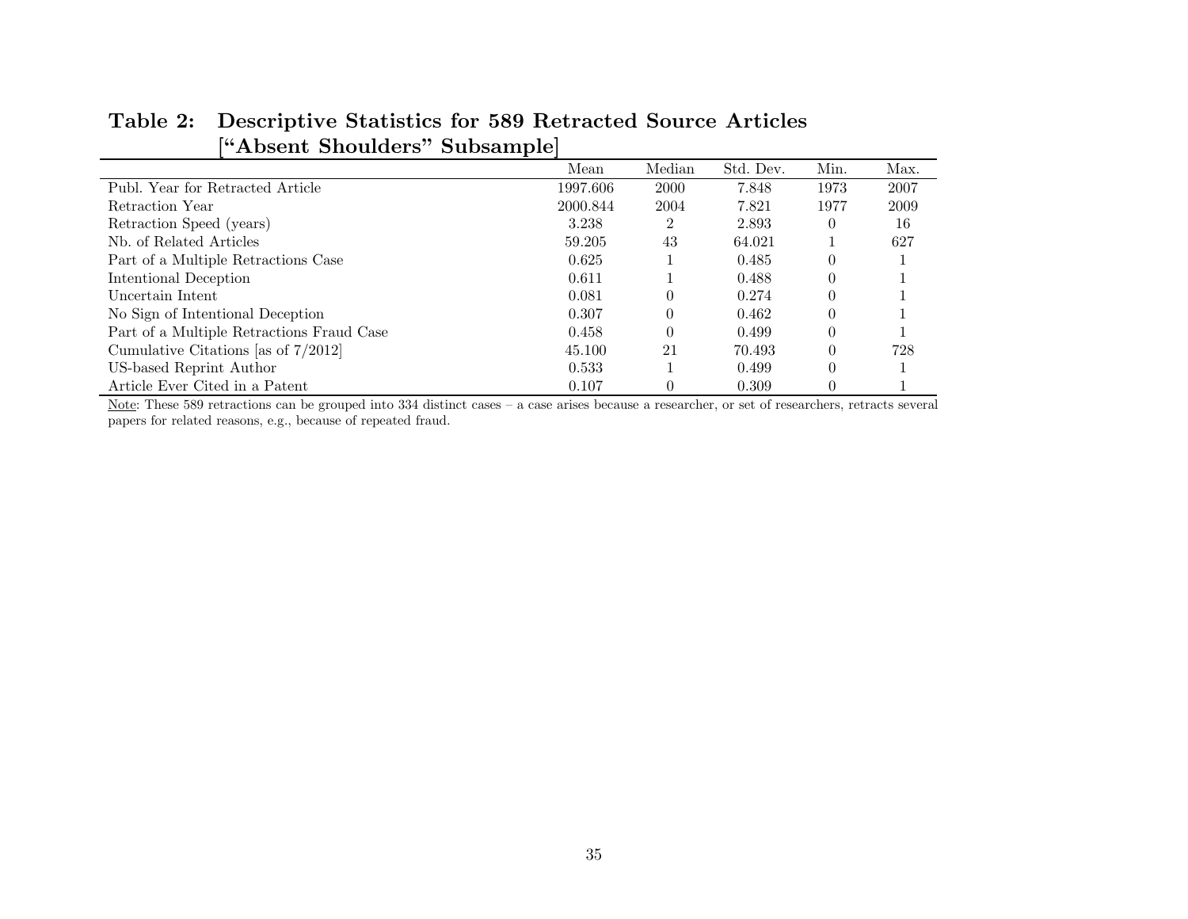**Table 2: Descriptive Statistics for 589 Retracted Source Articles ["Absent Shoulders" Subsample]**

| | Mean | Median | Std. Dev. | Min. | Max. |
|---|---|---|---|---|---|
| Publ. Year for Retracted Article | 1997.606 | 2000 | 7.848 | 1973 | 2007 |
| Retraction Year | 2000.844 | 2004 | 7.821 | 1977 | 2009 |
| Retraction Speed (years) | 3.238 | 2 | 2.893 | 0 | 16 |
| Nb. of Related Articles | 59.205 | 43 | 64.021 | 1 | 627 |
| Part of a Multiple Retractions Case | 0.625 | 1 | 0.485 | 0 | 1 |
| Intentional Deception | 0.611 | 1 | 0.488 | 0 | 1 |
| Uncertain Intent | 0.081 | 0 | 0.274 | 0 | 1 |
| No Sign of Intentional Deception | 0.307 | 0 | 0.462 | 0 | 1 |
| Part of a Multiple Retractions Fraud Case | 0.458 | 0 | 0.499 | 0 | 1 |
| Cumulative Citations [as of 7/2012] | 45.100 | 21 | 70.493 | 0 | 728 |
| US-based Reprint Author | 0.533 | 1 | 0.499 | 0 | 1 |
| Article Ever Cited in a Patent | 0.107 | 0 | 0.309 | 0 | 1 |

Note: These 589 retractions can be grouped into 334 distinct cases – a case arises because a researcher, or set of researchers, retracts several papers for related reasons, e.g., because of repeated fraud.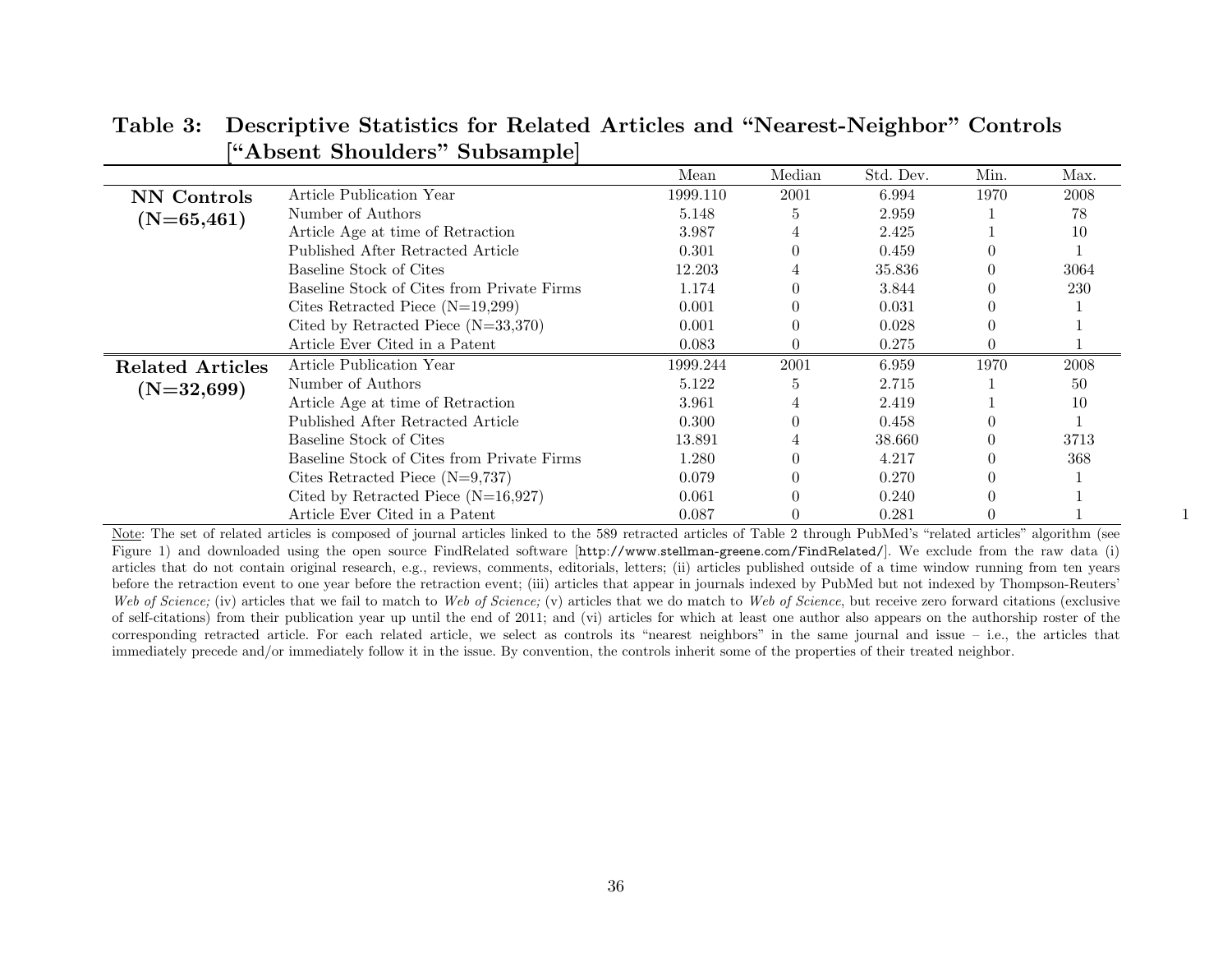**Table 3: Descriptive Statistics for Related Articles and "Nearest-Neighbor" Controls ["Absent Shoulders" Subsample]**

| | | Mean | Median | Std. Dev. | Min. | Max. |
|---|---|---|---|---|---|---|
| **NN Controls (N=65,461)** | Article Publication Year | 1999.110 | 2001 | 6.994 | 1970 | 2008 |
| | Number of Authors | 5.148 | 5 | 2.959 | 1 | 78 |
| | Article Age at time of Retraction | 3.987 | 4 | 2.425 | 1 | 10 |
| | Published After Retracted Article | 0.301 | 0 | 0.459 | 0 | 1 |
| | Baseline Stock of Cites | 12.203 | 4 | 35.836 | 0 | 3064 |
| | Baseline Stock of Cites from Private Firms | 1.174 | 0 | 3.844 | 0 | 230 |
| | Cites Retracted Piece (N=19,299) | 0.001 | 0 | 0.031 | 0 | 1 |
| | Cited by Retracted Piece (N=33,370) | 0.001 | 0 | 0.028 | 0 | 1 |
| | Article Ever Cited in a Patent | 0.083 | 0 | 0.275 | 0 | 1 |
| **Related Articles (N=32,699)** | Article Publication Year | 1999.244 | 2001 | 6.959 | 1970 | 2008 |
| | Number of Authors | 5.122 | 5 | 2.715 | 1 | 50 |
| | Article Age at time of Retraction | 3.961 | 4 | 2.419 | 1 | 10 |
| | Published After Retracted Article | 0.300 | 0 | 0.458 | 0 | 1 |
| | Baseline Stock of Cites | 13.891 | 4 | 38.660 | 0 | 3713 |
| | Baseline Stock of Cites from Private Firms | 1.280 | 0 | 4.217 | 0 | 368 |
| | Cites Retracted Piece (N=9,737) | 0.079 | 0 | 0.270 | 0 | 1 |
| | Cited by Retracted Piece (N=16,927) | 0.061 | 0 | 0.240 | 0 | 1 |
| | Article Ever Cited in a Patent | 0.087 | 0 | 0.281 | 0 | 1 |

Note: The set of related articles is composed of journal articles linked to the 589 retracted articles of Table 2 through PubMed's "related articles" algorithm (see Figure 1) and downloaded using the open source FindRelated software [http://www.stellman-greene.com/FindRelated/]. We exclude from the raw data (i) articles that do not contain original research, e.g., reviews, comments, editorials, letters; (ii) articles published outside of a time window running from ten years before the retraction event to one year before the retraction event; (iii) articles that appear in journals indexed by PubMed but not indexed by Thompson-Reuters' *Web of Science;* (iv) articles that we fail to match to *Web of Science;* (v) articles that we do match to *Web of Science*, but receive zero forward citations (exclusive of self-citations) from their publication year up until the end of 2011; and (vi) articles for which at least one author also appears on the authorship roster of the corresponding retracted article. For each related article, we select as controls its "nearest neighbors" in the same journal and issue – i.e., the articles that immediately precede and/or immediately follow it in the issue. By convention, the controls inherit some of the properties of their treated neighbor.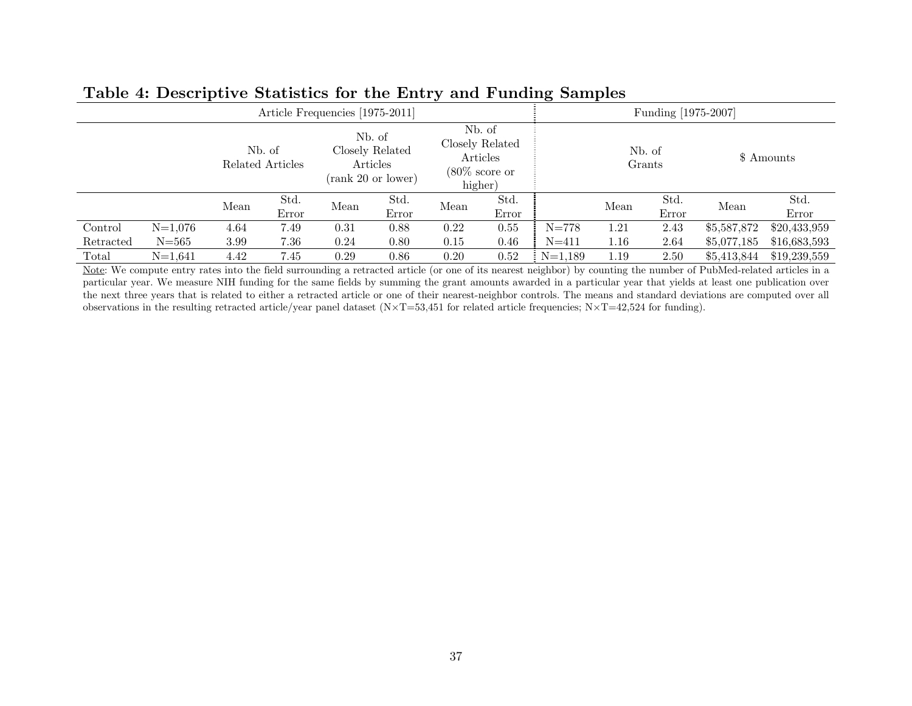**Table 4: Descriptive Statistics for the Entry and Funding Samples**

| | | Article Frequencies [1975-2011] | | | | | | Funding [1975-2007] | | | | |
|---|---|---|---|---|---|---|---|---|---|---|---|---|
| | | Nb. of Related Articles | | Nb. of Closely Related Articles (rank 20 or lower) | | Nb. of Closely Related Articles (80% score or higher) | | | Nb. of Grants | | $ Amounts | |
| | | Mean | Std. Error | Mean | Std. Error | Mean | Std. Error | | Mean | Std. Error | Mean | Std. Error |
| Control | N=1,076 | 4.64 | 7.49 | 0.31 | 0.88 | 0.22 | 0.55 | N=778 | 1.21 | 2.43 | $5,587,872 | $20,433,959 |
| Retracted | N=565 | 3.99 | 7.36 | 0.24 | 0.80 | 0.15 | 0.46 | N=411 | 1.16 | 2.64 | $5,077,185 | $16,683,593 |
| Total | N=1,641 | 4.42 | 7.45 | 0.29 | 0.86 | 0.20 | 0.52 | N=1,189 | 1.19 | 2.50 | $5,413,844 | $19,239,559 |

Note: We compute entry rates into the field surrounding a retracted article (or one of its nearest neighbor) by counting the number of PubMed-related articles in a particular year. We measure NIH funding for the same fields by summing the grant amounts awarded in a particular year that yields at least one publication over the next three years that is related to either a retracted article or one of their nearest-neighbor controls. The means and standard deviations are computed over all observations in the resulting retracted article/year panel dataset ($N \times T$=53,451 for related article frequencies; $N \times T$=42,524 for funding).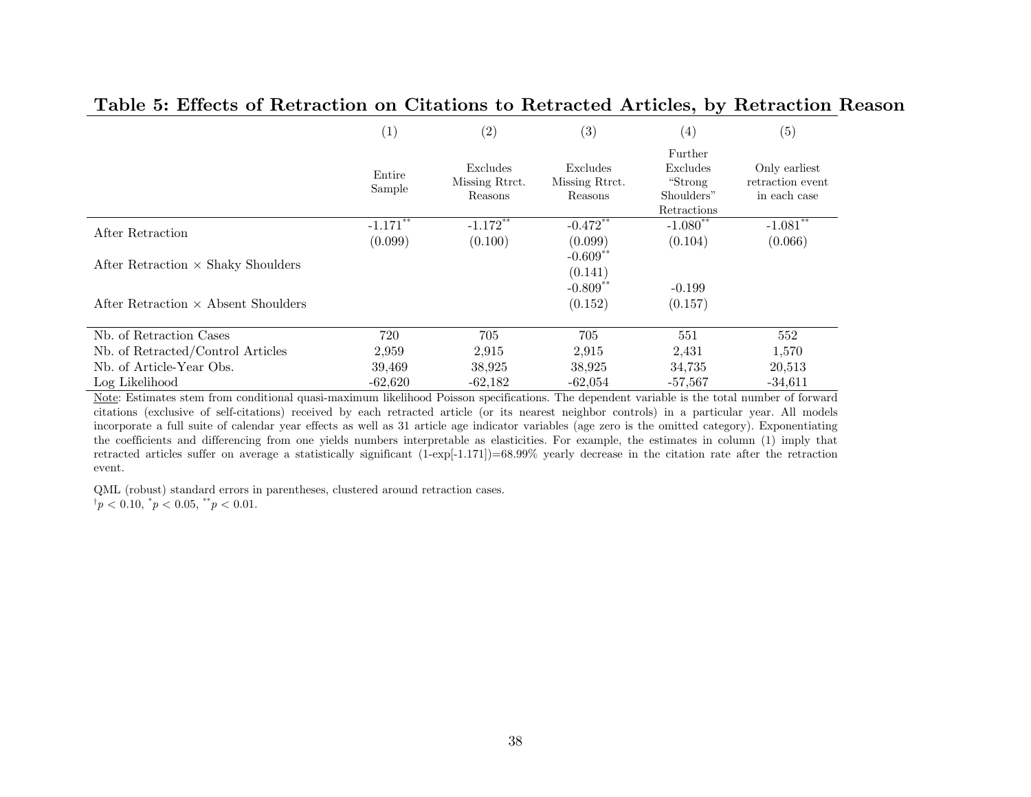## Table 5: Effects of Retraction on Citations to Retracted Articles, by Retraction Reason

| | (1) | (2) | (3) | (4) | (5) |
|---|---|---|---|---|---|
| | Entire Sample | Excludes Missing Rtrct. Reasons | Excludes Missing Rtrct. Reasons | Further Excludes "Strong Shoulders" Retractions | Only earliest retraction event in each case |
| After Retraction | -1.171$^{**}$ | -1.172$^{**}$ | -0.472$^{**}$ | -1.080$^{**}$ | -1.081$^{**}$ |
| | (0.099) | (0.100) | (0.099) | (0.104) | (0.066) |
| After Retraction × Shaky Shoulders | | | -0.609$^{**}$ | | |
| | | | (0.141) | | |
| After Retraction × Absent Shoulders | | | -0.809$^{**}$ | -0.199 | |
| | | | (0.152) | (0.157) | |
| Nb. of Retraction Cases | 720 | 705 | 705 | 551 | 552 |
| Nb. of Retracted/Control Articles | 2,959 | 2,915 | 2,915 | 2,431 | 1,570 |
| Nb. of Article-Year Obs. | 39,469 | 38,925 | 38,925 | 34,735 | 20,513 |
| Log Likelihood | -62,620 | -62,182 | -62,054 | -57,567 | -34,611 |

Note: Estimates stem from conditional quasi-maximum likelihood Poisson specifications. The dependent variable is the total number of forward citations (exclusive of self-citations) received by each retracted article (or its nearest neighbor controls) in a particular year. All models incorporate a full suite of calendar year effects as well as 31 article age indicator variables (age zero is the omitted category). Exponentiating the coefficients and differencing from one yields numbers interpretable as elasticities. For example, the estimates in column (1) imply that retracted articles suffer on average a statistically significant (1-exp[-1.171])=68.99% yearly decrease in the citation rate after the retraction event.

QML (robust) standard errors in parentheses, clustered around retraction cases.
$^{\dagger}p < 0.10$, $^{*}p < 0.05$, $^{**}p < 0.01$.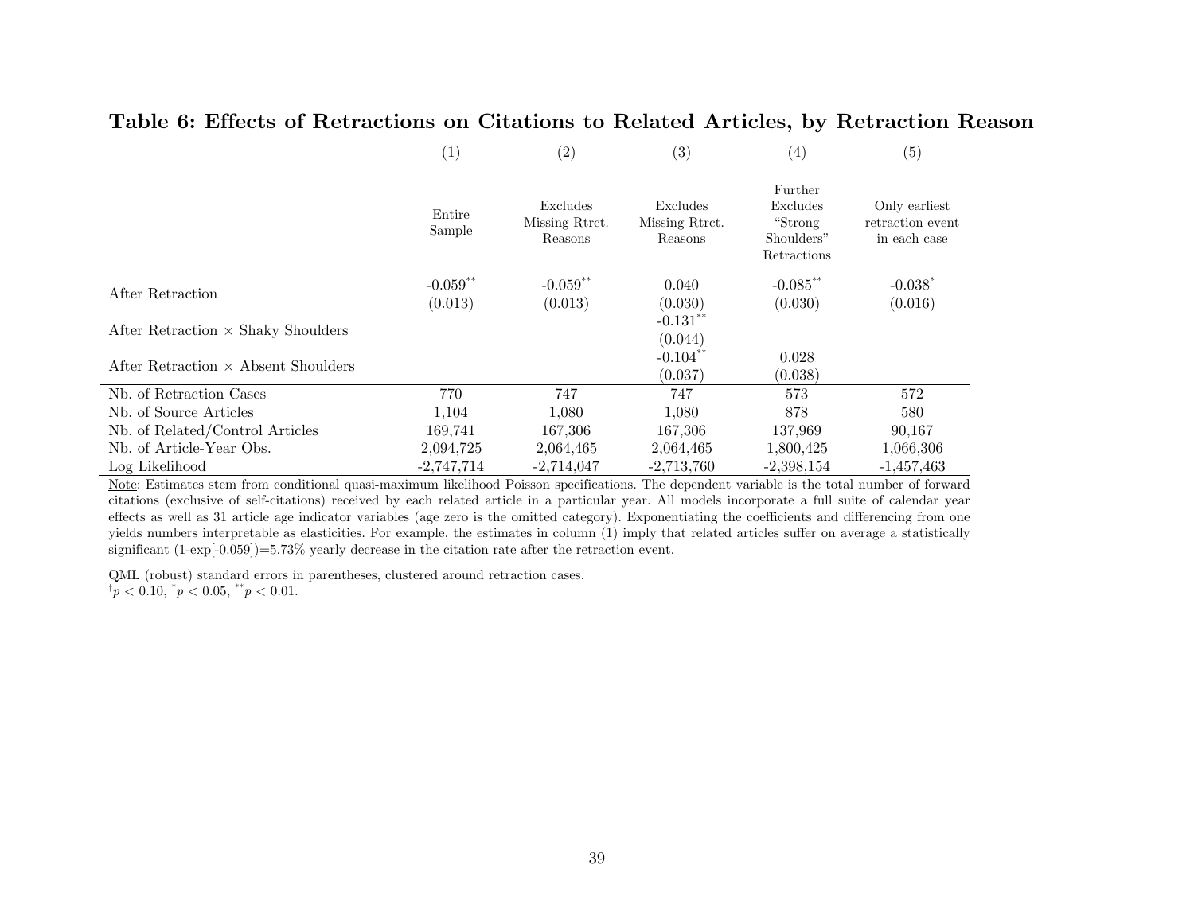## Table 6: Effects of Retractions on Citations to Related Articles, by Retraction Reason

| | (1) | (2) | (3) | (4) | (5) |
|---|---|---|---|---|---|
| | Entire Sample | Excludes Missing Rtrct. Reasons | Excludes Missing Rtrct. Reasons | Further Excludes "Strong Shoulders" Retractions | Only earliest retraction event in each case |
| After Retraction | -0.059** | -0.059** | 0.040 | -0.085** | -0.038* |
| | (0.013) | (0.013) | (0.030) | (0.030) | (0.016) |
| After Retraction × Shaky Shoulders | | | -0.131** | | |
| | | | (0.044) | | |
| After Retraction × Absent Shoulders | | | -0.104** | 0.028 | |
| | | | (0.037) | (0.038) | |
| Nb. of Retraction Cases | 770 | 747 | 747 | 573 | 572 |
| Nb. of Source Articles | 1,104 | 1,080 | 1,080 | 878 | 580 |
| Nb. of Related/Control Articles | 169,741 | 167,306 | 167,306 | 137,969 | 90,167 |
| Nb. of Article-Year Obs. | 2,094,725 | 2,064,465 | 2,064,465 | 1,800,425 | 1,066,306 |
| Log Likelihood | -2,747,714 | -2,714,047 | -2,713,760 | -2,398,154 | -1,457,463 |

Note: Estimates stem from conditional quasi-maximum likelihood Poisson specifications. The dependent variable is the total number of forward citations (exclusive of self-citations) received by each related article in a particular year. All models incorporate a full suite of calendar year effects as well as 31 article age indicator variables (age zero is the omitted category). Exponentiating the coefficients and differencing from one yields numbers interpretable as elasticities. For example, the estimates in column (1) imply that related articles suffer on average a statistically significant (1-exp[-0.059])=5.73% yearly decrease in the citation rate after the retraction event.

QML (robust) standard errors in parentheses, clustered around retraction cases.
$^{\dagger}p < 0.10$, $^{*}p < 0.05$, $^{**}p < 0.01$.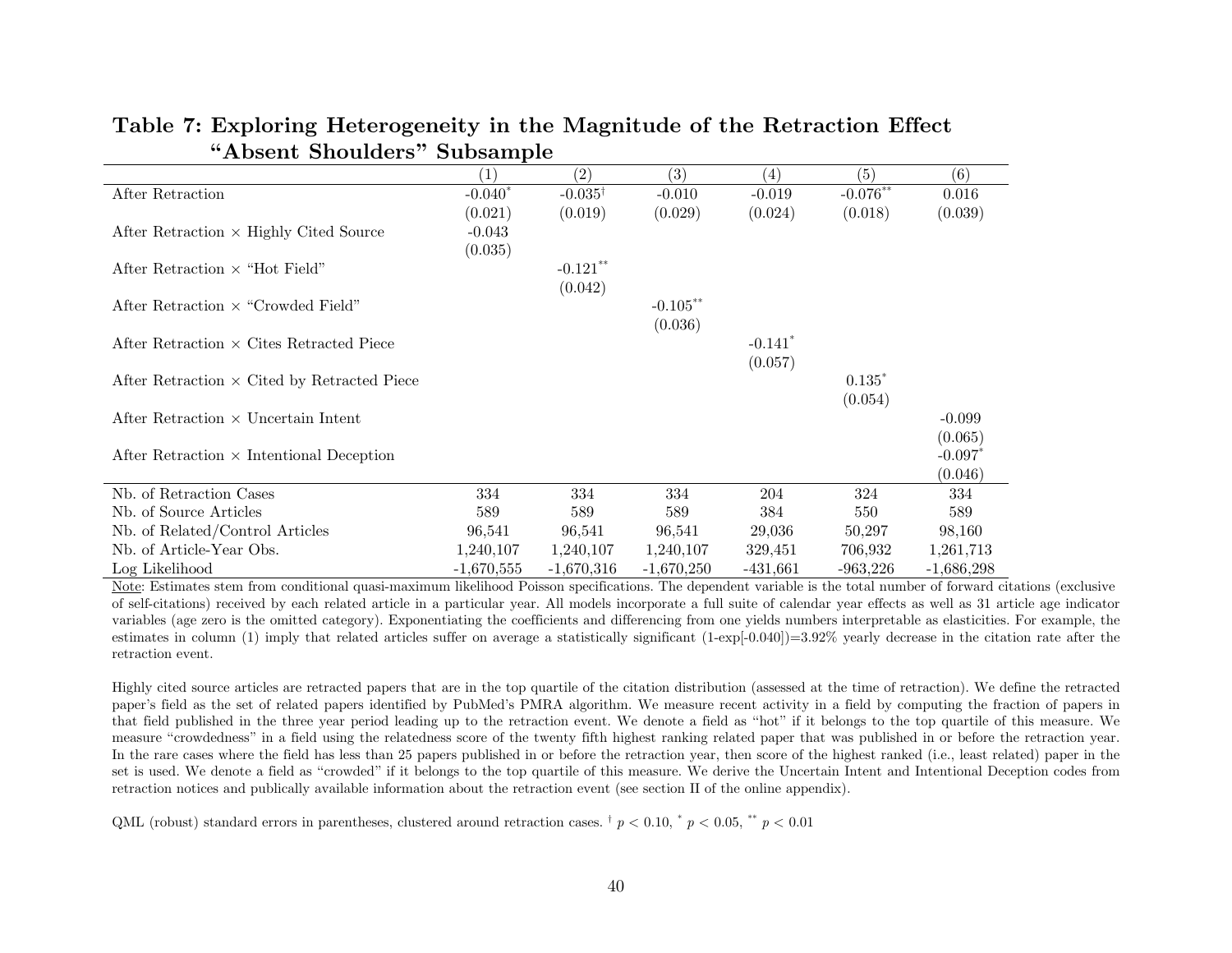## Table 7: Exploring Heterogeneity in the Magnitude of the Retraction Effect "Absent Shoulders" Subsample

| | (1) | (2) | (3) | (4) | (5) | (6) |
|---|---|---|---|---|---|---|
| After Retraction | -0.040* | -0.035† | -0.010 | -0.019 | -0.076** | 0.016 |
| | (0.021) | (0.019) | (0.029) | (0.024) | (0.018) | (0.039) |
| After Retraction × Highly Cited Source | -0.043 | | | | | |
| | (0.035) | | | | | |
| After Retraction × "Hot Field" | | -0.121** | | | | |
| | | (0.042) | | | | |
| After Retraction × "Crowded Field" | | | -0.105** | | | |
| | | | (0.036) | | | |
| After Retraction × Cites Retracted Piece | | | | -0.141* | | |
| | | | | (0.057) | | |
| After Retraction × Cited by Retracted Piece | | | | | 0.135* | |
| | | | | | (0.054) | |
| After Retraction × Uncertain Intent | | | | | | -0.099 |
| | | | | | | (0.065) |
| After Retraction × Intentional Deception | | | | | | -0.097* |
| | | | | | | (0.046) |
| Nb. of Retraction Cases | 334 | 334 | 334 | 204 | 324 | 334 |
| Nb. of Source Articles | 589 | 589 | 589 | 384 | 550 | 589 |
| Nb. of Related/Control Articles | 96,541 | 96,541 | 96,541 | 29,036 | 50,297 | 98,160 |
| Nb. of Article-Year Obs. | 1,240,107 | 1,240,107 | 1,240,107 | 329,451 | 706,932 | 1,261,713 |
| Log Likelihood | -1,670,555 | -1,670,316 | -1,670,250 | -431,661 | -963,226 | -1,686,298 |

Note: Estimates stem from conditional quasi-maximum likelihood Poisson specifications. The dependent variable is the total number of forward citations (exclusive of self-citations) received by each related article in a particular year. All models incorporate a full suite of calendar year effects as well as 31 article age indicator variables (age zero is the omitted category). Exponentiating the coefficients and differencing from one yields numbers interpretable as elasticities. For example, the estimates in column (1) imply that related articles suffer on average a statistically significant (1-exp[-0.040])=3.92% yearly decrease in the citation rate after the retraction event.

Highly cited source articles are retracted papers that are in the top quartile of the citation distribution (assessed at the time of retraction). We define the retracted paper's field as the set of related papers identified by PubMed's PMRA algorithm. We measure recent activity in a field by computing the fraction of papers in that field published in the three year period leading up to the retraction event. We denote a field as "hot" if it belongs to the top quartile of this measure. We measure "crowdedness" in a field using the relatedness score of the twenty fifth highest ranking related paper that was published in or before the retraction year. In the rare cases where the field has less than 25 papers published in or before the retraction year, then score of the highest ranked (i.e., least related) paper in the set is used. We denote a field as "crowded" if it belongs to the top quartile of this measure. We derive the Uncertain Intent and Intentional Deception codes from retraction notices and publically available information about the retraction event (see section II of the online appendix).

QML (robust) standard errors in parentheses, clustered around retraction cases. † $p < 0.10$, * $p < 0.05$, ** $p < 0.01$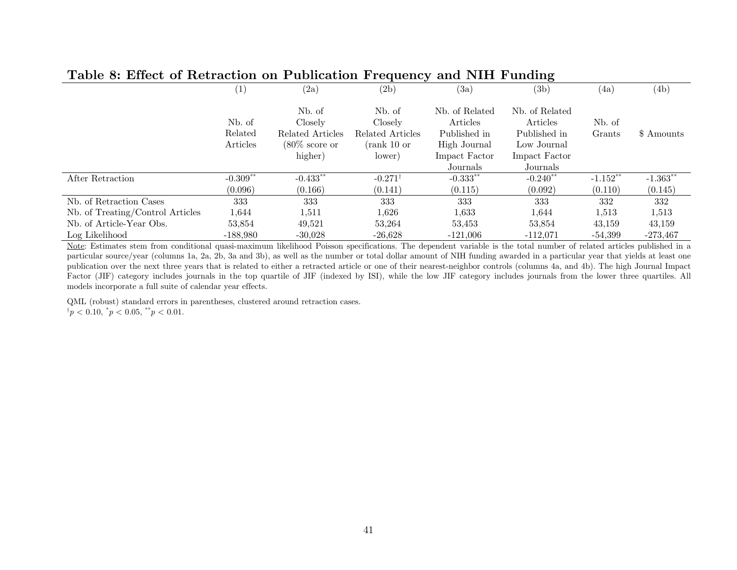## Table 8: Effect of Retraction on Publication Frequency and NIH Funding

| | (1) | (2a) | (2b) | (3a) | (3b) | (4a) | (4b) |
|---|---|---|---|---|---|---|---|
| | Nb. of Related Articles | Nb. of Closely Related Articles (80% score or higher) | Nb. of Closely Related Articles (rank 10 or lower) | Nb. of Related Articles Published in High Journal Impact Factor Journals | Nb. of Related Articles Published in Low Journal Impact Factor Journals | Nb. of Grants | $ Amounts |
| After Retraction | -0.309** | -0.433** | -0.271† | -0.333** | -0.240** | -1.152** | -1.363** |
| | (0.096) | (0.166) | (0.141) | (0.115) | (0.092) | (0.110) | (0.145) |
| Nb. of Retraction Cases | 333 | 333 | 333 | 333 | 333 | 332 | 332 |
| Nb. of Treating/Control Articles | 1,644 | 1,511 | 1,626 | 1,633 | 1,644 | 1,513 | 1,513 |
| Nb. of Article-Year Obs. | 53,854 | 49,521 | 53,264 | 53,453 | 53,854 | 43,159 | 43,159 |
| Log Likelihood | -188,980 | -30,028 | -26,628 | -121,006 | -112,071 | -54,399 | -273,467 |

Note: Estimates stem from conditional quasi-maximum likelihood Poisson specifications. The dependent variable is the total number of related articles published in a particular source/year (columns 1a, 2a, 2b, 3a and 3b), as well as the number or total dollar amount of NIH funding awarded in a particular year that yields at least one publication over the next three years that is related to either a retracted article or one of their nearest-neighbor controls (columns 4a, and 4b). The high Journal Impact Factor (JIF) category includes journals in the top quartile of JIF (indexed by ISI), while the low JIF category includes journals from the lower three quartiles. All models incorporate a full suite of calendar year effects.

QML (robust) standard errors in parentheses, clustered around retraction cases.
$^{\dagger}p < 0.10$, $^{*}p < 0.05$, $^{**}p < 0.01$.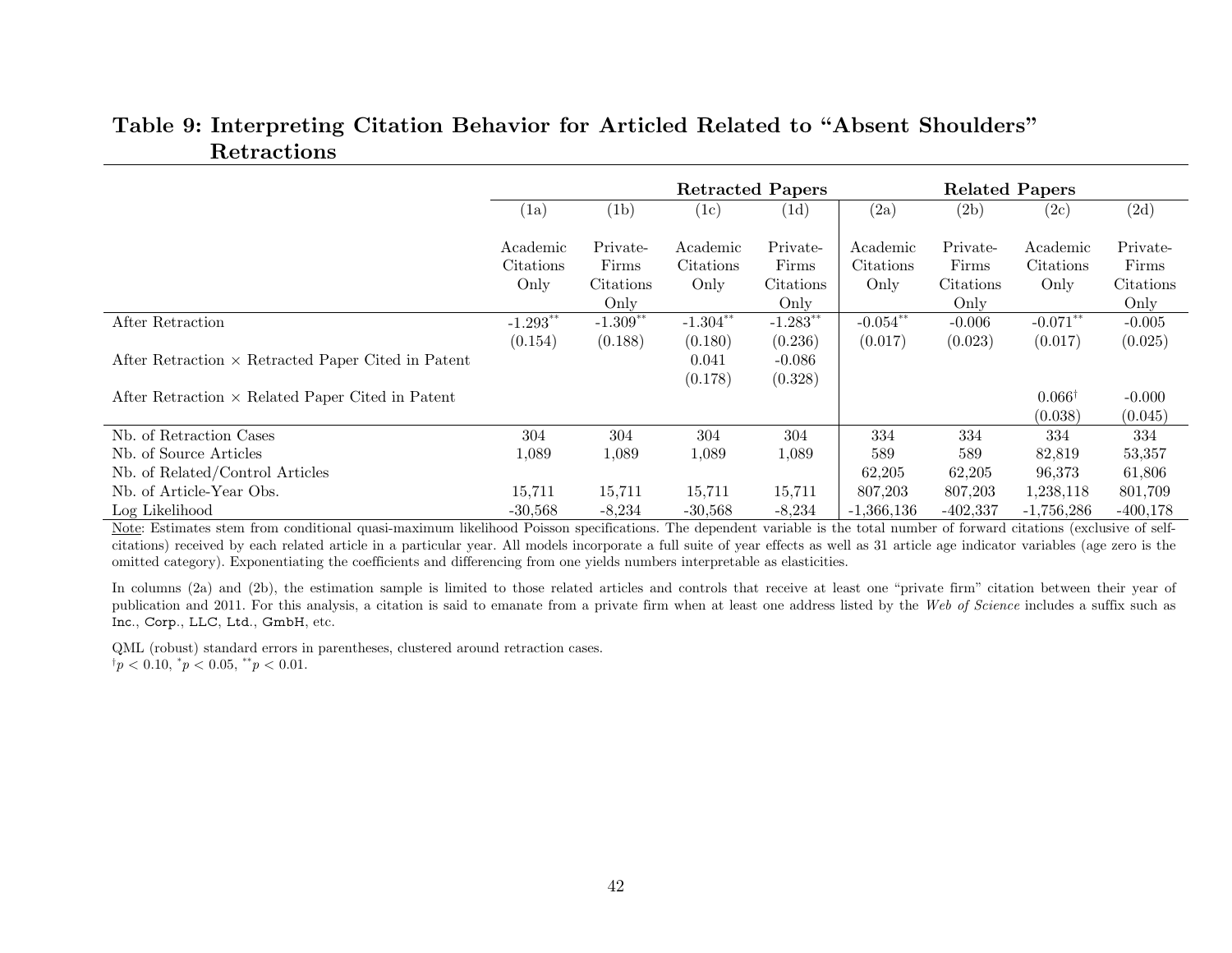## Table 9: Interpreting Citation Behavior for Articled Related to "Absent Shoulders" Retractions

| | Retracted Papers | | | | Related Papers | | | |
|---|---|---|---|---|---|---|---|---|
| | (1a) | (1b) | (1c) | (1d) | (2a) | (2b) | (2c) | (2d) |
| | Academic Citations Only | Private-Firms Citations Only | Academic Citations Only | Private-Firms Citations Only | Academic Citations Only | Private-Firms Citations Only | Academic Citations Only | Private-Firms Citations Only |
| After Retraction | -1.293** | -1.309** | -1.304** | -1.283** | -0.054** | -0.006 | -0.071** | -0.005 |
| | (0.154) | (0.188) | (0.180) | (0.236) | (0.017) | (0.023) | (0.017) | (0.025) |
| After Retraction × Retracted Paper Cited in Patent | | | 0.041 | -0.086 | | | | |
| | | | (0.178) | (0.328) | | | | |
| After Retraction × Related Paper Cited in Patent | | | | | | | 0.066† | -0.000 |
| | | | | | | | (0.038) | (0.045) |
| Nb. of Retraction Cases | 304 | 304 | 304 | 304 | 334 | 334 | 334 | 334 |
| Nb. of Source Articles | 1,089 | 1,089 | 1,089 | 1,089 | 589 | 589 | 82,819 | 53,357 |
| Nb. of Related/Control Articles | | | | | 62,205 | 62,205 | 96,373 | 61,806 |
| Nb. of Article-Year Obs. | 15,711 | 15,711 | 15,711 | 15,711 | 807,203 | 807,203 | 1,238,118 | 801,709 |
| Log Likelihood | -30,568 | -8,234 | -30,568 | -8,234 | -1,366,136 | -402,337 | -1,756,286 | -400,178 |

Note: Estimates stem from conditional quasi-maximum likelihood Poisson specifications. The dependent variable is the total number of forward citations (exclusive of self-citations) received by each related article in a particular year. All models incorporate a full suite of year effects as well as 31 article age indicator variables (age zero is the omitted category). Exponentiating the coefficients and differencing from one yields numbers interpretable as elasticities.

In columns (2a) and (2b), the estimation sample is limited to those related articles and controls that receive at least one "private firm" citation between their year of publication and 2011. For this analysis, a citation is said to emanate from a private firm when at least one address listed by the *Web of Science* includes a suffix such as Inc., Corp., LLC, Ltd., GmbH, etc.

QML (robust) standard errors in parentheses, clustered around retraction cases.
$^{\dagger}p < 0.10$, $^{*}p < 0.05$, $^{**}p < 0.01$.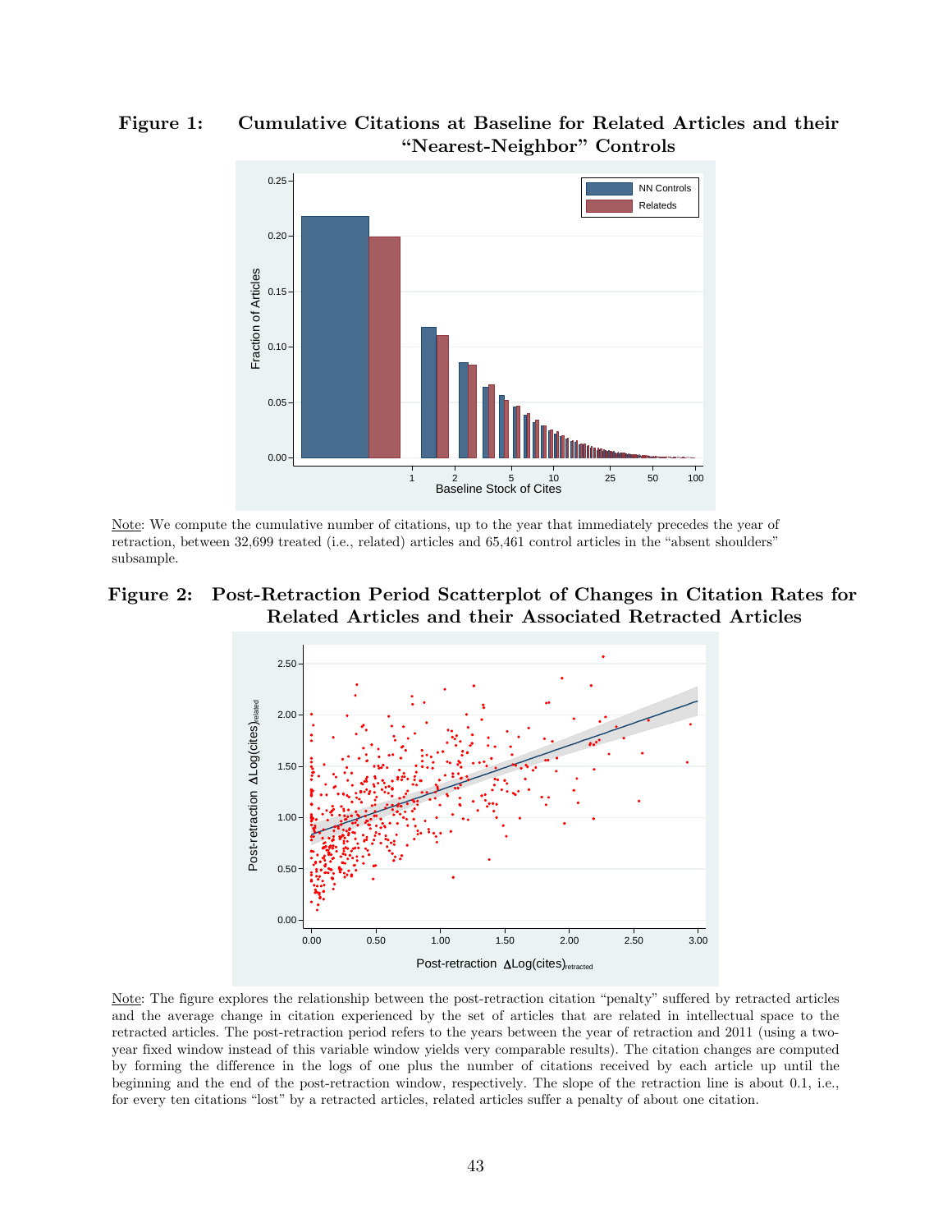**Figure 1: Cumulative Citations at Baseline for Related Articles and their "Nearest-Neighbor" Controls**

Note: We compute the cumulative number of citations, up to the year that immediately precedes the year of retraction, between 32,699 treated (i.e., related) articles and 65,461 control articles in the "absent shoulders" subsample.

**Figure 2: Post-Retraction Period Scatterplot of Changes in Citation Rates for Related Articles and their Associated Retracted Articles**

Note: The figure explores the relationship between the post-retraction citation "penalty" suffered by retracted articles and the average change in citation experienced by the set of articles that are related in intellectual space to the retracted articles. The post-retraction period refers to the years between the year of retraction and 2011 (using a two-year fixed window instead of this variable window yields very comparable results). The citation changes are computed by forming the difference in the logs of one plus the number of citations received by each article up until the beginning and the end of the post-retraction window, respectively. The slope of the retraction line is about 0.1, i.e., for every ten citations "lost" by a retracted articles, related articles suffer a penalty of about one citation.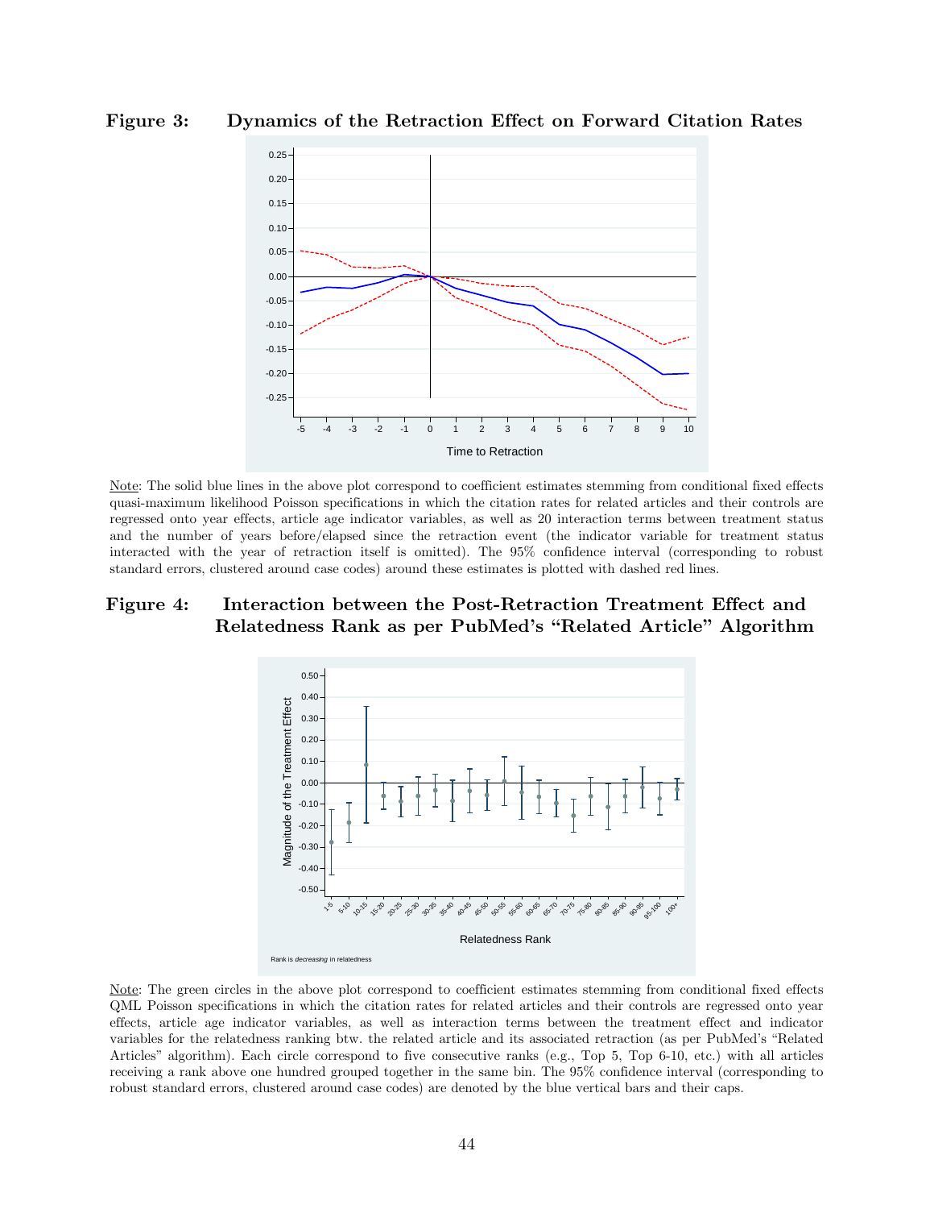**Figure 3: Dynamics of the Retraction Effect on Forward Citation Rates**

Note: The solid blue lines in the above plot correspond to coefficient estimates stemming from conditional fixed effects quasi-maximum likelihood Poisson specifications in which the citation rates for related articles and their controls are regressed onto year effects, article age indicator variables, as well as 20 interaction terms between treatment status and the number of years before/elapsed since the retraction event (the indicator variable for treatment status interacted with the year of retraction itself is omitted). The 95% confidence interval (corresponding to robust standard errors, clustered around case codes) around these estimates is plotted with dashed red lines.

**Figure 4: Interaction between the Post-Retraction Treatment Effect and Relatedness Rank as per PubMed's "Related Article" Algorithm**

Note: The green circles in the above plot correspond to coefficient estimates stemming from conditional fixed effects QML Poisson specifications in which the citation rates for related articles and their controls are regressed onto year effects, article age indicator variables, as well as interaction terms between the treatment effect and indicator variables for the relatedness ranking btw. the related article and its associated retraction (as per PubMed's "Related Articles" algorithm). Each circle correspond to five consecutive ranks (e.g., Top 5, Top 6-10, etc.) with all articles receiving a rank above one hundred grouped together in the same bin. The 95% confidence interval (corresponding to robust standard errors, clustered around case codes) are denoted by the blue vertical bars and their caps.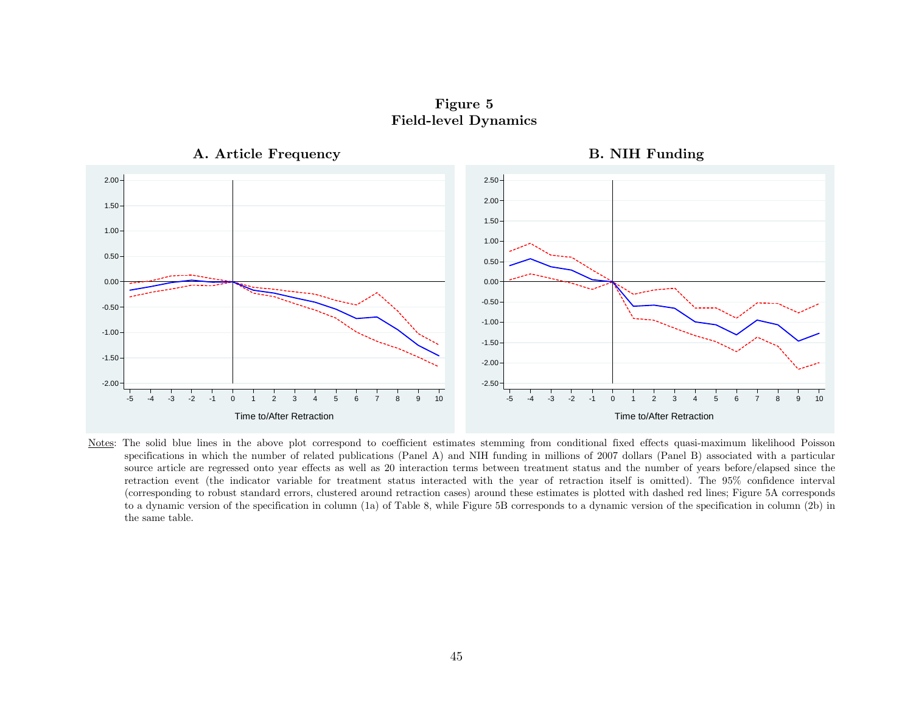**Figure 5**
**Field-level Dynamics**

**A. Article Frequency**

**B. NIH Funding**

Notes: The solid blue lines in the above plot correspond to coefficient estimates stemming from conditional fixed effects quasi-maximum likelihood Poisson specifications in which the number of related publications (Panel A) and NIH funding in millions of 2007 dollars (Panel B) associated with a particular source article are regressed onto year effects as well as 20 interaction terms between treatment status and the number of years before/elapsed since the retraction event (the indicator variable for treatment status interacted with the year of retraction itself is omitted). The 95% confidence interval (corresponding to robust standard errors, clustered around retraction cases) around these estimates is plotted with dashed red lines; Figure 5A corresponds to a dynamic version of the specification in column (1a) of Table 8, while Figure 5B corresponds to a dynamic version of the specification in column (2b) in the same table.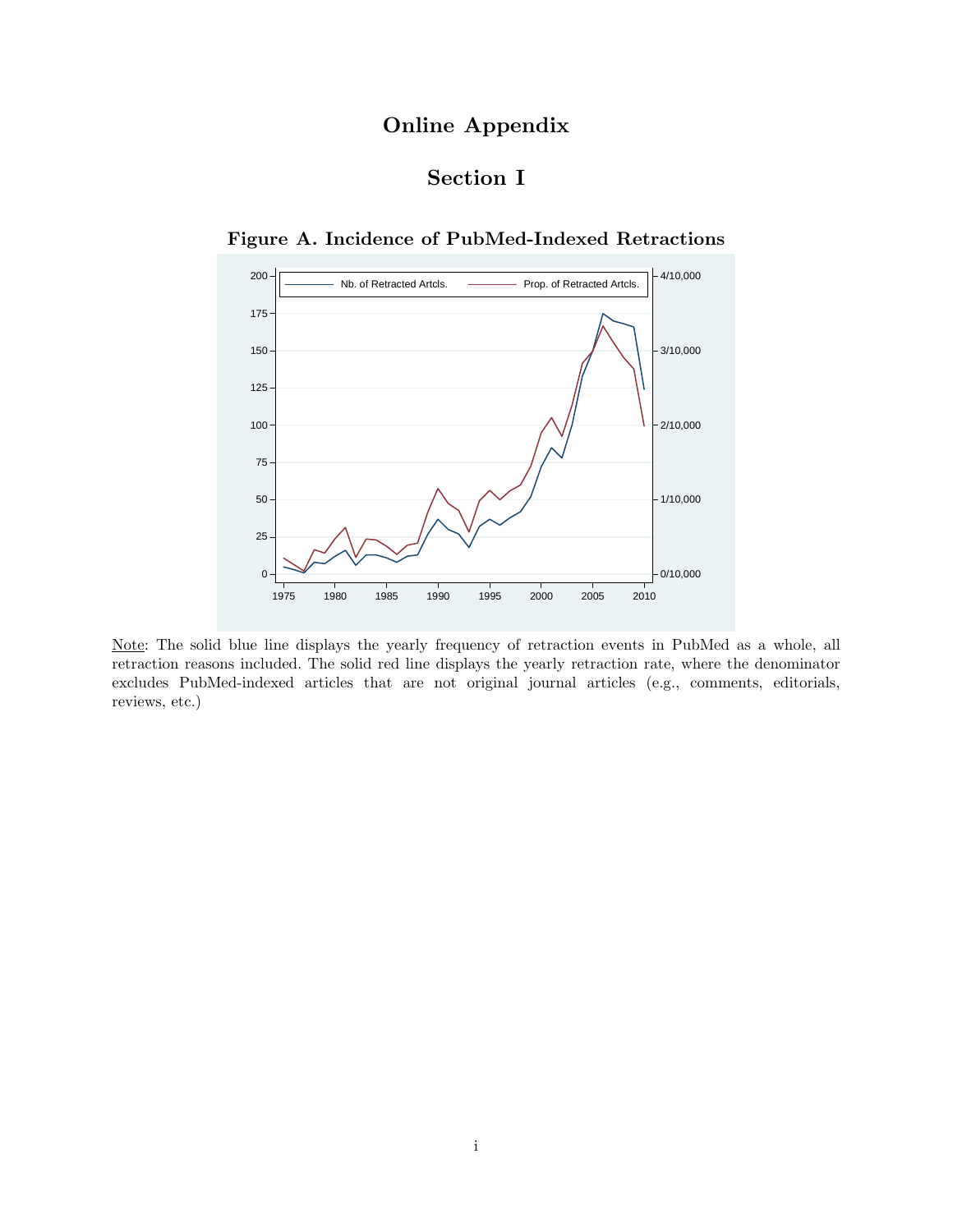# Online Appendix

## Section I

### Figure A. Incidence of PubMed-Indexed Retractions

Note: The solid blue line displays the yearly frequency of retraction events in PubMed as a whole, all retraction reasons included. The solid red line displays the yearly retraction rate, where the denominator excludes PubMed-indexed articles that are not original journal articles (e.g., comments, editorials, reviews, etc.)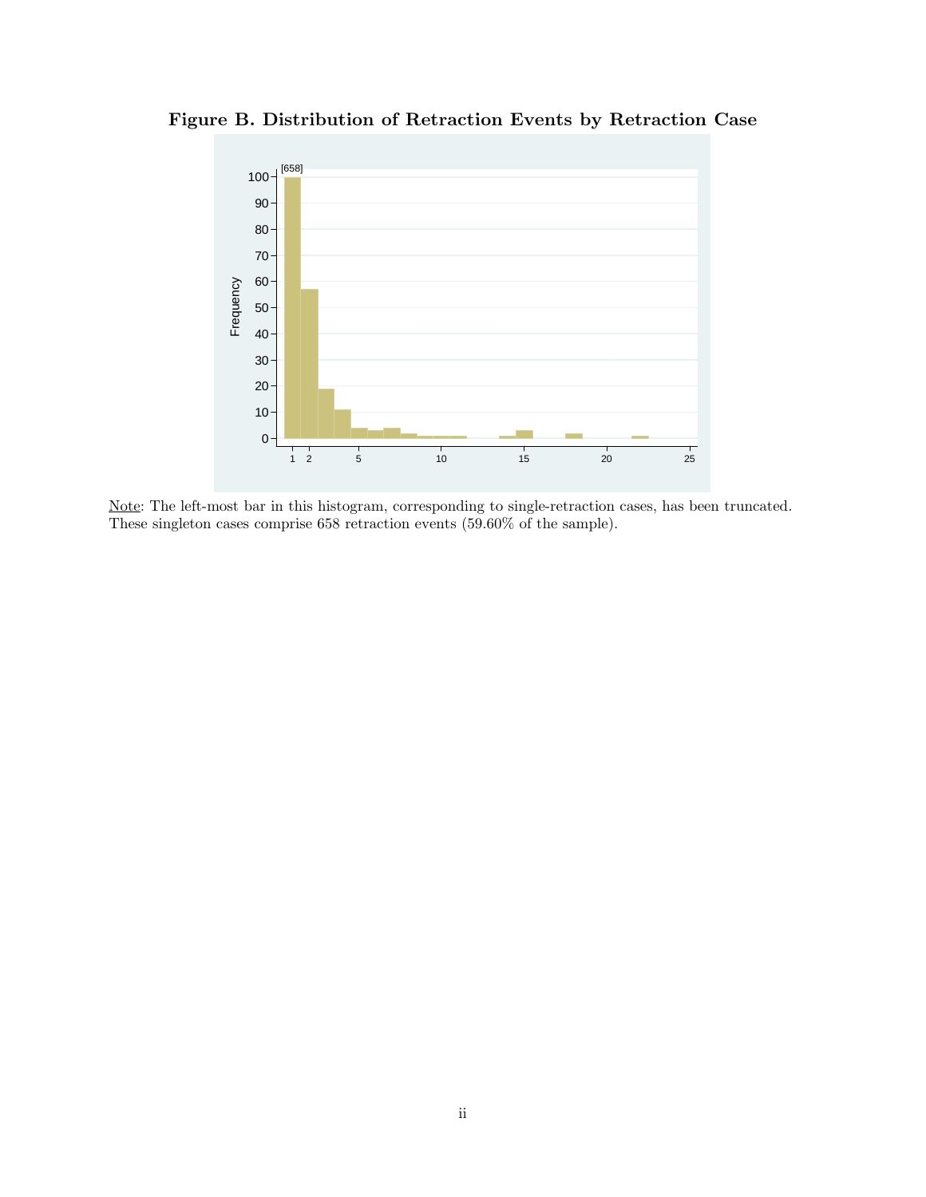**Figure B. Distribution of Retraction Events by Retraction Case**

Note: The left-most bar in this histogram, corresponding to single-retraction cases, has been truncated. These singleton cases comprise 658 retraction events (59.60% of the sample).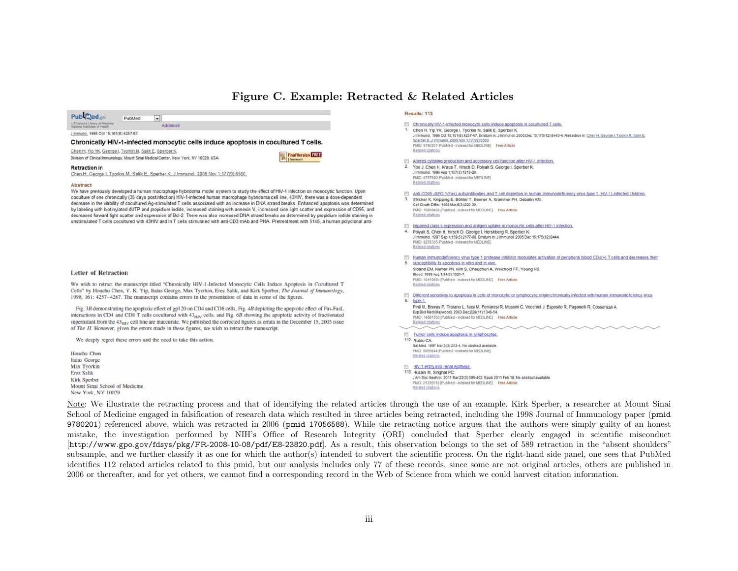## Figure C. Example: Retracted & Related Articles

PubMed.gov
US National Library of Medicine National Institutes of Health

PubMed | Advanced

J Immunol. 1998 Oct 15;161(8):4257-67.

**Chronically HIV-1-infected monocytic cells induce apoptosis in cocultured T cells.**

Chen H, Yip YK, George I, Tyorkin M, Salik E, Sperber K.

Division of Clinical Immunology, Mount Sinai Medical Center, New York, NY 10029, USA.

Final Version FREE J Immunol

**Retraction in**

Chen H, George I, Tyorkin M, Salik E, Sperber K. J Immunol. 2006 Nov 1;177(9):6560.

**Abstract**

We have previously developed a human macrophage hybridoma model system to study the effect of HIV-1 infection on monocytic function. Upon coculture of one chronically (35 days postinfection) HIV-1-infected human macrophage hybridoma cell line, 43HIV, there was a dose-dependent decrease in the viability of cocultured Ag-stimulated T cells associated with an increase in DNA strand breaks. Enhanced apoptosis was determined by labeling with biotinylated dUTP and propidium iodide, increased staining with annexin V, increased side light scatter and expression of CD95, and decreased forward light scatter and expression of Bcl-2. There was also increased DNA strand breaks as determined by propidium iodide staining in unstimulated T cells cocultured with 43HIV and in T cells stimulated with anti-CD3 mAb and PHA. Pretreatment with 5145, a human polyclonal anti-

**Letter of Retraction**

We wish to retract the manuscript titled "Chronically HIV-1-Infected Monocytic Cells Induce Apoptosis in Cocultured T Cells" by Houchu Chen, Y. K. Yip, Italas George, Max Tyorkin, Erez Salik, and Kirk Sperber, *The Journal of Immunology*, 1998, 161: 4257–4267. The manuscript contains errors in the presentation of data in some of the figures.

Fig. 3*B* demonstrating the apoptotic effect of gp120 on CD4 and CD8 cells, Fig. 4*B* depicting the apoptotic effect of Fas-FasL interactions in CD4 and CD8 T cells cocultured with $43_{HIV}$ cells, and Fig. 6*B* showing the apoptotic activity of fractionated supernatant from the $43_{HIV}$ cell line are inaccurate. We published the corrected figures as errata in the December 15, 2005 issue of *The JI*. However, given the errors made in these figures, we wish to retract the manuscript.

We deeply regret these errors and the need to take this action.

Houchu Chen
Italas George
Max Tyorkin
Erez Salik
Kirk Sperber
Mount Sinai School of Medicine
New York, NY 10029

Results: 113

1. Chronically HIV-1-infected monocytic cells induce apoptosis in cocultured T cells.
Chen H, Yip YK, George I, Tyorkin M, Salik E, Sperber K.
J Immunol. 1998 Oct 15;161(8):4257-67. Erratum in: J Immunol. 2005 Dec 15;175(12):8443-4. Retraction in: Chen H, George I, Tyorkin M, Salik E, Sperber K. J Immunol. 2006 Nov 1;177(9):6560.
PMID: 9780201 [PubMed - indexed for MEDLINE] Free Article
Related citations

2. Altered cytokine production and accessory cell function after HIV-1 infection.
Yoo J, Chen H, Kraus T, Hirsch D, Polyak S, George I, Sperber K.
J Immunol. 1996 Aug 1;157(3):1313-20.
PMID: 8757640 [PubMed - indexed for MEDLINE]
Related citations

3. Anti-CD95 (APO-1/Fas) autoantibodies and T cell depletion in human immunodeficiency virus type 1 (HIV-1)-infected children.
Stricker K, Knipping E, Böhler T, Benner A, Krammer PH, Debatin KM.
Cell Death Differ. 1998 Mar;5(3):222-30.
PMID: 10200468 [PubMed - indexed for MEDLINE] Free Article
Related citations

4. Impaired class II expression and antigen uptake in monocytic cells after HIV-1 infection.
Polyak S, Chen H, Hirsch D, George I, Hershberg R, Sperber K.
J Immunol. 1997 Sep 1;159(5):2177-88. Erratum in: J Immunol. 2005 Dec 15;175(12):8444.
PMID: 9278305 [PubMed - indexed for MEDLINE]
Related citations

5. Human immunodeficiency virus type 1 protease inhibitor modulates activation of peripheral blood CD4(+) T cells and decreases their susceptibility to apoptosis in vitro and in vivo.
Sloand EM, Kumar PN, Kim S, Chaudhuri A, Weichold FF, Young NS.
Blood. 1999 Aug 1;94(3):1021-7.
PMID: 10419894 [PubMed - indexed for MEDLINE] Free Article
Related citations

6. Different sensitivity to apoptosis in cells of monocytic or lymphocytic origin chronically infected with human immunodeficiency virus type-1.
Pinti M, Biswas P, Troiano L, Nasi M, Ferraresi R, Mussini C, Vecchiet J, Esposito R, Paganelli R, Cossarizza A.
Exp Biol Med (Maywood). 2003 Dec;228(11):1346-54.
PMID: 14681550 [PubMed - indexed for MEDLINE] Free Article
Related citations

112. Tumor cells induce apoptosis in lymphocytes.
Rubio CA.
Nat Med. 1997 Mar;3(3):253-4. No abstract available.
PMID: 9055844 [PubMed - indexed for MEDLINE]
Related citations

113. HIV-1 entry into renal epithelia.
Husain M, Singhal PC.
J Am Soc Nephrol. 2011 Mar;22(3):399-402. Epub 2011 Feb 18. No abstract available.
PMID: 21335516 [PubMed - indexed for MEDLINE] Free Article
Related citations

Note: We illustrate the retracting process and that of identifying the related articles through the use of an example. Kirk Sperber, a researcher at Mount Sinai School of Medicine engaged in falsification of research data which resulted in three articles being retracted, including the 1998 Journal of Immunology paper (`pmid 9780201`) referenced above, which was retracted in 2006 (`pmid 17056588`). While the retracting notice argues that the authors were simply guilty of an honest mistake, the investigation performed by NIH's Office of Research Integrity (ORI) concluded that Sperber clearly engaged in scientific misconduct [`http://www.gpo.gov/fdsys/pkg/FR-2008-10-08/pdf/E8-23820.pdf`]. As a result, this observation belongs to the set of 589 retraction in the "absent shoulders" subsample, and we further classify it as one for which the author(s) intended to subvert the scientific process. On the right-hand side panel, one sees that PubMed identifies 112 related articles related to this pmid, but our analysis includes only 77 of these records, since some are not original articles, others are published in 2006 or thereafter, and for yet others, we cannot find a corresponding record in the Web of Science from which we could harvest citation information.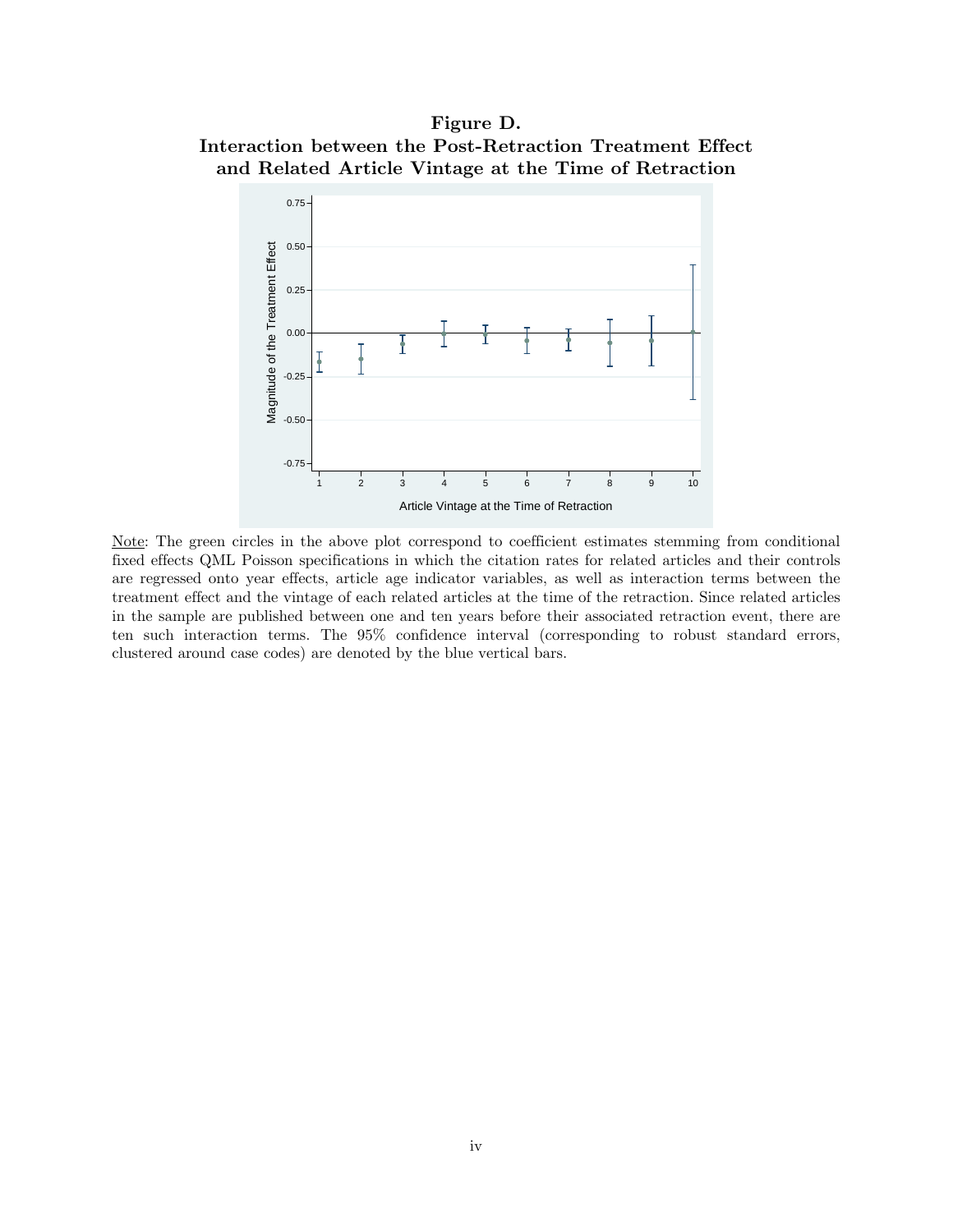**Figure D.**
**Interaction between the Post-Retraction Treatment Effect and Related Article Vintage at the Time of Retraction**

Note: The green circles in the above plot correspond to coefficient estimates stemming from conditional fixed effects QML Poisson specifications in which the citation rates for related articles and their controls are regressed onto year effects, article age indicator variables, as well as interaction terms between the treatment effect and the vintage of each related articles at the time of the retraction. Since related articles in the sample are published between one and ten years before their associated retraction event, there are ten such interaction terms. The 95% confidence interval (corresponding to robust standard errors, clustered around case codes) are denoted by the blue vertical bars.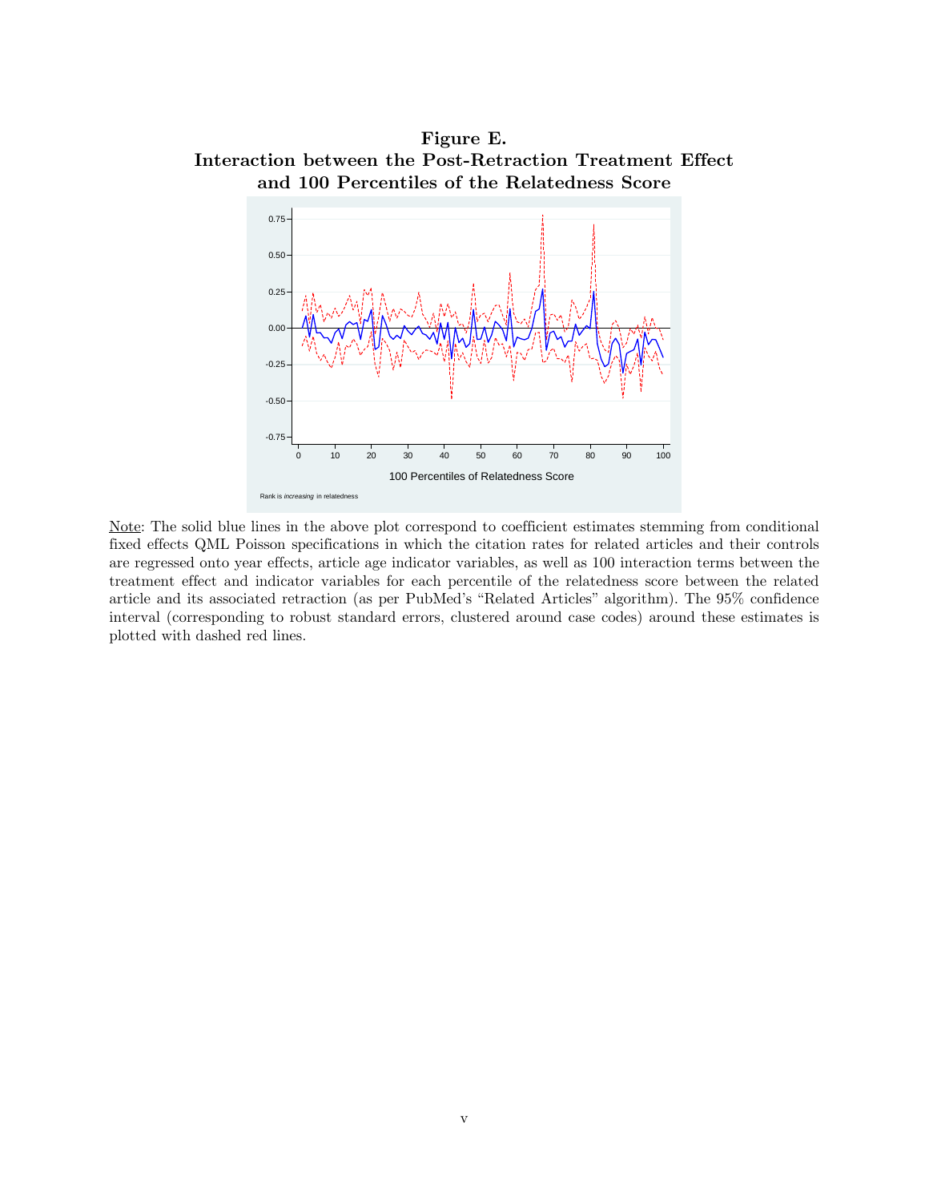**Figure E.**
**Interaction between the Post-Retraction Treatment Effect and 100 Percentiles of the Relatedness Score**

Note: The solid blue lines in the above plot correspond to coefficient estimates stemming from conditional fixed effects QML Poisson specifications in which the citation rates for related articles and their controls are regressed onto year effects, article age indicator variables, as well as 100 interaction terms between the treatment effect and indicator variables for each percentile of the relatedness score between the related article and its associated retraction (as per PubMed's "Related Articles" algorithm). The 95% confidence interval (corresponding to robust standard errors, clustered around case codes) around these estimates is plotted with dashed red lines.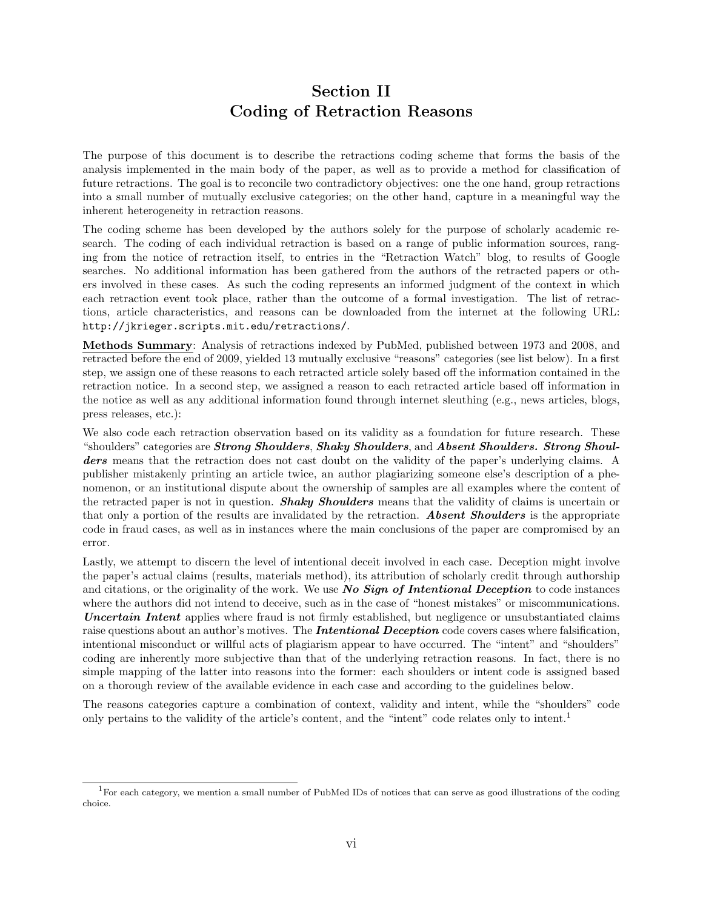# Section II
# Coding of Retraction Reasons

The purpose of this document is to describe the retractions coding scheme that forms the basis of the analysis implemented in the main body of the paper, as well as to provide a method for classification of future retractions. The goal is to reconcile two contradictory objectives: one the one hand, group retractions into a small number of mutually exclusive categories; on the other hand, capture in a meaningful way the inherent heterogeneity in retraction reasons.

The coding scheme has been developed by the authors solely for the purpose of scholarly academic research. The coding of each individual retraction is based on a range of public information sources, ranging from the notice of retraction itself, to entries in the "Retraction Watch" blog, to results of Google searches. No additional information has been gathered from the authors of the retracted papers or others involved in these cases. As such the coding represents an informed judgment of the context in which each retraction event took place, rather than the outcome of a formal investigation. The list of retractions, article characteristics, and reasons can be downloaded from the internet at the following URL: `http://jkrieger.scripts.mit.edu/retractions/`.

<u>**Methods Summary**</u>: Analysis of retractions indexed by PubMed, published between 1973 and 2008, and retracted before the end of 2009, yielded 13 mutually exclusive "reasons" categories (see list below). In a first step, we assign one of these reasons to each retracted article solely based off the information contained in the retraction notice. In a second step, we assigned a reason to each retracted article based off information in the notice as well as any additional information found through internet sleuthing (e.g., news articles, blogs, press releases, etc.):

We also code each retraction observation based on its validity as a foundation for future research. These "shoulders" categories are ***Strong Shoulders***, ***Shaky Shoulders***, and ***Absent Shoulders***. ***Strong Shoulders*** means that the retraction does not cast doubt on the validity of the paper's underlying claims. A publisher mistakenly printing an article twice, an author plagiarizing someone else's description of a phenomenon, or an institutional dispute about the ownership of samples are all examples where the content of the retracted paper is not in question. ***Shaky Shoulders*** means that the validity of claims is uncertain or that only a portion of the results are invalidated by the retraction. ***Absent Shoulders*** is the appropriate code in fraud cases, as well as in instances where the main conclusions of the paper are compromised by an error.

Lastly, we attempt to discern the level of intentional deceit involved in each case. Deception might involve the paper's actual claims (results, materials method), its attribution of scholarly credit through authorship and citations, or the originality of the work. We use ***No Sign of Intentional Deception*** to code instances where the authors did not intend to deceive, such as in the case of "honest mistakes" or miscommunications. ***Uncertain Intent*** applies where fraud is not firmly established, but negligence or unsubstantiated claims raise questions about an author's motives. The ***Intentional Deception*** code covers cases where falsification, intentional misconduct or willful acts of plagiarism appear to have occurred. The "intent" and "shoulders" coding are inherently more subjective than that of the underlying retraction reasons. In fact, there is no simple mapping of the latter into reasons into the former: each shoulders or intent code is assigned based on a thorough review of the available evidence in each case and according to the guidelines below.

The reasons categories capture a combination of context, validity and intent, while the "shoulders" code only pertains to the validity of the article's content, and the "intent" code relates only to intent.[1]

[1] For each category, we mention a small number of PubMed IDs of notices that can serve as good illustrations of the coding choice.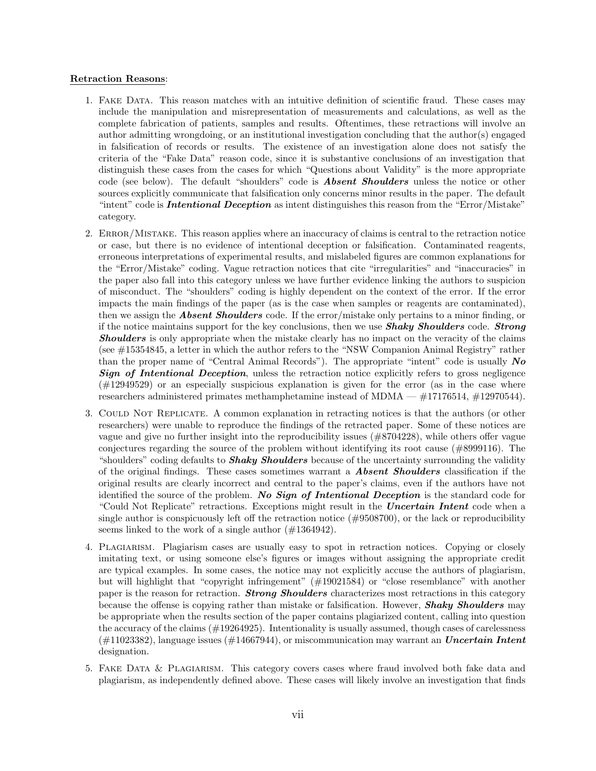**Retraction Reasons**:

1. Fake Data. This reason matches with an intuitive definition of scientific fraud. These cases may include the manipulation and misrepresentation of measurements and calculations, as well as the complete fabrication of patients, samples and results. Oftentimes, these retractions will involve an author admitting wrongdoing, or an institutional investigation concluding that the author(s) engaged in falsification of records or results. The existence of an investigation alone does not satisfy the criteria of the "Fake Data" reason code, since it is substantive conclusions of an investigation that distinguish these cases from the cases for which "Questions about Validity" is the more appropriate code (see below). The default "shoulders" code is ***Absent Shoulders*** unless the notice or other sources explicitly communicate that falsification only concerns minor results in the paper. The default "intent" code is ***Intentional Deception*** as intent distinguishes this reason from the "Error/Mistake" category.

2. Error/Mistake. This reason applies where an inaccuracy of claims is central to the retraction notice or case, but there is no evidence of intentional deception or falsification. Contaminated reagents, erroneous interpretations of experimental results, and mislabeled figures are common explanations for the "Error/Mistake" coding. Vague retraction notices that cite "irregularities" and "inaccuracies" in the paper also fall into this category unless we have further evidence linking the authors to suspicion of misconduct. The "shoulders" coding is highly dependent on the context of the error. If the error impacts the main findings of the paper (as is the case when samples or reagents are contaminated), then we assign the ***Absent Shoulders*** code. If the error/mistake only pertains to a minor finding, or if the notice maintains support for the key conclusions, then we use ***Shaky Shoulders*** code. ***Strong Shoulders*** is only appropriate when the mistake clearly has no impact on the veracity of the claims (see #15354845, a letter in which the author refers to the "NSW Companion Animal Registry" rather than the proper name of "Central Animal Records"). The appropriate "intent" code is usually ***No Sign of Intentional Deception***, unless the retraction notice explicitly refers to gross negligence (#12949529) or an especially suspicious explanation is given for the error (as in the case where researchers administered primates methamphetamine instead of MDMA — #17176514, #12970544).

3. Could Not Replicate. A common explanation in retracting notices is that the authors (or other researchers) were unable to reproduce the findings of the retracted paper. Some of these notices are vague and give no further insight into the reproducibility issues (#8704228), while others offer vague conjectures regarding the source of the problem without identifying its root cause (#8999116). The "shoulders" coding defaults to ***Shaky Shoulders*** because of the uncertainty surrounding the validity of the original findings. These cases sometimes warrant a ***Absent Shoulders*** classification if the original results are clearly incorrect and central to the paper's claims, even if the authors have not identified the source of the problem. ***No Sign of Intentional Deception*** is the standard code for "Could Not Replicate" retractions. Exceptions might result in the ***Uncertain Intent*** code when a single author is conspicuously left off the retraction notice (#9508700), or the lack or reproducibility seems linked to the work of a single author (#1364942).

4. Plagiarism. Plagiarism cases are usually easy to spot in retraction notices. Copying or closely imitating text, or using someone else's figures or images without assigning the appropriate credit are typical examples. In some cases, the notice may not explicitly accuse the authors of plagiarism, but will highlight that "copyright infringement" (#19021584) or "close resemblance" with another paper is the reason for retraction. ***Strong Shoulders*** characterizes most retractions in this category because the offense is copying rather than mistake or falsification. However, ***Shaky Shoulders*** may be appropriate when the results section of the paper contains plagiarized content, calling into question the accuracy of the claims (#19264925). Intentionality is usually assumed, though cases of carelessness (#11023382), language issues (#14667944), or miscommunication may warrant an ***Uncertain Intent*** designation.

5. Fake Data & Plagiarism. This category covers cases where fraud involved both fake data and plagiarism, as independently defined above. These cases will likely involve an investigation that finds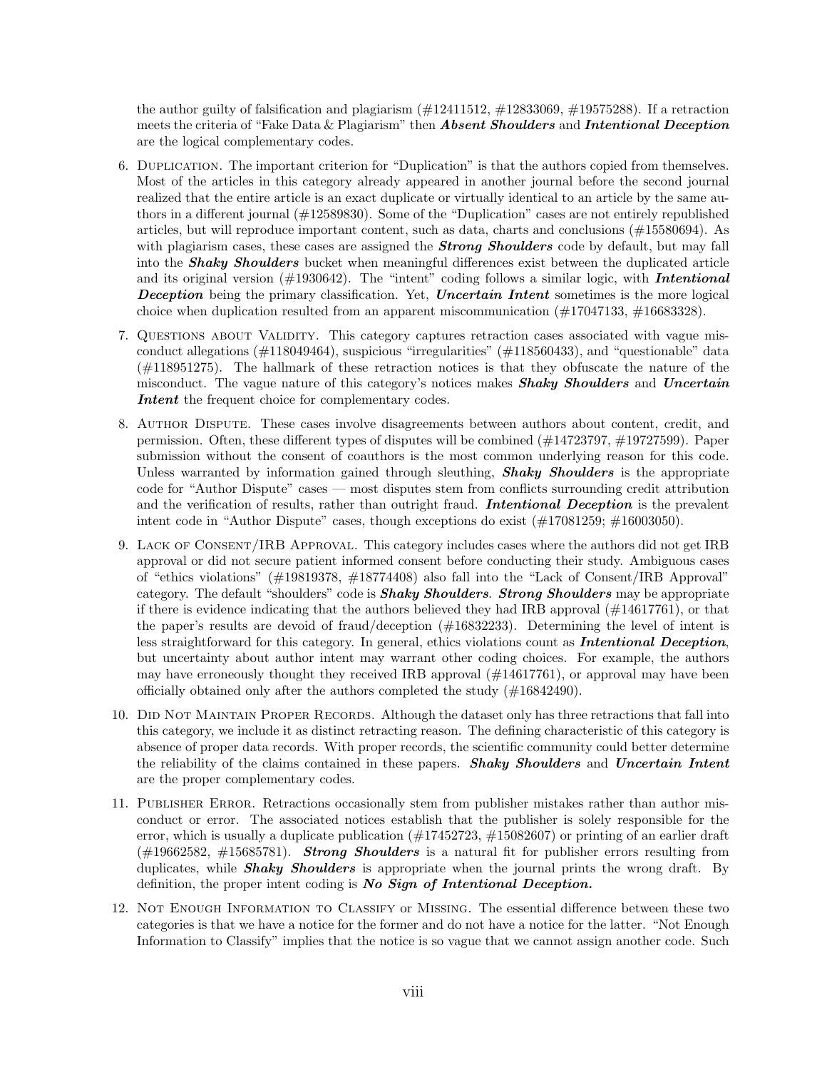the author guilty of falsification and plagiarism (#12411512, #12833069, #19575288). If a retraction meets the criteria of "Fake Data & Plagiarism" then ***Absent Shoulders*** and ***Intentional Deception*** are the logical complementary codes.

6. Duplication. The important criterion for "Duplication" is that the authors copied from themselves. Most of the articles in this category already appeared in another journal before the second journal realized that the entire article is an exact duplicate or virtually identical to an article by the same authors in a different journal (#12589830). Some of the "Duplication" cases are not entirely republished articles, but will reproduce important content, such as data, charts and conclusions (#15580694). As with plagiarism cases, these cases are assigned the ***Strong Shoulders*** code by default, but may fall into the ***Shaky Shoulders*** bucket when meaningful differences exist between the duplicated article and its original version (#1930642). The "intent" coding follows a similar logic, with ***Intentional Deception*** being the primary classification. Yet, ***Uncertain Intent*** sometimes is the more logical choice when duplication resulted from an apparent miscommunication (#17047133, #16683328).

7. Questions about Validity. This category captures retraction cases associated with vague misconduct allegations (#118049464), suspicious "irregularities" (#118560433), and "questionable" data (#118951275). The hallmark of these retraction notices is that they obfuscate the nature of the misconduct. The vague nature of this category's notices makes ***Shaky Shoulders*** and ***Uncertain Intent*** the frequent choice for complementary codes.

8. Author Dispute. These cases involve disagreements between authors about content, credit, and permission. Often, these different types of disputes will be combined (#14723797, #19727599). Paper submission without the consent of coauthors is the most common underlying reason for this code. Unless warranted by information gained through sleuthing, ***Shaky Shoulders*** is the appropriate code for "Author Dispute" cases — most disputes stem from conflicts surrounding credit attribution and the verification of results, rather than outright fraud. ***Intentional Deception*** is the prevalent intent code in "Author Dispute" cases, though exceptions do exist (#17081259; #16003050).

9. Lack of Consent/IRB Approval. This category includes cases where the authors did not get IRB approval or did not secure patient informed consent before conducting their study. Ambiguous cases of "ethics violations" (#19819378, #18774408) also fall into the "Lack of Consent/IRB Approval" category. The default "shoulders" code is ***Shaky Shoulders***. ***Strong Shoulders*** may be appropriate if there is evidence indicating that the authors believed they had IRB approval (#14617761), or that the paper's results are devoid of fraud/deception (#16832233). Determining the level of intent is less straightforward for this category. In general, ethics violations count as ***Intentional Deception***, but uncertainty about author intent may warrant other coding choices. For example, the authors may have erroneously thought they received IRB approval (#14617761), or approval may have been officially obtained only after the authors completed the study (#16842490).

10. Did Not Maintain Proper Records. Although the dataset only has three retractions that fall into this category, we include it as distinct retracting reason. The defining characteristic of this category is absence of proper data records. With proper records, the scientific community could better determine the reliability of the claims contained in these papers. ***Shaky Shoulders*** and ***Uncertain Intent*** are the proper complementary codes.

11. Publisher Error. Retractions occasionally stem from publisher mistakes rather than author misconduct or error. The associated notices establish that the publisher is solely responsible for the error, which is usually a duplicate publication (#17452723, #15082607) or printing of an earlier draft (#19662582, #15685781). ***Strong Shoulders*** is a natural fit for publisher errors resulting from duplicates, while ***Shaky Shoulders*** is appropriate when the journal prints the wrong draft. By definition, the proper intent coding is ***No Sign of Intentional Deception.***

12. Not Enough Information to Classify or Missing. The essential difference between these two categories is that we have a notice for the former and do not have a notice for the latter. "Not Enough Information to Classify" implies that the notice is so vague that we cannot assign another code. Such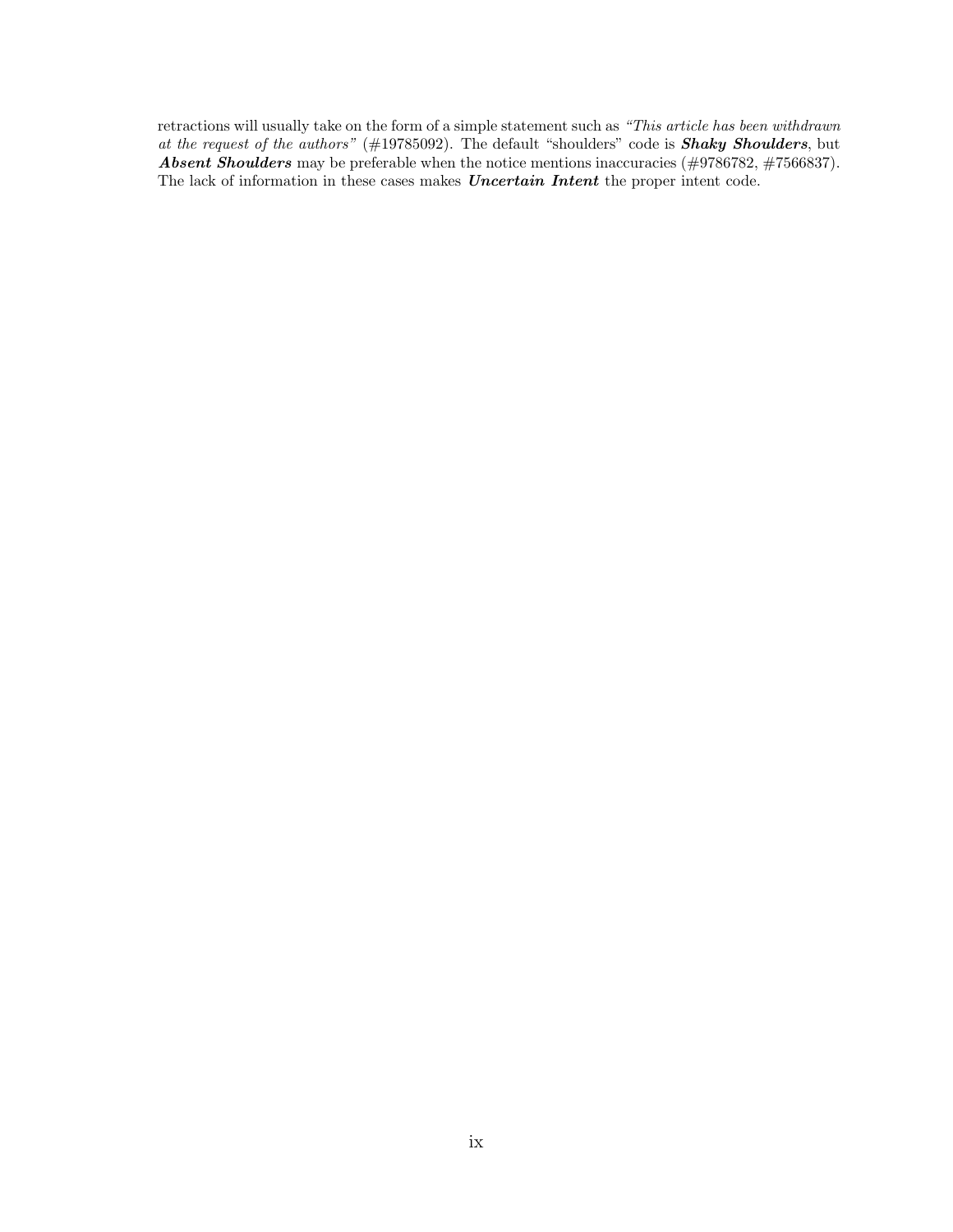retractions will usually take on the form of a simple statement such as *"This article has been withdrawn at the request of the authors"* (#19785092). The default "shoulders" code is ***Shaky Shoulders***, but ***Absent Shoulders*** may be preferable when the notice mentions inaccuracies (#9786782, #7566837). The lack of information in these cases makes ***Uncertain Intent*** the proper intent code.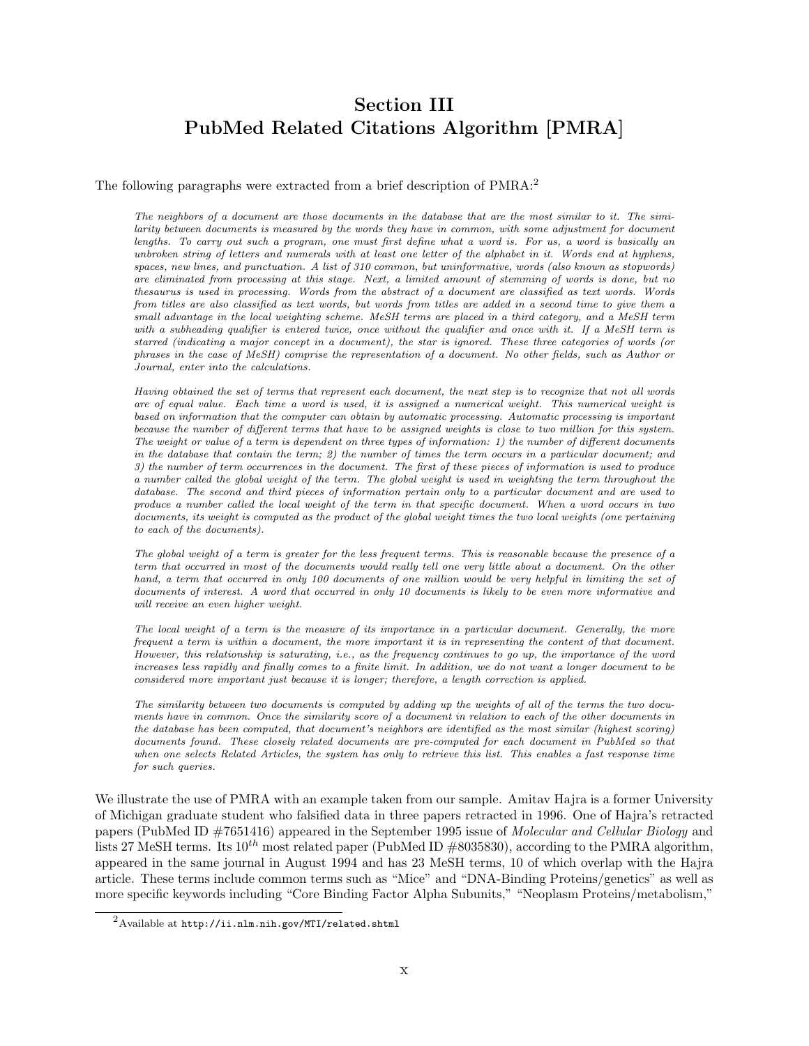# Section III
# PubMed Related Citations Algorithm [PMRA]

The following paragraphs were extracted from a brief description of PMRA:[2]

> *The neighbors of a document are those documents in the database that are the most similar to it. The similarity between documents is measured by the words they have in common, with some adjustment for document lengths. To carry out such a program, one must first define what a word is. For us, a word is basically an unbroken string of letters and numerals with at least one letter of the alphabet in it. Words end at hyphens, spaces, new lines, and punctuation. A list of 310 common, but uninformative, words (also known as stopwords) are eliminated from processing at this stage. Next, a limited amount of stemming of words is done, but no thesaurus is used in processing. Words from the abstract of a document are classified as text words. Words from titles are also classified as text words, but words from titles are added in a second time to give them a small advantage in the local weighting scheme. MeSH terms are placed in a third category, and a MeSH term with a subheading qualifier is entered twice, once without the qualifier and once with it. If a MeSH term is starred (indicating a major concept in a document), the star is ignored. These three categories of words (or phrases in the case of MeSH) comprise the representation of a document. No other fields, such as Author or Journal, enter into the calculations.*
>
> *Having obtained the set of terms that represent each document, the next step is to recognize that not all words are of equal value. Each time a word is used, it is assigned a numerical weight. This numerical weight is based on information that the computer can obtain by automatic processing. Automatic processing is important because the number of different terms that have to be assigned weights is close to two million for this system. The weight or value of a term is dependent on three types of information: 1) the number of different documents in the database that contain the term; 2) the number of times the term occurs in a particular document; and 3) the number of term occurrences in the document. The first of these pieces of information is used to produce a number called the global weight of the term. The global weight is used in weighting the term throughout the database. The second and third pieces of information pertain only to a particular document and are used to produce a number called the local weight of the term in that specific document. When a word occurs in two documents, its weight is computed as the product of the global weight times the two local weights (one pertaining to each of the documents).*
>
> *The global weight of a term is greater for the less frequent terms. This is reasonable because the presence of a term that occurred in most of the documents would really tell one very little about a document. On the other hand, a term that occurred in only 100 documents of one million would be very helpful in limiting the set of documents of interest. A word that occurred in only 10 documents is likely to be even more informative and will receive an even higher weight.*
>
> *The local weight of a term is the measure of its importance in a particular document. Generally, the more frequent a term is within a document, the more important it is in representing the content of that document. However, this relationship is saturating, i.e., as the frequency continues to go up, the importance of the word increases less rapidly and finally comes to a finite limit. In addition, we do not want a longer document to be considered more important just because it is longer; therefore, a length correction is applied.*
>
> *The similarity between two documents is computed by adding up the weights of all of the terms the two documents have in common. Once the similarity score of a document in relation to each of the other documents in the database has been computed, that document's neighbors are identified as the most similar (highest scoring) documents found. These closely related documents are pre-computed for each document in PubMed so that when one selects Related Articles, the system has only to retrieve this list. This enables a fast response time for such queries.*

We illustrate the use of PMRA with an example taken from our sample. Amitav Hajra is a former University of Michigan graduate student who falsified data in three papers retracted in 1996. One of Hajra's retracted papers (PubMed ID #7651416) appeared in the September 1995 issue of *Molecular and Cellular Biology* and lists 27 MeSH terms. Its $10^{th}$ most related paper (PubMed ID #8035830), according to the PMRA algorithm, appeared in the same journal in August 1994 and has 23 MeSH terms, 10 of which overlap with the Hajra article. These terms include common terms such as "Mice" and "DNA-Binding Proteins/genetics" as well as more specific keywords including "Core Binding Factor Alpha Subunits," "Neoplasm Proteins/metabolism,"

[2] Available at `http://ii.nlm.nih.gov/MTI/related.shtml`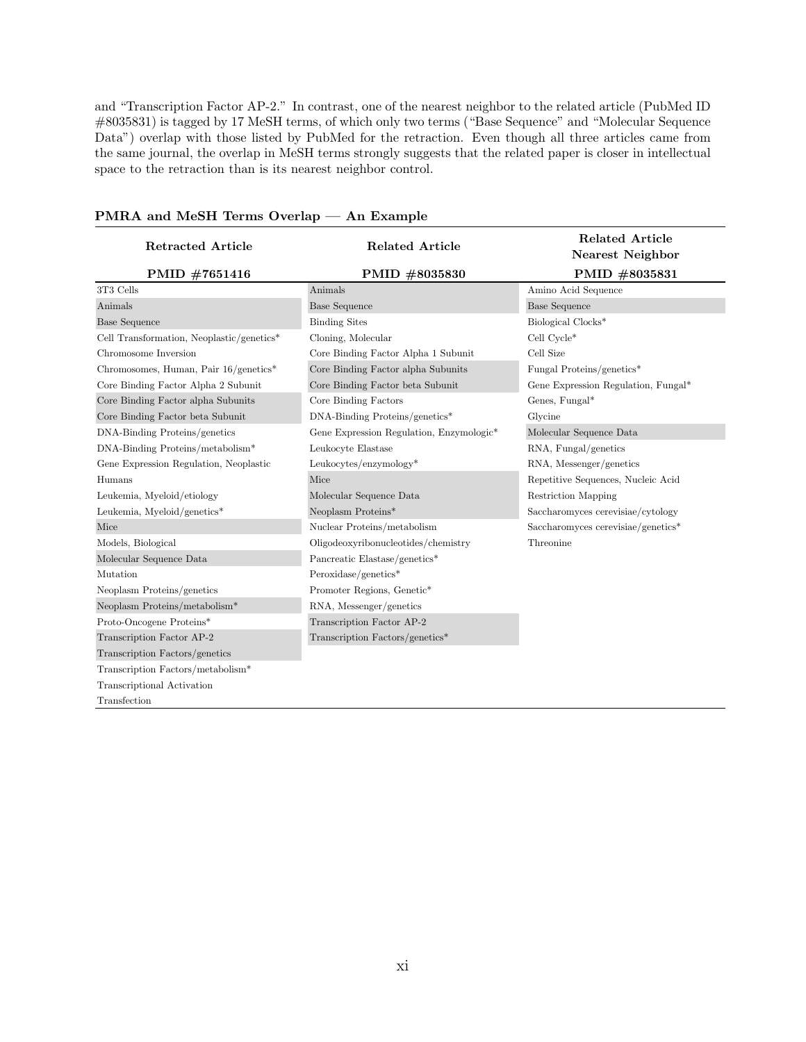and "Transcription Factor AP-2." In contrast, one of the nearest neighbor to the related article (PubMed ID #8035831) is tagged by 17 MeSH terms, of which only two terms ("Base Sequence" and "Molecular Sequence Data") overlap with those listed by PubMed for the retraction. Even though all three articles came from the same journal, the overlap in MeSH terms strongly suggests that the related paper is closer in intellectual space to the retraction than is its nearest neighbor control.

**PMRA and MeSH Terms Overlap — An Example**

| Retracted Article<br>PMID #7651416 | Related Article<br>PMID #8035830 | Related Article Nearest Neighbor<br>PMID #8035831 |
|---|---|---|
| 3T3 Cells | Animals | Amino Acid Sequence |
| Animals | Base Sequence | Base Sequence |
| Base Sequence | Binding Sites | Biological Clocks* |
| Cell Transformation, Neoplastic/genetics* | Cloning, Molecular | Cell Cycle* |
| Chromosome Inversion | Core Binding Factor Alpha 1 Subunit | Cell Size |
| Chromosomes, Human, Pair 16/genetics* | Core Binding Factor alpha Subunits | Fungal Proteins/genetics* |
| Core Binding Factor Alpha 2 Subunit | Core Binding Factor beta Subunit | Gene Expression Regulation, Fungal* |
| Core Binding Factor alpha Subunits | Core Binding Factors | Genes, Fungal* |
| Core Binding Factor beta Subunit | DNA-Binding Proteins/genetics* | Glycine |
| DNA-Binding Proteins/genetics | Gene Expression Regulation, Enzymologic* | Molecular Sequence Data |
| DNA-Binding Proteins/metabolism* | Leukocyte Elastase | RNA, Fungal/genetics |
| Gene Expression Regulation, Neoplastic | Leukocytes/enzymology* | RNA, Messenger/genetics |
| Humans | Mice | Repetitive Sequences, Nucleic Acid |
| Leukemia, Myeloid/etiology | Molecular Sequence Data | Restriction Mapping |
| Leukemia, Myeloid/genetics* | Neoplasm Proteins* | Saccharomyces cerevisiae/cytology |
| Mice | Nuclear Proteins/metabolism | Saccharomyces cerevisiae/genetics* |
| Models, Biological | Oligodeoxyribonucleotides/chemistry | Threonine |
| Molecular Sequence Data | Pancreatic Elastase/genetics* | |
| Mutation | Peroxidase/genetics* | |
| Neoplasm Proteins/genetics | Promoter Regions, Genetic* | |
| Neoplasm Proteins/metabolism* | RNA, Messenger/genetics | |
| Proto-Oncogene Proteins* | Transcription Factor AP-2 | |
| Transcription Factor AP-2 | Transcription Factors/genetics* | |
| Transcription Factors/genetics | | |
| Transcription Factors/metabolism* | | |
| Transcriptional Activation | | |
| Transfection | | |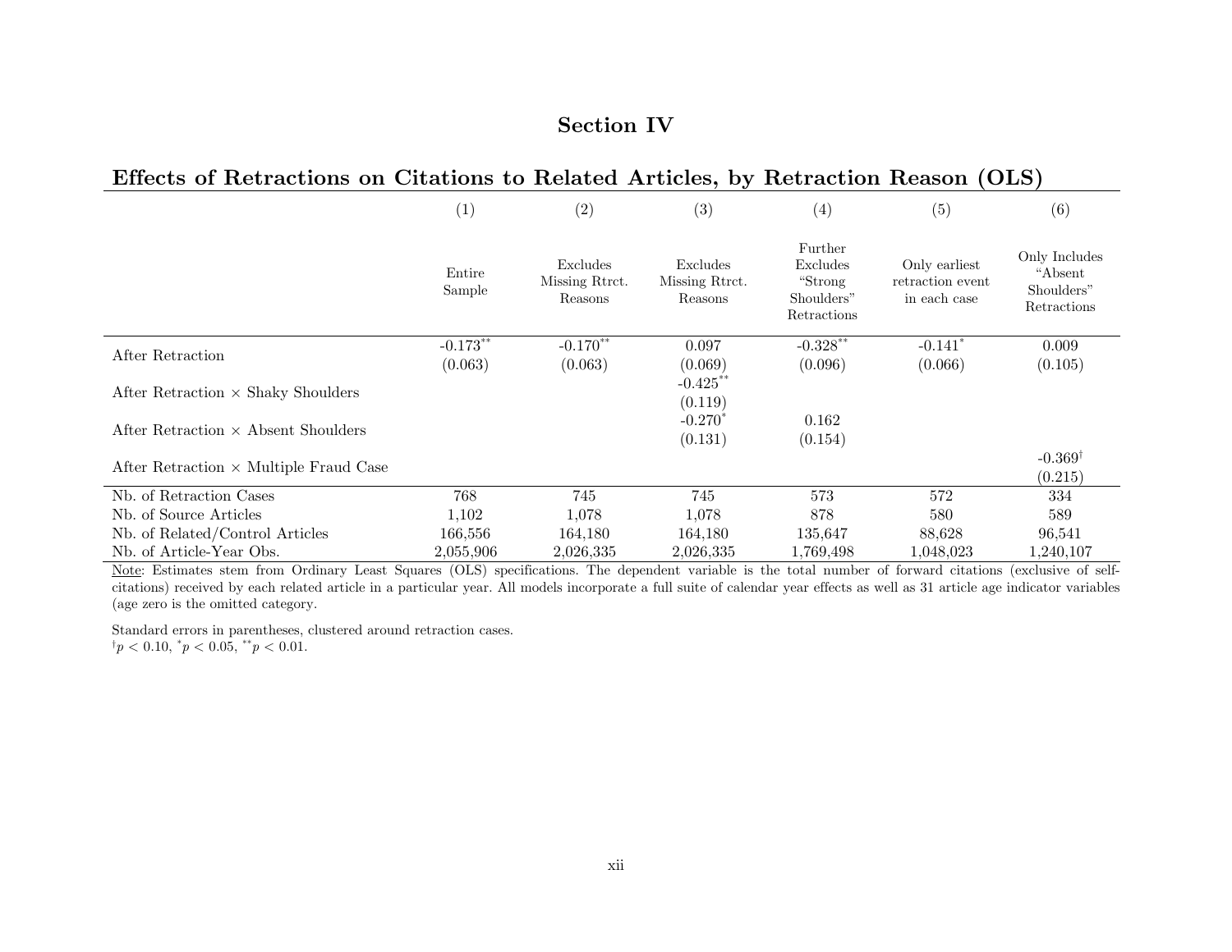## Section IV

### Effects of Retractions on Citations to Related Articles, by Retraction Reason (OLS)

| | (1) | (2) | (3) | (4) | (5) | (6) |
|---|---|---|---|---|---|---|
| | Entire Sample | Excludes Missing Rtrct. Reasons | Excludes Missing Rtrct. Reasons | Further Excludes "Strong Shoulders" Retractions | Only earliest retraction event in each case | Only Includes "Absent Shoulders" Retractions |
| After Retraction | -0.173** | -0.170** | 0.097 | -0.328** | -0.141* | 0.009 |
| | (0.063) | (0.063) | (0.069) | (0.096) | (0.066) | (0.105) |
| After Retraction × Shaky Shoulders | | | -0.425** | | | |
| | | | (0.119) | | | |
| After Retraction × Absent Shoulders | | | -0.270* | 0.162 | | |
| | | | (0.131) | (0.154) | | |
| After Retraction × Multiple Fraud Case | | | | | | -0.369† |
| | | | | | | (0.215) |
| Nb. of Retraction Cases | 768 | 745 | 745 | 573 | 572 | 334 |
| Nb. of Source Articles | 1,102 | 1,078 | 1,078 | 878 | 580 | 589 |
| Nb. of Related/Control Articles | 166,556 | 164,180 | 164,180 | 135,647 | 88,628 | 96,541 |
| Nb. of Article-Year Obs. | 2,055,906 | 2,026,335 | 2,026,335 | 1,769,498 | 1,048,023 | 1,240,107 |

Note: Estimates stem from Ordinary Least Squares (OLS) specifications. The dependent variable is the total number of forward citations (exclusive of self-citations) received by each related article in a particular year. All models incorporate a full suite of calendar year effects as well as 31 article age indicator variables (age zero is the omitted category.

Standard errors in parentheses, clustered around retraction cases.
$^{\dagger}p < 0.10$, $^{*}p < 0.05$, $^{**}p < 0.01$.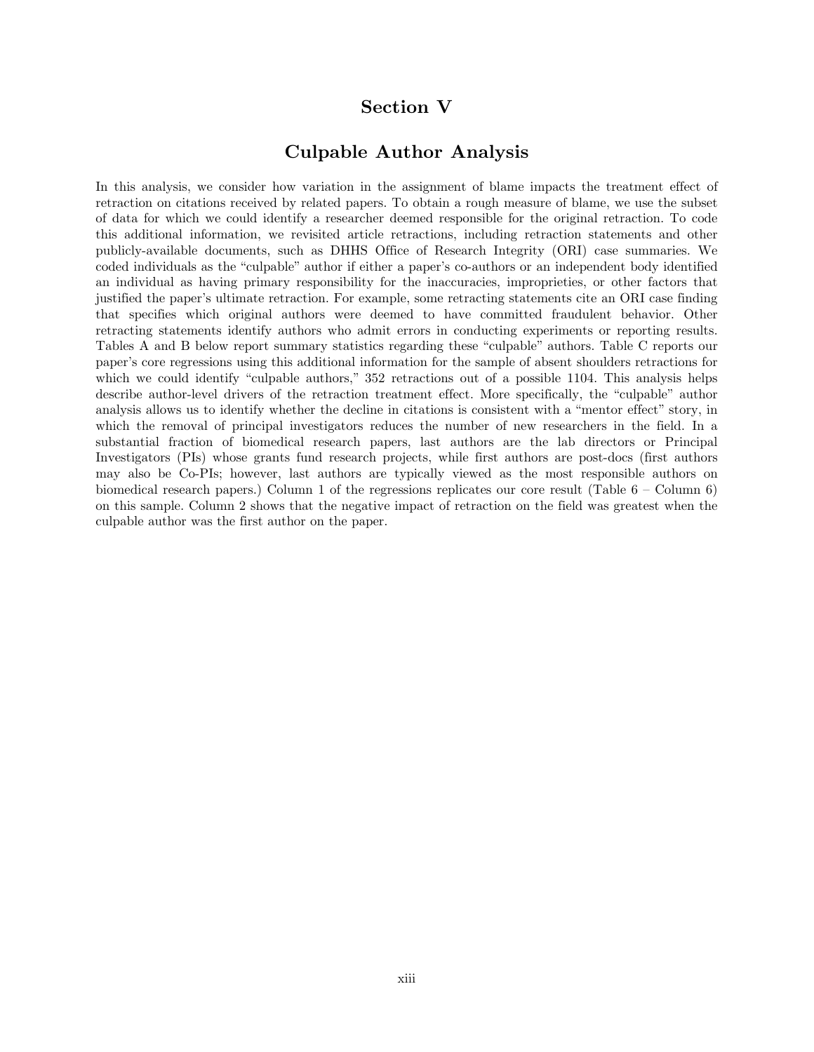# Section V

## Culpable Author Analysis

In this analysis, we consider how variation in the assignment of blame impacts the treatment effect of retraction on citations received by related papers. To obtain a rough measure of blame, we use the subset of data for which we could identify a researcher deemed responsible for the original retraction. To code this additional information, we revisited article retractions, including retraction statements and other publicly-available documents, such as DHHS Office of Research Integrity (ORI) case summaries. We coded individuals as the "culpable" author if either a paper's co-authors or an independent body identified an individual as having primary responsibility for the inaccuracies, improprieties, or other factors that justified the paper's ultimate retraction. For example, some retracting statements cite an ORI case finding that specifies which original authors were deemed to have committed fraudulent behavior. Other retracting statements identify authors who admit errors in conducting experiments or reporting results. Tables A and B below report summary statistics regarding these "culpable" authors. Table C reports our paper's core regressions using this additional information for the sample of absent shoulders retractions for which we could identify "culpable authors," 352 retractions out of a possible 1104. This analysis helps describe author-level drivers of the retraction treatment effect. More specifically, the "culpable" author analysis allows us to identify whether the decline in citations is consistent with a "mentor effect" story, in which the removal of principal investigators reduces the number of new researchers in the field. In a substantial fraction of biomedical research papers, last authors are the lab directors or Principal Investigators (PIs) whose grants fund research projects, while first authors are post-docs (first authors may also be Co-PIs; however, last authors are typically viewed as the most responsible authors on biomedical research papers.) Column 1 of the regressions replicates our core result (Table 6 – Column 6) on this sample. Column 2 shows that the negative impact of retraction on the field was greatest when the culpable author was the first author on the paper.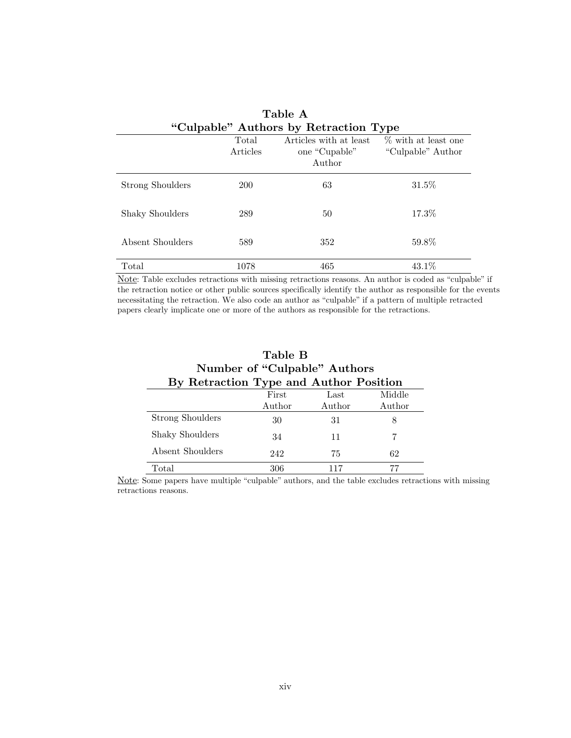**Table A**
**"Culpable" Authors by Retraction Type**

| | Total Articles | Articles with at least one "Cupable" Author | % with at least one "Culpable" Author |
|---|---|---|---|
| Strong Shoulders | 200 | 63 | 31.5% |
| Shaky Shoulders | 289 | 50 | 17.3% |
| Absent Shoulders | 589 | 352 | 59.8% |
| Total | 1078 | 465 | 43.1% |

Note: Table excludes retractions with missing retractions reasons. An author is coded as "culpable" if the retraction notice or other public sources specifically identify the author as responsible for the events necessitating the retraction. We also code an author as "culpable" if a pattern of multiple retracted papers clearly implicate one or more of the authors as responsible for the retractions.

**Table B**
**Number of "Culpable" Authors**
**By Retraction Type and Author Position**

| | First Author | Last Author | Middle Author |
|---|---|---|---|
| Strong Shoulders | 30 | 31 | 8 |
| Shaky Shoulders | 34 | 11 | 7 |
| Absent Shoulders | 242 | 75 | 62 |
| Total | 306 | 117 | 77 |

Note: Some papers have multiple "culpable" authors, and the table excludes retractions with missing retractions reasons.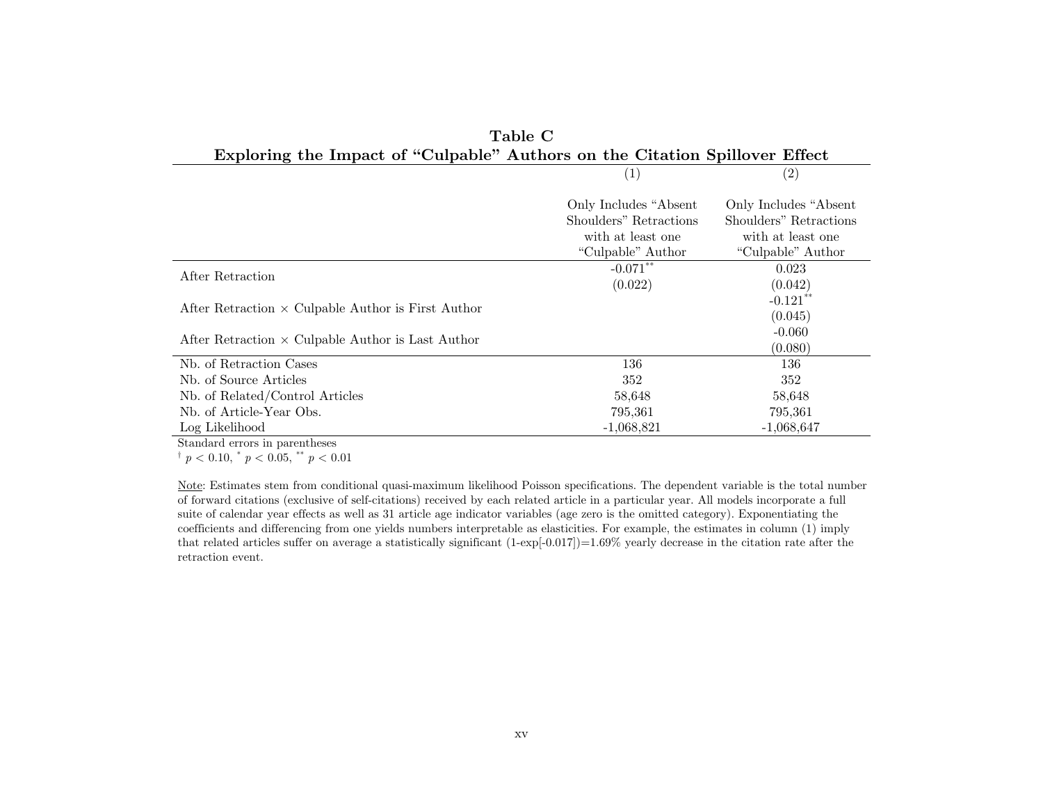**Table C**
**Exploring the Impact of "Culpable" Authors on the Citation Spillover Effect**

| | (1) | (2) |
|---|---|---|
| | Only Includes "Absent Shoulders" Retractions with at least one "Culpable" Author | Only Includes "Absent Shoulders" Retractions with at least one "Culpable" Author |
| After Retraction | -0.071** | 0.023 |
| | (0.022) | (0.042) |
| After Retraction × Culpable Author is First Author | | -0.121** |
| | | (0.045) |
| After Retraction × Culpable Author is Last Author | | -0.060 |
| | | (0.080) |
| Nb. of Retraction Cases | 136 | 136 |
| Nb. of Source Articles | 352 | 352 |
| Nb. of Related/Control Articles | 58,648 | 58,648 |
| Nb. of Article-Year Obs. | 795,361 | 795,361 |
| Log Likelihood | -1,068,821 | -1,068,647 |

Standard errors in parentheses
† $p < 0.10$, * $p < 0.05$, ** $p < 0.01$

Note: Estimates stem from conditional quasi-maximum likelihood Poisson specifications. The dependent variable is the total number of forward citations (exclusive of self-citations) received by each related article in a particular year. All models incorporate a full suite of calendar year effects as well as 31 article age indicator variables (age zero is the omitted category). Exponentiating the coefficients and differencing from one yields numbers interpretable as elasticities. For example, the estimates in column (1) imply that related articles suffer on average a statistically significant (1-exp[-0.017])=1.69% yearly decrease in the citation rate after the retraction event.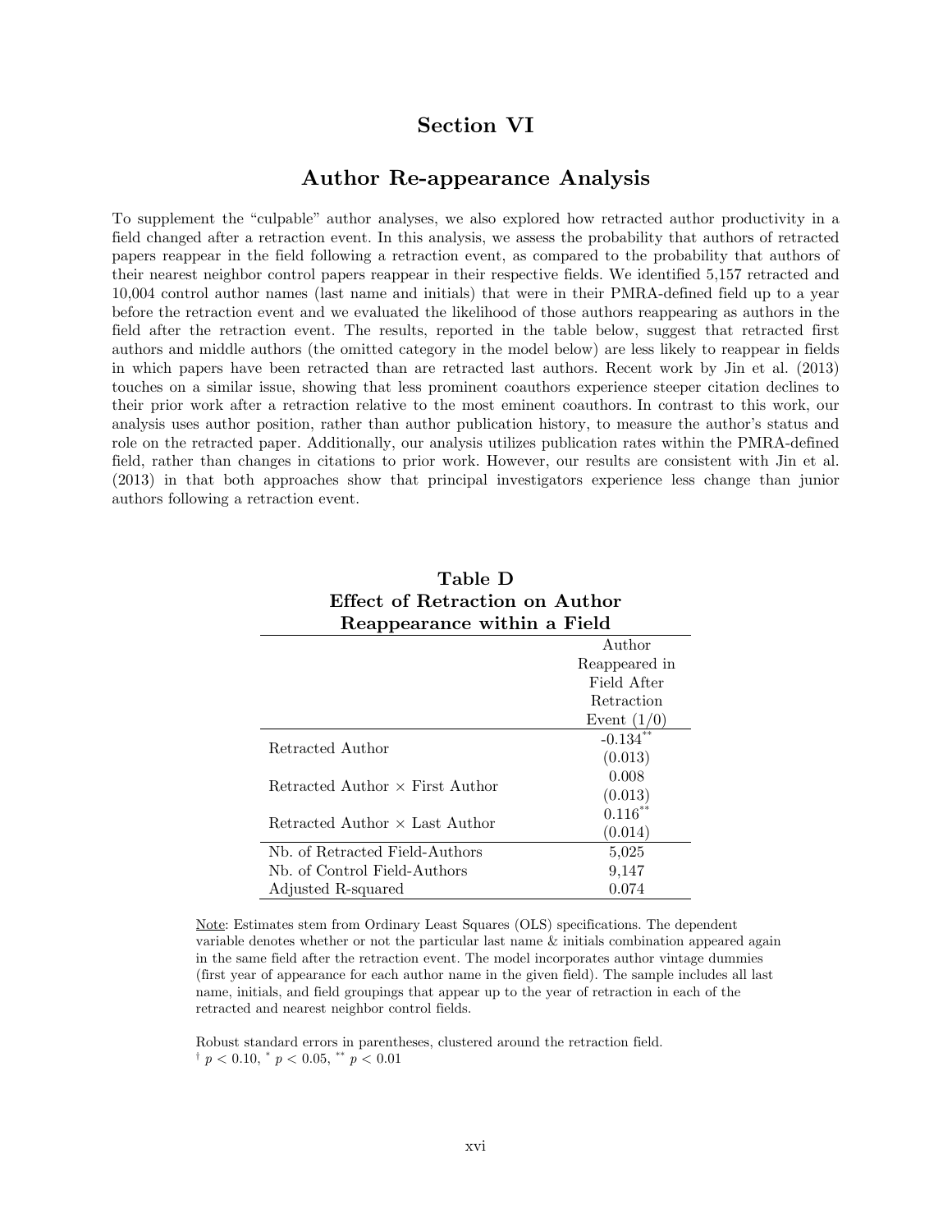# Section VI

## Author Re-appearance Analysis

To supplement the "culpable" author analyses, we also explored how retracted author productivity in a field changed after a retraction event. In this analysis, we assess the probability that authors of retracted papers reappear in the field following a retraction event, as compared to the probability that authors of their nearest neighbor control papers reappear in their respective fields. We identified 5,157 retracted and 10,004 control author names (last name and initials) that were in their PMRA-defined field up to a year before the retraction event and we evaluated the likelihood of those authors reappearing as authors in the field after the retraction event. The results, reported in the table below, suggest that retracted first authors and middle authors (the omitted category in the model below) are less likely to reappear in fields in which papers have been retracted than are retracted last authors. Recent work by Jin et al. (2013) touches on a similar issue, showing that less prominent coauthors experience steeper citation declines to their prior work after a retraction relative to the most eminent coauthors. In contrast to this work, our analysis uses author position, rather than author publication history, to measure the author's status and role on the retracted paper. Additionally, our analysis utilizes publication rates within the PMRA-defined field, rather than changes in citations to prior work. However, our results are consistent with Jin et al. (2013) in that both approaches show that principal investigators experience less change than junior authors following a retraction event.

**Table D**
**Effect of Retraction on Author Reappearance within a Field**

| | Author Reappeared in Field After Retraction Event (1/0) |
|---|---|
| Retracted Author | -0.134** |
| | (0.013) |
| Retracted Author × First Author | 0.008 |
| | (0.013) |
| Retracted Author × Last Author | 0.116** |
| | (0.014) |
| Nb. of Retracted Field-Authors | 5,025 |
| Nb. of Control Field-Authors | 9,147 |
| Adjusted R-squared | 0.074 |

Note: Estimates stem from Ordinary Least Squares (OLS) specifications. The dependent variable denotes whether or not the particular last name & initials combination appeared again in the same field after the retraction event. The model incorporates author vintage dummies (first year of appearance for each author name in the given field). The sample includes all last name, initials, and field groupings that appear up to the year of retraction in each of the retracted and nearest neighbor control fields.

Robust standard errors in parentheses, clustered around the retraction field.
† $p < 0.10$, * $p < 0.05$, ** $p < 0.01$